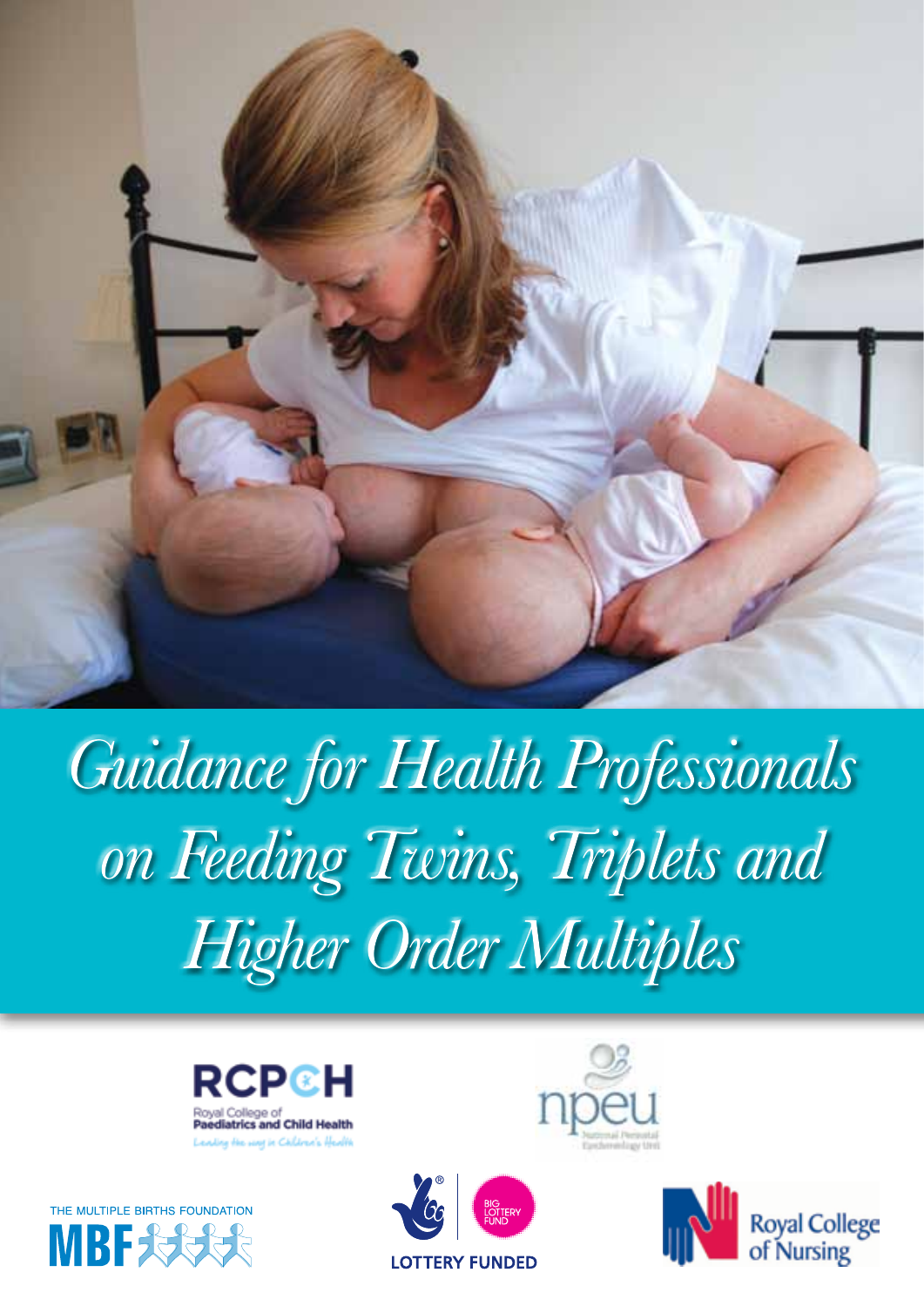# Guidance for Health Professionals on Feeding Twins, Triplets and Higher Order Multiples

RCPCH
Royal College of Paediatrics and Child Health
Leading the way in Children's Health

npeu
National Perinatal Epidemiology Unit

THE MULTIPLE BIRTHS FOUNDATION
MBF

BIG LOTTERY FUND
LOTTERY FUNDED

Royal College of Nursing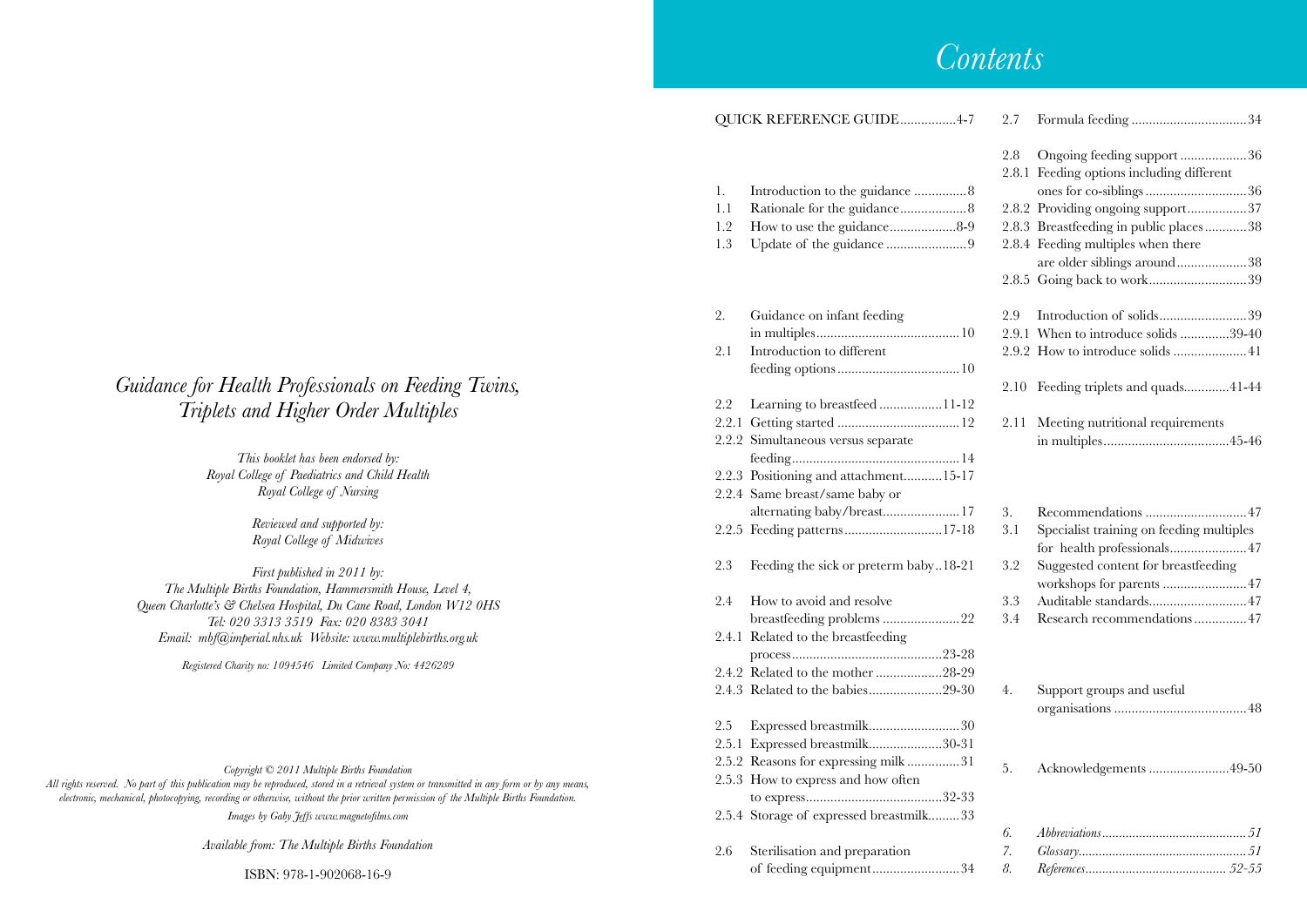*Guidance for Health Professionals on Feeding Twins, Triplets and Higher Order Multiples*

*This booklet has been endorsed by:*
*Royal College of Paediatrics and Child Health*
*Royal College of Nursing*

*Reviewed and supported by:*
*Royal College of Midwives*

*First published in 2011 by:*
*The Multiple Births Foundation, Hammersmith House, Level 4,*
*Queen Charlotte's & Chelsea Hospital, Du Cane Road, London W12 0HS*
*Tel: 020 3313 3519 Fax: 020 8383 3041*
*Email: mbf@imperial.nhs.uk Website: www.multiplebirths.org.uk*

*Registered Charity no: 1094546 Limited Company No: 4426289*

*Copyright © 2011 Multiple Births Foundation*
*All rights reserved. No part of this publication may be reproduced, stored in a retrieval system or transmitted in any form or by any means, electronic, mechanical, photocopying, recording or otherwise, without the prior written permission of the Multiple Births Foundation.*

*Images by Gaby Jeffs www.magnetofilms.com*

*Available from: The Multiple Births Foundation*

ISBN: 978-1-902068-16-9

# *Contents*

QUICK REFERENCE GUIDE................4-7

1. Introduction to the guidance ...............8
1.1 Rationale for the guidance...................8
1.2 How to use the guidance...................8-9
1.3 Update of the guidance .......................9

2. Guidance on infant feeding in multiples.........................................10
2.1 Introduction to different feeding options...................................10
2.2 Learning to breastfeed ..................11-12
2.2.1 Getting started ..................................12
2.2.2 Simultaneous versus separate feeding................................................14
2.2.3 Positioning and attachment...........15-17
2.2.4 Same breast/same baby or alternating baby/breast......................17
2.2.5 Feeding patterns............................17-18
2.3 Feeding the sick or preterm baby..18-21
2.4 How to avoid and resolve breastfeeding problems ......................22
2.4.1 Related to the breastfeeding process..........................................23-28
2.4.2 Related to the mother ...................28-29
2.4.3 Related to the babies.....................29-30
2.5 Expressed breastmilk..........................30
2.5.1 Expressed breastmilk.....................30-31
2.5.2 Reasons for expressing milk ...............31
2.5.3 How to express and how often to express.......................................32-33
2.5.4 Storage of expressed breastmilk.........33
2.6 Sterilisation and preparation of feeding equipment.........................34
2.7 Formula feeding .................................34
2.8 Ongoing feeding support ...................36
2.8.1 Feeding options including different ones for co-siblings ............................36
2.8.2 Providing ongoing support.................37
2.8.3 Breastfeeding in public places............38
2.8.4 Feeding multiples when there are older siblings around....................38
2.8.5 Going back to work............................39
2.9 Introduction of solids.........................39
2.9.1 When to introduce solids ..............39-40
2.9.2 How to introduce solids .....................41
2.10 Feeding triplets and quads.............41-44
2.11 Meeting nutritional requirements in multiples....................................45-46

3. Recommendations .............................47
3.1 Specialist training on feeding multiples for health professionals......................47
3.2 Suggested content for breastfeeding workshops for parents ........................47
3.3 Auditable standards............................47
3.4 Research recommendations ...............47

4. Support groups and useful organisations ......................................48

5. Acknowledgements .......................49-50

*6. Abbreviations..........................................51*
*7. Glossary.................................................51*
*8. References......................................... 52-55*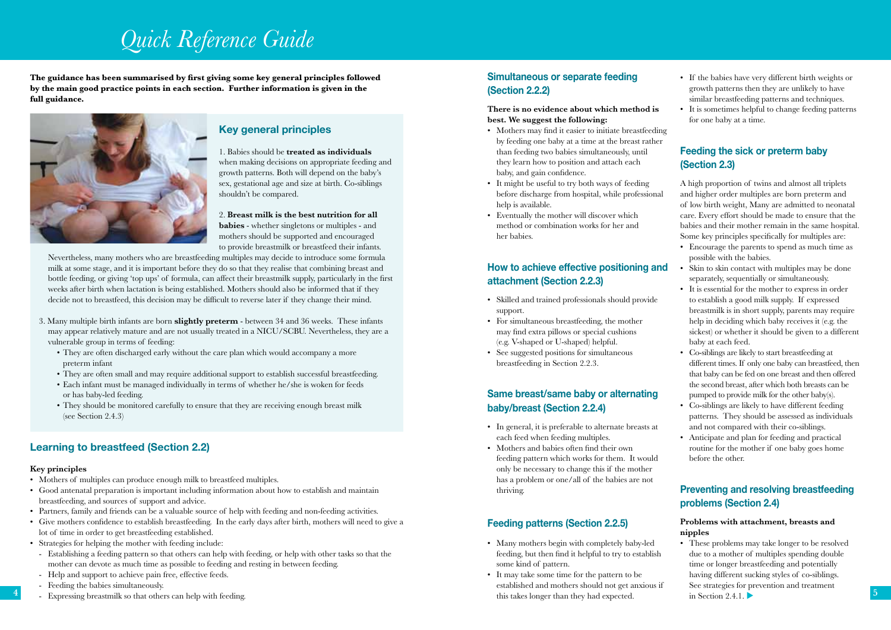# Quick Reference Guide

**The guidance has been summarised by first giving some key general principles followed by the main good practice points in each section. Further information is given in the full guidance.**

## Key general principles

1. Babies should be **treated as individuals** when making decisions on appropriate feeding and growth patterns. Both will depend on the baby's sex, gestational age and size at birth. Co-siblings shouldn't be compared.

2. **Breast milk is the best nutrition for all babies** - whether singletons or multiples - and mothers should be supported and encouraged to provide breastmilk or breastfeed their infants.

Nevertheless, many mothers who are breastfeeding multiples may decide to introduce some formula milk at some stage, and it is important before they do so that they realise that combining breast and bottle feeding, or giving 'top ups' of formula, can affect their breastmilk supply, particularly in the first weeks after birth when lactation is being established. Mothers should also be informed that if they decide not to breastfeed, this decision may be difficult to reverse later if they change their mind.

3. Many multiple birth infants are born **slightly preterm** - between 34 and 36 weeks. These infants may appear relatively mature and are not usually treated in a NICU/SCBU. Nevertheless, they are a vulnerable group in terms of feeding:
   - They are often discharged early without the care plan which would accompany a more preterm infant
   - They are often small and may require additional support to establish successful breastfeeding.
   - Each infant must be managed individually in terms of whether he/she is woken for feeds or has baby-led feeding.
   - They should be monitored carefully to ensure that they are receiving enough breast milk (see Section 2.4.3)

## Learning to breastfeed (Section 2.2)

**Key principles**

- Mothers of multiples can produce enough milk to breastfeed multiples.
- Good antenatal preparation is important including information about how to establish and maintain breastfeeding, and sources of support and advice.
- Partners, family and friends can be a valuable source of help with feeding and non-feeding activities.
- Give mothers confidence to establish breastfeeding. In the early days after birth, mothers will need to give a lot of time in order to get breastfeeding established.
- Strategies for helping the mother with feeding include:
  - Establishing a feeding pattern so that others can help with feeding, or help with other tasks so that the mother can devote as much time as possible to feeding and resting in between feeding.
  - Help and support to achieve pain free, effective feeds.
  - Feeding the babies simultaneously.
  - Expressing breastmilk so that others can help with feeding.

## Simultaneous or separate feeding (Section 2.2.2)

**There is no evidence about which method is best. We suggest the following:**

- Mothers may find it easier to initiate breastfeeding by feeding one baby at a time at the breast rather than feeding two babies simultaneously, until they learn how to position and attach each baby, and gain confidence.
- It might be useful to try both ways of feeding before discharge from hospital, while professional help is available.
- Eventually the mother will discover which method or combination works for her and her babies.

## How to achieve effective positioning and attachment (Section 2.2.3)

- Skilled and trained professionals should provide support.
- For simultaneous breastfeeding, the mother may find extra pillows or special cushions (e.g. V-shaped or U-shaped) helpful.
- See suggested positions for simultaneous breastfeeding in Section 2.2.3.

## Same breast/same baby or alternating baby/breast (Section 2.2.4)

- In general, it is preferable to alternate breasts at each feed when feeding multiples.
- Mothers and babies often find their own feeding pattern which works for them. It would only be necessary to change this if the mother has a problem or one/all of the babies are not thriving.

## Feeding patterns (Section 2.2.5)

- Many mothers begin with completely baby-led feeding, but then find it helpful to try to establish some kind of pattern.
- It may take some time for the pattern to be established and mothers should not get anxious if this takes longer than they had expected.
- If the babies have very different birth weights or growth patterns then they are unlikely to have similar breastfeeding patterns and techniques.
- It is sometimes helpful to change feeding patterns for one baby at a time.

## Feeding the sick or preterm baby (Section 2.3)

A high proportion of twins and almost all triplets and higher order multiples are born preterm and of low birth weight, Many are admitted to neonatal care. Every effort should be made to ensure that the babies and their mother remain in the same hospital. Some key principles specifically for multiples are:

- Encourage the parents to spend as much time as possible with the babies.
- Skin to skin contact with multiples may be done separately, sequentially or simultaneously.
- It is essential for the mother to express in order to establish a good milk supply. If expressed breastmilk is in short supply, parents may require help in deciding which baby receives it (e.g. the sickest) or whether it should be given to a different baby at each feed.
- Co-siblings are likely to start breastfeeding at different times. If only one baby can breastfeed, then that baby can be fed on one breast and then offered the second breast, after which both breasts can be pumped to provide milk for the other baby(s).
- Co-siblings are likely to have different feeding patterns. They should be assessed as individuals and not compared with their co-siblings.
- Anticipate and plan for feeding and practical routine for the mother if one baby goes home before the other.

## Preventing and resolving breastfeeding problems (Section 2.4)

**Problems with attachment, breasts and nipples**

- These problems may take longer to be resolved due to a mother of multiples spending double time or longer breastfeeding and potentially having different sucking styles of co-siblings. See strategies for prevention and treatment in Section 2.4.1.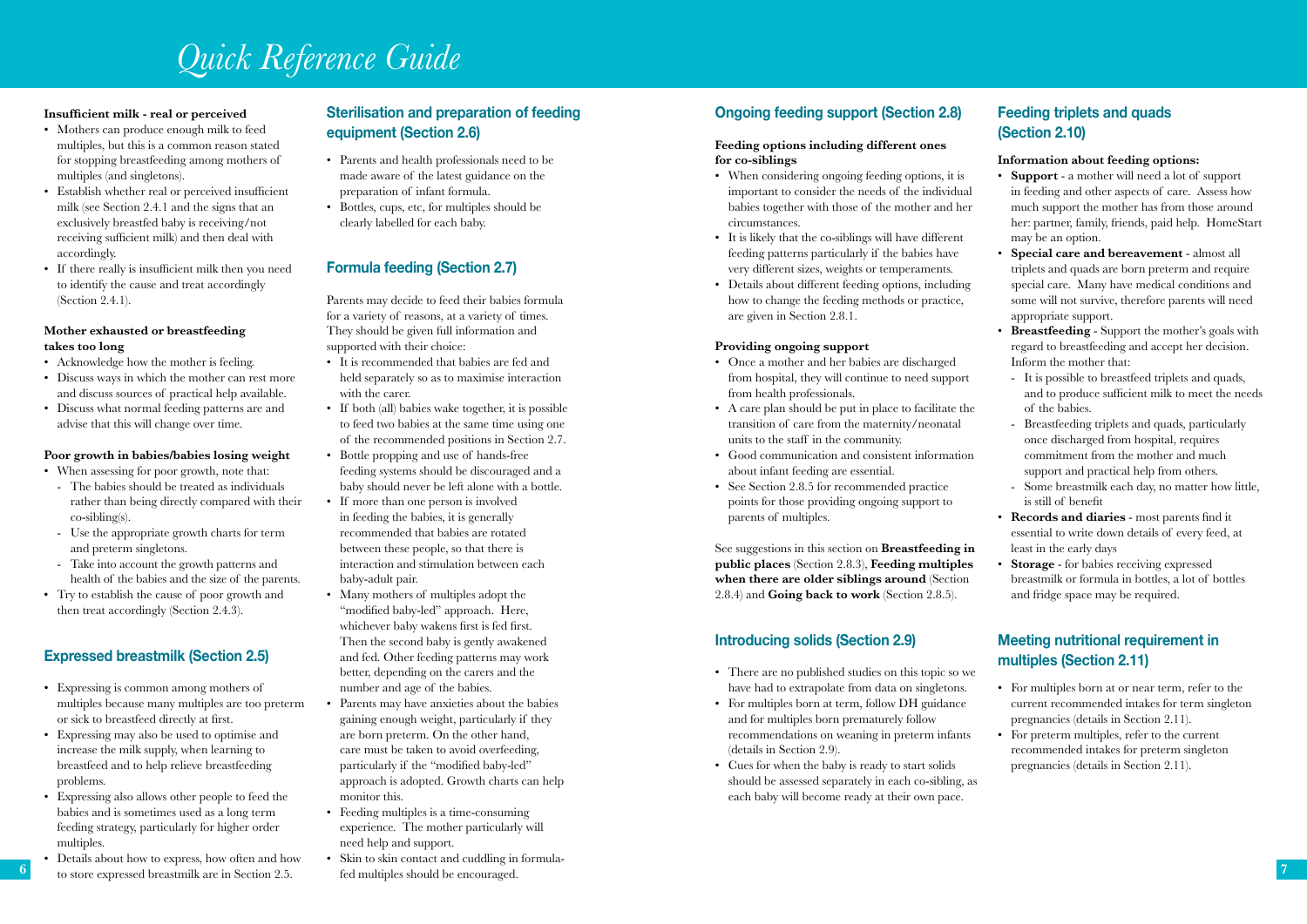# Quick Reference Guide

**Insufficient milk - real or perceived**

- Mothers can produce enough milk to feed multiples, but this is a common reason stated for stopping breastfeeding among mothers of multiples (and singletons).
- Establish whether real or perceived insufficient milk (see Section 2.4.1 and the signs that an exclusively breastfed baby is receiving/not receiving sufficient milk) and then deal with accordingly.
- If there really is insufficient milk then you need to identify the cause and treat accordingly (Section 2.4.1).

**Mother exhausted or breastfeeding takes too long**

- Acknowledge how the mother is feeling.
- Discuss ways in which the mother can rest more and discuss sources of practical help available.
- Discuss what normal feeding patterns are and advise that this will change over time.

**Poor growth in babies/babies losing weight**

- When assessing for poor growth, note that:
  - The babies should be treated as individuals rather than being directly compared with their co-sibling(s).
  - Use the appropriate growth charts for term and preterm singletons.
  - Take into account the growth patterns and health of the babies and the size of the parents.
- Try to establish the cause of poor growth and then treat accordingly (Section 2.4.3).

## Expressed breastmilk (Section 2.5)

- Expressing is common among mothers of multiples because many multiples are too preterm or sick to breastfeed directly at first.
- Expressing may also be used to optimise and increase the milk supply, when learning to breastfeed and to help relieve breastfeeding problems.
- Expressing also allows other people to feed the babies and is sometimes used as a long term feeding strategy, particularly for higher order multiples.
- Details about how to express, how often and how to store expressed breastmilk are in Section 2.5.

## Sterilisation and preparation of feeding equipment (Section 2.6)

- Parents and health professionals need to be made aware of the latest guidance on the preparation of infant formula.
- Bottles, cups, etc, for multiples should be clearly labelled for each baby.

## Formula feeding (Section 2.7)

Parents may decide to feed their babies formula for a variety of reasons, at a variety of times. They should be given full information and supported with their choice:

- It is recommended that babies are fed and held separately so as to maximise interaction with the carer.
- If both (all) babies wake together, it is possible to feed two babies at the same time using one of the recommended positions in Section 2.7.
- Bottle propping and use of hands-free feeding systems should be discouraged and a baby should never be left alone with a bottle.
- If more than one person is involved in feeding the babies, it is generally recommended that babies are rotated between these people, so that there is interaction and stimulation between each baby-adult pair.
- Many mothers of multiples adopt the "modified baby-led" approach. Here, whichever baby wakens first is fed first. Then the second baby is gently awakened and fed. Other feeding patterns may work better, depending on the carers and the number and age of the babies.
- Parents may have anxieties about the babies gaining enough weight, particularly if they are born preterm. On the other hand, care must be taken to avoid overfeeding, particularly if the "modified baby-led" approach is adopted. Growth charts can help monitor this.
- Feeding multiples is a time-consuming experience. The mother particularly will need help and support.
- Skin to skin contact and cuddling in formula-fed multiples should be encouraged.

## Ongoing feeding support (Section 2.8)

**Feeding options including different ones for co-siblings**

- When considering ongoing feeding options, it is important to consider the needs of the individual babies together with those of the mother and her circumstances.
- It is likely that the co-siblings will have different feeding patterns particularly if the babies have very different sizes, weights or temperaments.
- Details about different feeding options, including how to change the feeding methods or practice, are given in Section 2.8.1.

**Providing ongoing support**

- Once a mother and her babies are discharged from hospital, they will continue to need support from health professionals.
- A care plan should be put in place to facilitate the transition of care from the maternity/neonatal units to the staff in the community.
- Good communication and consistent information about infant feeding are essential.
- See Section 2.8.5 for recommended practice points for those providing ongoing support to parents of multiples.

See suggestions in this section on **Breastfeeding in public places** (Section 2.8.3), **Feeding multiples when there are older siblings around** (Section 2.8.4) and **Going back to work** (Section 2.8.5).

## Introducing solids (Section 2.9)

- There are no published studies on this topic so we have had to extrapolate from data on singletons.
- For multiples born at term, follow DH guidance and for multiples born prematurely follow recommendations on weaning in preterm infants (details in Section 2.9).
- Cues for when the baby is ready to start solids should be assessed separately in each co-sibling, as each baby will become ready at their own pace.

## Feeding triplets and quads (Section 2.10)

**Information about feeding options:**

- **Support** - a mother will need a lot of support in feeding and other aspects of care. Assess how much support the mother has from those around her: partner, family, friends, paid help. HomeStart may be an option.
- **Special care and bereavement** - almost all triplets and quads are born preterm and require special care. Many have medical conditions and some will not survive, therefore parents will need appropriate support.
- **Breastfeeding** - Support the mother's goals with regard to breastfeeding and accept her decision. Inform the mother that:
  - It is possible to breastfeed triplets and quads, and to produce sufficient milk to meet the needs of the babies.
  - Breastfeeding triplets and quads, particularly once discharged from hospital, requires commitment from the mother and much support and practical help from others.
  - Some breastmilk each day, no matter how little, is still of benefit
- **Records and diaries** - most parents find it essential to write down details of every feed, at least in the early days
- **Storage** - for babies receiving expressed breastmilk or formula in bottles, a lot of bottles and fridge space may be required.

## Meeting nutritional requirement in multiples (Section 2.11)

- For multiples born at or near term, refer to the current recommended intakes for term singleton pregnancies (details in Section 2.11).
- For preterm multiples, refer to the current recommended intakes for preterm singleton pregnancies (details in Section 2.11).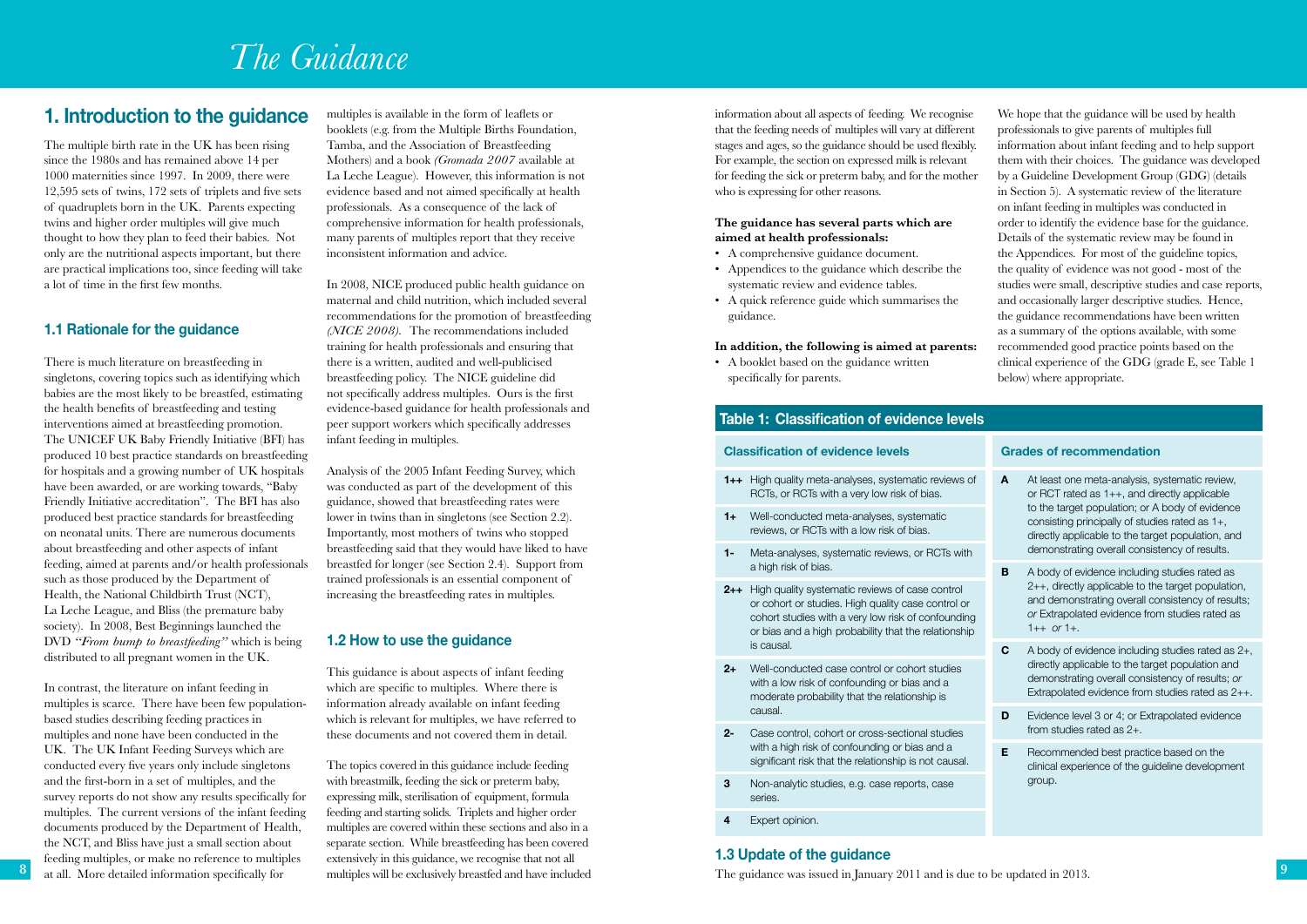# The Guidance

## 1. Introduction to the guidance

The multiple birth rate in the UK has been rising since the 1980s and has remained above 14 per 1000 maternities since 1997. In 2009, there were 12,595 sets of twins, 172 sets of triplets and five sets of quadruplets born in the UK. Parents expecting twins and higher order multiples will give much thought to how they plan to feed their babies. Not only are the nutritional aspects important, but there are practical implications too, since feeding will take a lot of time in the first few months.

### 1.1 Rationale for the guidance

There is much literature on breastfeeding in singletons, covering topics such as identifying which babies are the most likely to be breastfed, estimating the health benefits of breastfeeding and testing interventions aimed at breastfeeding promotion. The UNICEF UK Baby Friendly Initiative (BFI) has produced 10 best practice standards on breastfeeding for hospitals and a growing number of UK hospitals have been awarded, or are working towards, "Baby Friendly Initiative accreditation". The BFI has also produced best practice standards for breastfeeding on neonatal units. There are numerous documents about breastfeeding and other aspects of infant feeding, aimed at parents and/or health professionals such as those produced by the Department of Health, the National Childbirth Trust (NCT), La Leche League, and Bliss (the premature baby society). In 2008, Best Beginnings launched the DVD *"From bump to breastfeeding"* which is being distributed to all pregnant women in the UK.

In contrast, the literature on infant feeding in multiples is scarce. There have been few population-based studies describing feeding practices in multiples and none have been conducted in the UK. The UK Infant Feeding Surveys which are conducted every five years only include singletons and the first-born in a set of multiples, and the survey reports do not show any results specifically for multiples. The current versions of the infant feeding documents produced by the Department of Health, the NCT, and Bliss have just a small section about feeding multiples, or make no reference to multiples at all. More detailed information specifically for multiples is available in the form of leaflets or booklets (e.g. from the Multiple Births Foundation, Tamba, and the Association of Breastfeeding Mothers) and a book *(Gromada 2007* available at La Leche League). However, this information is not evidence based and not aimed specifically at health professionals. As a consequence of the lack of comprehensive information for health professionals, many parents of multiples report that they receive inconsistent information and advice.

In 2008, NICE produced public health guidance on maternal and child nutrition, which included several recommendations for the promotion of breastfeeding *(NICE 2008)*. The recommendations included training for health professionals and ensuring that there is a written, audited and well-publicised breastfeeding policy. The NICE guideline did not specifically address multiples. Ours is the first evidence-based guidance for health professionals and peer support workers which specifically addresses infant feeding in multiples.

Analysis of the 2005 Infant Feeding Survey, which was conducted as part of the development of this guidance, showed that breastfeeding rates were lower in twins than in singletons (see Section 2.2). Importantly, most mothers of twins who stopped breastfeeding said that they would have liked to have breastfed for longer (see Section 2.4). Support from trained professionals is an essential component of increasing the breastfeeding rates in multiples.

### 1.2 How to use the guidance

This guidance is about aspects of infant feeding which are specific to multiples. Where there is information already available on infant feeding which is relevant for multiples, we have referred to these documents and not covered them in detail.

The topics covered in this guidance include feeding with breastmilk, feeding the sick or preterm baby, expressing milk, sterilisation of equipment, formula feeding and starting solids. Triplets and higher order multiples are covered within these sections and also in a separate section. While breastfeeding has been covered extensively in this guidance, we recognise that not all multiples will be exclusively breastfed and have included information about all aspects of feeding. We recognise that the feeding needs of multiples will vary at different stages and ages, so the guidance should be used flexibly. For example, the section on expressed milk is relevant for feeding the sick or preterm baby, and for the mother who is expressing for other reasons.

**The guidance has several parts which are aimed at health professionals:**

- A comprehensive guidance document.
- Appendices to the guidance which describe the systematic review and evidence tables.
- A quick reference guide which summarises the guidance.

**In addition, the following is aimed at parents:**

- A booklet based on the guidance written specifically for parents.

We hope that the guidance will be used by health professionals to give parents of multiples full information about infant feeding and to help support them with their choices. The guidance was developed by a Guideline Development Group (GDG) (details in Section 5). A systematic review of the literature on infant feeding in multiples was conducted in order to identify the evidence base for the guidance. Details of the systematic review may be found in the Appendices. For most of the guideline topics, the quality of evidence was not good - most of the studies were small, descriptive studies and case reports, and occasionally larger descriptive studies. Hence, the guidance recommendations have been written as a summary of the options available, with some recommended good practice points based on the clinical experience of the GDG (grade E, see Table 1 below) where appropriate.

**Table 1: Classification of evidence levels**

| Classification of evidence levels | |
|---|---|
| 1++ | High quality meta-analyses, systematic reviews of RCTs, or RCTs with a very low risk of bias. |
| 1+ | Well-conducted meta-analyses, systematic reviews, or RCTs with a low risk of bias. |
| 1- | Meta-analyses, systematic reviews, or RCTs with a high risk of bias. |
| 2++ | High quality systematic reviews of case control or cohort or studies. High quality case control or cohort studies with a very low risk of confounding or bias and a high probability that the relationship is causal. |
| 2+ | Well-conducted case control or cohort studies with a low risk of confounding or bias and a moderate probability that the relationship is causal. |
| 2- | Case control, cohort or cross-sectional studies with a high risk of confounding or bias and a significant risk that the relationship is not causal. |
| 3 | Non-analytic studies, e.g. case reports, case series. |
| 4 | Expert opinion. |

| Grades of recommendation | |
|---|---|
| A | At least one meta-analysis, systematic review, or RCT rated as 1++, and directly applicable to the target population; or A body of evidence consisting principally of studies rated as 1+, directly applicable to the target population, and demonstrating overall consistency of results. |
| B | A body of evidence including studies rated as 2++, directly applicable to the target population, and demonstrating overall consistency of results; *or* Extrapolated evidence from studies rated as 1++ *or* 1+. |
| C | A body of evidence including studies rated as 2+, directly applicable to the target population and demonstrating overall consistency of results; *or* Extrapolated evidence from studies rated as 2++. |
| D | Evidence level 3 or 4; or Extrapolated evidence from studies rated as 2+. |
| E | Recommended best practice based on the clinical experience of the guideline development group. |

### 1.3 Update of the guidance

The guidance was issued in January 2011 and is due to be updated in 2013.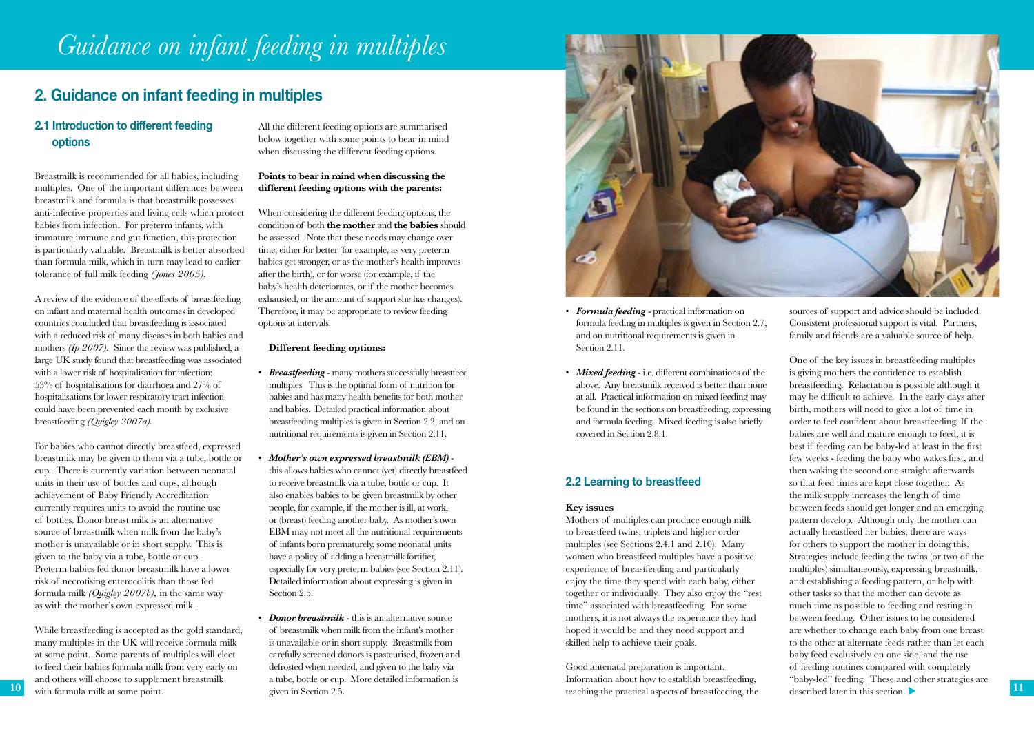## 2. Guidance on infant feeding in multiples

### 2.1 Introduction to different feeding options

Breastmilk is recommended for all babies, including multiples. One of the important differences between breastmilk and formula is that breastmilk possesses anti-infective properties and living cells which protect babies from infection. For preterm infants, with immature immune and gut function, this protection is particularly valuable. Breastmilk is better absorbed than formula milk, which in turn may lead to earlier tolerance of full milk feeding *(Jones 2005)*.

A review of the evidence of the effects of breastfeeding on infant and maternal health outcomes in developed countries concluded that breastfeeding is associated with a reduced risk of many diseases in both babies and mothers *(Ip 2007)*. Since the review was published, a large UK study found that breastfeeding was associated with a lower risk of hospitalisation for infection: 53% of hospitalisations for diarrhoea and 27% of hospitalisations for lower respiratory tract infection could have been prevented each month by exclusive breastfeeding *(Quigley 2007a)*.

For babies who cannot directly breastfeed, expressed breastmilk may be given to them via a tube, bottle or cup. There is currently variation between neonatal units in their use of bottles and cups, although achievement of Baby Friendly Accreditation currently requires units to avoid the routine use of bottles. Donor breast milk is an alternative source of breastmilk when milk from the baby's mother is unavailable or in short supply. This is given to the baby via a tube, bottle or cup. Preterm babies fed donor breastmilk have a lower risk of necrotising enterocolitis than those fed formula milk *(Quigley 2007b)*, in the same way as with the mother's own expressed milk.

While breastfeeding is accepted as the gold standard, many multiples in the UK will receive formula milk at some point. Some parents of multiples will elect to feed their babies formula milk from very early on and others will choose to supplement breastmilk with formula milk at some point.

All the different feeding options are summarised below together with some points to bear in mind when discussing the different feeding options.

**Points to bear in mind when discussing the different feeding options with the parents:**

When considering the different feeding options, the condition of both **the mother** and **the babies** should be assessed. Note that these needs may change over time, either for better (for example, as very preterm babies get stronger, or as the mother's health improves after the birth), or for worse (for example, if the baby's health deteriorates, or if the mother becomes exhausted, or the amount of support she has changes). Therefore, it may be appropriate to review feeding options at intervals.

**Different feeding options:**

- ***Breastfeeding*** - many mothers successfully breastfeed multiples. This is the optimal form of nutrition for babies and has many health benefits for both mother and babies. Detailed practical information about breastfeeding multiples is given in Section 2.2, and on nutritional requirements is given in Section 2.11.
- ***Mother's own expressed breastmilk (EBM)*** - this allows babies who cannot (yet) directly breastfeed to receive breastmilk via a tube, bottle or cup. It also enables babies to be given breastmilk by other people, for example, if the mother is ill, at work, or (breast) feeding another baby. As mother's own EBM may not meet all the nutritional requirements of infants born prematurely, some neonatal units have a policy of adding a breastmilk fortifier, especially for very preterm babies (see Section 2.11). Detailed information about expressing is given in Section 2.5.
- ***Donor breastmilk*** - this is an alternative source of breastmilk when milk from the infant's mother is unavailable or in short supply. Breastmilk from carefully screened donors is pasteurised, frozen and defrosted when needed, and given to the baby via a tube, bottle or cup. More detailed information is given in Section 2.5.
- ***Formula feeding*** - practical information on formula feeding in multiples is given in Section 2.7, and on nutritional requirements is given in Section 2.11.
- ***Mixed feeding*** - i.e. different combinations of the above. Any breastmilk received is better than none at all. Practical information on mixed feeding may be found in the sections on breastfeeding, expressing and formula feeding. Mixed feeding is also briefly covered in Section 2.8.1.

### 2.2 Learning to breastfeed

**Key issues**

Mothers of multiples can produce enough milk to breastfeed twins, triplets and higher order multiples (see Sections 2.4.1 and 2.10). Many women who breastfeed multiples have a positive experience of breastfeeding and particularly enjoy the time they spend with each baby, either together or individually. They also enjoy the "rest time" associated with breastfeeding. For some mothers, it is not always the experience they had hoped it would be and they need support and skilled help to achieve their goals.

Good antenatal preparation is important. Information about how to establish breastfeeding, teaching the practical aspects of breastfeeding, the sources of support and advice should be included. Consistent professional support is vital. Partners, family and friends are a valuable source of help.

One of the key issues in breastfeeding multiples is giving mothers the confidence to establish breastfeeding. Relactation is possible although it may be difficult to achieve. In the early days after birth, mothers will need to give a lot of time in order to feel confident about breastfeeding. If the babies are well and mature enough to feed, it is best if feeding can be baby-led at least in the first few weeks - feeding the baby who wakes first, and then waking the second one straight afterwards so that feed times are kept close together. As the milk supply increases the length of time between feeds should get longer and an emerging pattern develop. Although only the mother can actually breastfeed her babies, there are ways for others to support the mother in doing this. Strategies include feeding the twins (or two of the multiples) simultaneously, expressing breastmilk, and establishing a feeding pattern, or help with other tasks so that the mother can devote as much time as possible to feeding and resting in between feeding. Other issues to be considered are whether to change each baby from one breast to the other at alternate feeds rather than let each baby feed exclusively on one side, and the use of feeding routines compared with completely "baby-led" feeding. These and other strategies are described later in this section.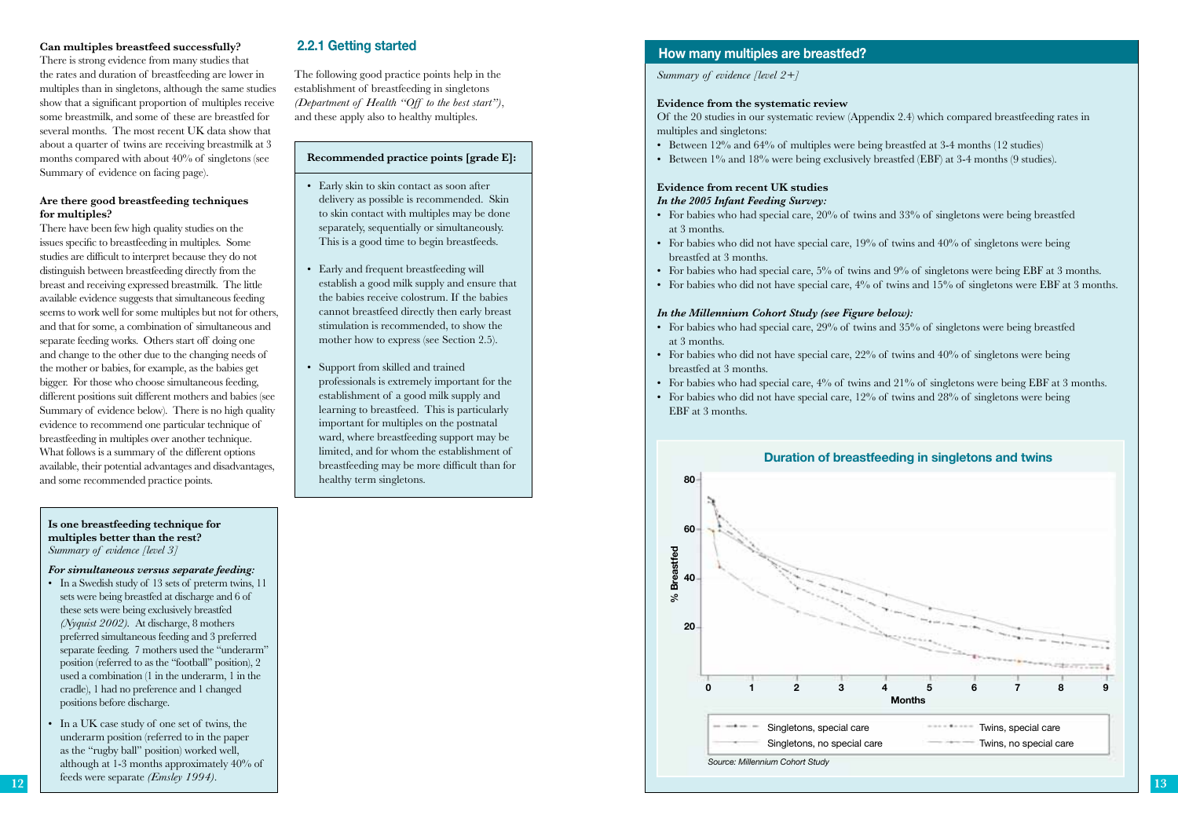**Can multiples breastfeed successfully?**
There is strong evidence from many studies that the rates and duration of breastfeeding are lower in multiples than in singletons, although the same studies show that a significant proportion of multiples receive some breastmilk, and some of these are breastfed for several months. The most recent UK data show that about a quarter of twins are receiving breastmilk at 3 months compared with about 40% of singletons (see Summary of evidence on facing page).

**Are there good breastfeeding techniques for multiples?**
There have been few high quality studies on the issues specific to breastfeeding in multiples. Some studies are difficult to interpret because they do not distinguish between breastfeeding directly from the breast and receiving expressed breastmilk. The little available evidence suggests that simultaneous feeding seems to work well for some multiples but not for others, and that for some, a combination of simultaneous and separate feeding works. Others start off doing one and change to the other due to the changing needs of the mother or babies, for example, as the babies get bigger. For those who choose simultaneous feeding, different positions suit different mothers and babies (see Summary of evidence below). There is no high quality evidence to recommend one particular technique of breastfeeding in multiples over another technique. What follows is a summary of the different options available, their potential advantages and disadvantages, and some recommended practice points.

**Is one breastfeeding technique for multiples better than the rest?**
*Summary of evidence [level 3]*

***For simultaneous versus separate feeding:***

- In a Swedish study of 13 sets of preterm twins, 11 sets were being breastfed at discharge and 6 of these sets were being exclusively breastfed *(Nyquist 2002)*. At discharge, 8 mothers preferred simultaneous feeding and 3 preferred separate feeding. 7 mothers used the "underarm" position (referred to as the "football" position), 2 used a combination (1 in the underarm, 1 in the cradle), 1 had no preference and 1 changed positions before discharge.
- In a UK case study of one set of twins, the underarm position (referred to in the paper as the "rugby ball" position) worked well, although at 1-3 months approximately 40% of feeds were separate *(Emsley 1994)*.

### 2.2.1 Getting started

The following good practice points help in the establishment of breastfeeding in singletons *(Department of Health "Off to the best start")*, and these apply also to healthy multiples.

**Recommended practice points [grade E]:**

- Early skin to skin contact as soon after delivery as possible is recommended. Skin to skin contact with multiples may be done separately, sequentially or simultaneously. This is a good time to begin breastfeeds.
- Early and frequent breastfeeding will establish a good milk supply and ensure that the babies receive colostrum. If the babies cannot breastfeed directly then early breast stimulation is recommended, to show the mother how to express (see Section 2.5).
- Support from skilled and trained professionals is extremely important for the establishment of a good milk supply and learning to breastfeed. This is particularly important for multiples on the postnatal ward, where breastfeeding support may be limited, and for whom the establishment of breastfeeding may be more difficult than for healthy term singletons.

## How many multiples are breastfed?

*Summary of evidence [level 2+]*

**Evidence from the systematic review**
Of the 20 studies in our systematic review (Appendix 2.4) which compared breastfeeding rates in multiples and singletons:

- Between 12% and 64% of multiples were being breastfed at 3-4 months (12 studies)
- Between 1% and 18% were being exclusively breastfed (EBF) at 3-4 months (9 studies).

**Evidence from recent UK studies**
***In the 2005 Infant Feeding Survey:***

- For babies who had special care, 20% of twins and 33% of singletons were being breastfed at 3 months.
- For babies who did not have special care, 19% of twins and 40% of singletons were being breastfed at 3 months.
- For babies who had special care, 5% of twins and 9% of singletons were being EBF at 3 months.
- For babies who did not have special care, 4% of twins and 15% of singletons were EBF at 3 months.

***In the Millennium Cohort Study (see Figure below):***

- For babies who had special care, 29% of twins and 35% of singletons were being breastfed at 3 months.
- For babies who did not have special care, 22% of twins and 40% of singletons were being breastfed at 3 months.
- For babies who had special care, 4% of twins and 21% of singletons were being EBF at 3 months.
- For babies who did not have special care, 12% of twins and 28% of singletons were being EBF at 3 months.

**Duration of breastfeeding in singletons and twins**

Source: Millennium Cohort Study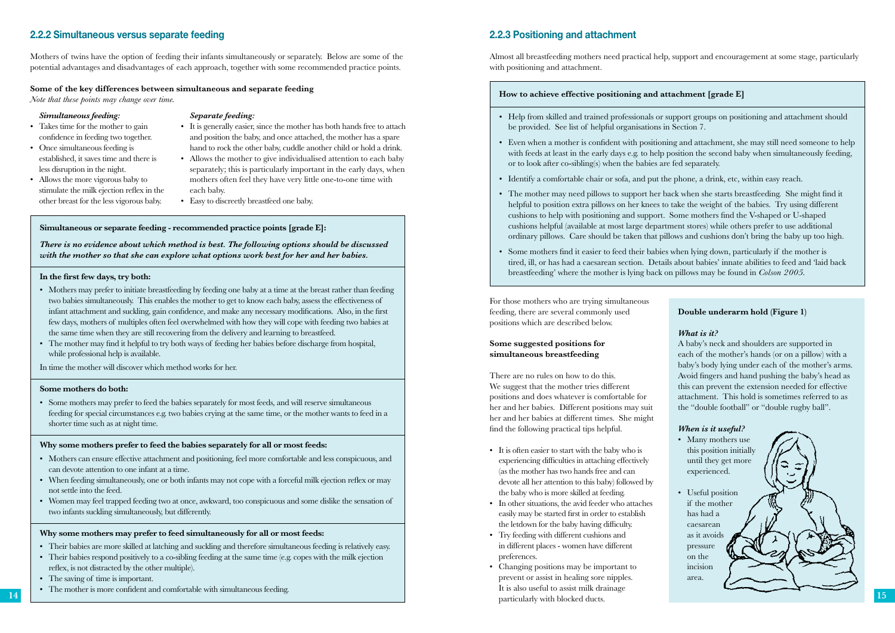### 2.2.2 Simultaneous versus separate feeding

Mothers of twins have the option of feeding their infants simultaneously or separately. Below are some of the potential advantages and disadvantages of each approach, together with some recommended practice points.

**Some of the key differences between simultaneous and separate feeding**

*Note that these points may change over time.*

***Simultaneous feeding:***

- Takes time for the mother to gain confidence in feeding two together.
- Once simultaneous feeding is established, it saves time and there is less disruption in the night.
- Allows the more vigorous baby to stimulate the milk ejection reflex in the other breast for the less vigorous baby.

***Separate feeding:***

- It is generally easier, since the mother has both hands free to attach and position the baby, and once attached, the mother has a spare hand to rock the other baby, cuddle another child or hold a drink.
- Allows the mother to give individualised attention to each baby separately; this is particularly important in the early days, when mothers often feel they have very little one-to-one time with each baby.
- Easy to discreetly breastfeed one baby.

**Simultaneous or separate feeding - recommended practice points [grade E]:**

***There is no evidence about which method is best. The following options should be discussed with the mother so that she can explore what options work best for her and her babies.***

**In the first few days, try both:**

- Mothers may prefer to initiate breastfeeding by feeding one baby at a time at the breast rather than feeding two babies simultaneously. This enables the mother to get to know each baby, assess the effectiveness of infant attachment and suckling, gain confidence, and make any necessary modifications. Also, in the first few days, mothers of multiples often feel overwhelmed with how they will cope with feeding two babies at the same time when they are still recovering from the delivery and learning to breastfeed.
- The mother may find it helpful to try both ways of feeding her babies before discharge from hospital, while professional help is available.

In time the mother will discover which method works for her.

**Some mothers do both:**

- Some mothers may prefer to feed the babies separately for most feeds, and will reserve simultaneous feeding for special circumstances e.g. two babies crying at the same time, or the mother wants to feed in a shorter time such as at night time.

**Why some mothers prefer to feed the babies separately for all or most feeds:**

- Mothers can ensure effective attachment and positioning, feel more comfortable and less conspicuous, and can devote attention to one infant at a time.
- When feeding simultaneously, one or both infants may not cope with a forceful milk ejection reflex or may not settle into the feed.
- Women may feel trapped feeding two at once, awkward, too conspicuous and some dislike the sensation of two infants suckling simultaneously, but differently.

**Why some mothers may prefer to feed simultaneously for all or most feeds:**

- Their babies are more skilled at latching and suckling and therefore simultaneous feeding is relatively easy.
- Their babies respond positively to a co-sibling feeding at the same time (e.g. copes with the milk ejection reflex, is not distracted by the other multiple).
- The saving of time is important.
- The mother is more confident and comfortable with simultaneous feeding.

### 2.2.3 Positioning and attachment

Almost all breastfeeding mothers need practical help, support and encouragement at some stage, particularly with positioning and attachment.

**How to achieve effective positioning and attachment [grade E]**

- Help from skilled and trained professionals or support groups on positioning and attachment should be provided. See list of helpful organisations in Section 7.
- Even when a mother is confident with positioning and attachment, she may still need someone to help with feeds at least in the early days e.g. to help position the second baby when simultaneously feeding, or to look after co-sibling(s) when the babies are fed separately.
- Identify a comfortable chair or sofa, and put the phone, a drink, etc, within easy reach.
- The mother may need pillows to support her back when she starts breastfeeding. She might find it helpful to position extra pillows on her knees to take the weight of the babies. Try using different cushions to help with positioning and support. Some mothers find the V-shaped or U-shaped cushions helpful (available at most large department stores) while others prefer to use additional ordinary pillows. Care should be taken that pillows and cushions don't bring the baby up too high.
- Some mothers find it easier to feed their babies when lying down, particularly if the mother is tired, ill, or has had a caesarean section. Details about babies' innate abilities to feed and 'laid back breastfeeding' where the mother is lying back on pillows may be found in *Colson 2005.*

For those mothers who are trying simultaneous feeding, there are several commonly used positions which are described below.

**Some suggested positions for simultaneous breastfeeding**

There are no rules on how to do this. We suggest that the mother tries different positions and does whatever is comfortable for her and her babies. Different positions may suit her and her babies at different times. She might find the following practical tips helpful.

- It is often easier to start with the baby who is experiencing difficulties in attaching effectively (as the mother has two hands free and can devote all her attention to this baby) followed by the baby who is more skilled at feeding.
- In other situations, the avid feeder who attaches easily may be started first in order to establish the letdown for the baby having difficulty.
- Try feeding with different cushions and in different places - women have different preferences.
- Changing positions may be important to prevent or assist in healing sore nipples. It is also useful to assist milk drainage particularly with blocked ducts.

**Double underarm hold (Figure 1)**

***What is it?***

A baby's neck and shoulders are supported in each of the mother's hands (or on a pillow) with a baby's body lying under each of the mother's arms. Avoid fingers and hand pushing the baby's head as this can prevent the extension needed for effective attachment. This hold is sometimes referred to as the "double football" or "double rugby ball".

***When is it useful?***

- Many mothers use this position initially until they get more experienced.
- Useful position if the mother has had a caesarean as it avoids pressure on the incision area.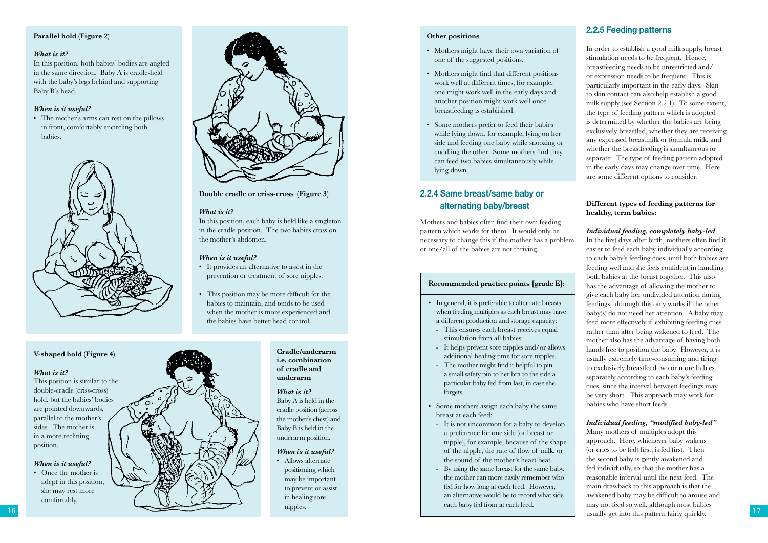**Parallel hold (Figure 2)**

*What is it?*
In this position, both babies' bodies are angled in the same direction. Baby A is cradle-held with the baby's legs behind and supporting Baby B's head.

*When is it useful?*
- The mother's arms can rest on the pillows in front, comfortably encircling both babies.

**Double cradle or criss-cross (Figure 3)**

*What is it?*
In this position, each baby is held like a singleton in the cradle position. The two babies cross on the mother's abdomen.

*When is it useful?*
- It provides an alternative to assist in the prevention or treatment of sore nipples.
- This position may be more difficult for the babies to maintain, and tends to be used when the mother is more experienced and the babies have better head control.

**V-shaped hold (Figure 4)**

*What is it?*
This position is similar to the double-cradle (criss-cross) hold, but the babies' bodies are pointed downwards, parallel to the mother's sides. The mother is in a more reclining position.

*When is it useful?*
- Once the mother is adept in this position, she may rest more comfortably.

**Cradle/underarm i.e. combination of cradle and underarm**

*What is it?*
Baby A is held in the cradle position (across the mother's chest) and Baby B is held in the underarm position.

*When is it useful?*
- Allows alternate positioning which may be important to prevent or assist in healing sore nipples.

**Other positions**

- Mothers might have their own variation of one of the suggested positions.
- Mothers might find that different positions work well at different times, for example, one might work well in the early days and another position might work well once breastfeeding is established.
- Some mothers prefer to feed their babies while lying down, for example, lying on her side and feeding one baby while snoozing or cuddling the other. Some mothers find they can feed two babies simultaneously while lying down.

## 2.2.4 Same breast/same baby or alternating baby/breast

Mothers and babies often find their own feeding pattern which works for them. It would only be necessary to change this if the mother has a problem or one/all of the babies are not thriving.

**Recommended practice points [grade E]:**

- In general, it is preferable to alternate breasts when feeding multiples as each breast may have a different production and storage capacity:
  - This ensures each breast receives equal stimulation from all babies.
  - It helps prevent sore nipples and/or allows additional healing time for sore nipples.
  - The mother might find it helpful to pin a small safety pin to her bra to the side a particular baby fed from last, in case she forgets.
- Some mothers assign each baby the same breast at each feed:
  - It is not uncommon for a baby to develop a preference for one side (or breast or nipple), for example, because of the shape of the nipple, the rate of flow of milk, or the sound of the mother's heart beat.
  - By using the same breast for the same baby, the mother can more easily remember who fed for how long at each feed. However, an alternative would be to record what side each baby fed from at each feed.

## 2.2.5 Feeding patterns

In order to establish a good milk supply, breast stimulation needs to be frequent. Hence, breastfeeding needs to be unrestricted and/or expression needs to be frequent. This is particularly important in the early days. Skin to skin contact can also help establish a good milk supply (see Section 2.2.1). To some extent, the type of feeding pattern which is adopted is determined by whether the babies are being exclusively breastfed, whether they are receiving any expressed breastmilk or formula milk, and whether the breastfeeding is simultaneous or separate. The type of feeding pattern adopted in the early days may change over time. Here are some different options to consider:

**Different types of feeding patterns for healthy, term babies:**

***Individual feeding, completely baby-led***
In the first days after birth, mothers often find it easier to feed each baby individually according to each baby's feeding cues, until both babies are feeding well and she feels confident in handling both babies at the breast together. This also has the advantage of allowing the mother to give each baby her undivided attention during feedings, although this only works if the other baby(s) do not need her attention. A baby may feed more effectively if exhibiting feeding cues rather than after being wakened to feed. The mother also has the advantage of having both hands free to position the baby. However, it is usually extremely time-consuming and tiring to exclusively breastfeed two or more babies separately according to each baby's feeding cues, since the interval between feedings may be very short. This approach may work for babies who have short feeds.

***Individual feeding, "modified baby-led"***
Many mothers of multiples adopt this approach. Here, whichever baby wakens (or cries to be fed) first, is fed first. Then the second baby is gently awakened and fed individually, so that the mother has a reasonable interval until the next feed. The main drawback to this approach is that the awakened baby may be difficult to arouse and may not feed so well, although most babies usually get into this pattern fairly quickly.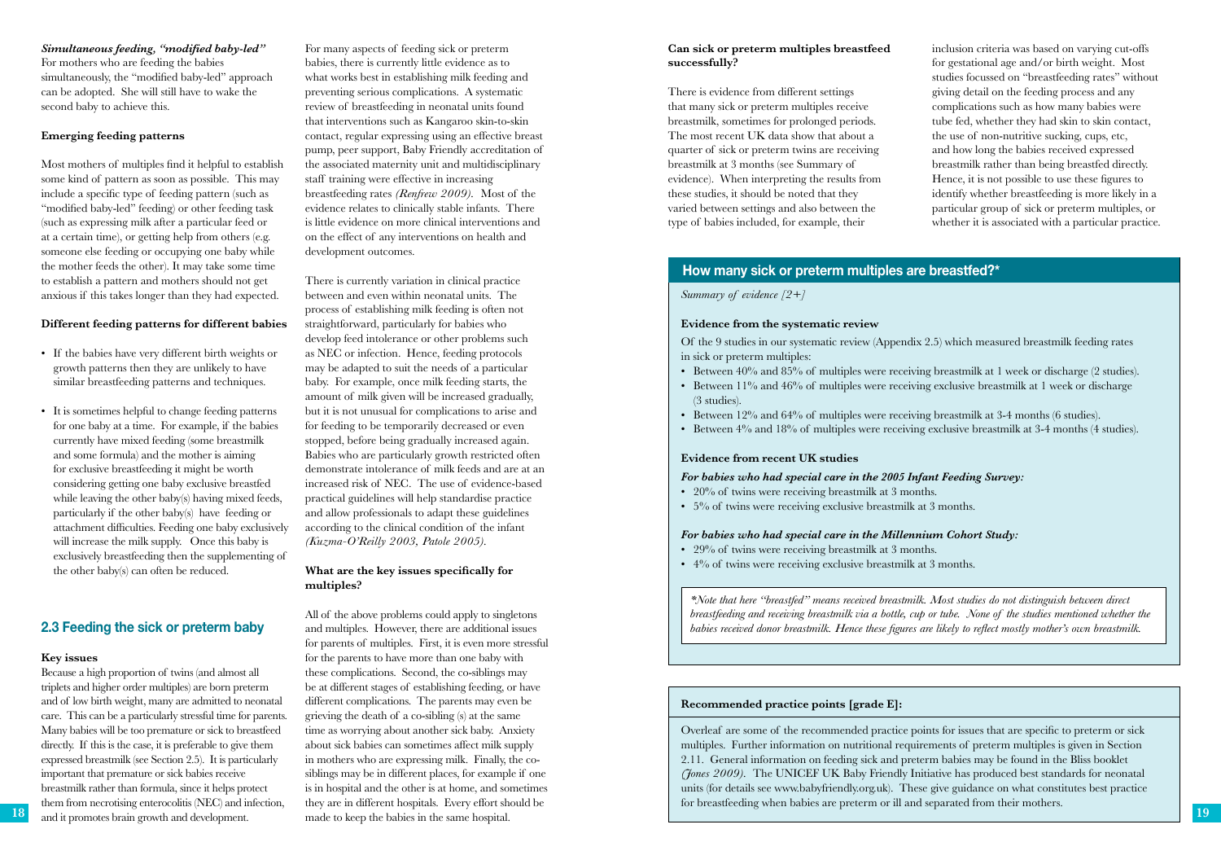### *Simultaneous feeding, "modified baby-led"*

For mothers who are feeding the babies simultaneously, the "modified baby-led" approach can be adopted. She will still have to wake the second baby to achieve this.

**Emerging feeding patterns**

Most mothers of multiples find it helpful to establish some kind of pattern as soon as possible. This may include a specific type of feeding pattern (such as "modified baby-led" feeding) or other feeding task (such as expressing milk after a particular feed or at a certain time), or getting help from others (e.g. someone else feeding or occupying one baby while the mother feeds the other). It may take some time to establish a pattern and mothers should not get anxious if this takes longer than they had expected.

**Different feeding patterns for different babies**

- If the babies have very different birth weights or growth patterns then they are unlikely to have similar breastfeeding patterns and techniques.
- It is sometimes helpful to change feeding patterns for one baby at a time. For example, if the babies currently have mixed feeding (some breastmilk and some formula) and the mother is aiming for exclusive breastfeeding it might be worth considering getting one baby exclusive breastfed while leaving the other baby(s) having mixed feeds, particularly if the other baby(s) have feeding or attachment difficulties. Feeding one baby exclusively will increase the milk supply. Once this baby is exclusively breastfeeding then the supplementing of the other baby(s) can often be reduced.

## 2.3 Feeding the sick or preterm baby

**Key issues**

Because a high proportion of twins (and almost all triplets and higher order multiples) are born preterm and of low birth weight, many are admitted to neonatal care. This can be a particularly stressful time for parents. Many babies will be too premature or sick to breastfeed directly. If this is the case, it is preferable to give them expressed breastmilk (see Section 2.5). It is particularly important that premature or sick babies receive breastmilk rather than formula, since it helps protect them from necrotising enterocolitis (NEC) and infection, and it promotes brain growth and development.

For many aspects of feeding sick or preterm babies, there is currently little evidence as to what works best in establishing milk feeding and preventing serious complications. A systematic review of breastfeeding in neonatal units found that interventions such as Kangaroo skin-to-skin contact, regular expressing using an effective breast pump, peer support, Baby Friendly accreditation of the associated maternity unit and multidisciplinary staff training were effective in increasing breastfeeding rates *(Renfrew 2009)*. Most of the evidence relates to clinically stable infants. There is little evidence on more clinical interventions and on the effect of any interventions on health and development outcomes.

There is currently variation in clinical practice between and even within neonatal units. The process of establishing milk feeding is often not straightforward, particularly for babies who develop feed intolerance or other problems such as NEC or infection. Hence, feeding protocols may be adapted to suit the needs of a particular baby. For example, once milk feeding starts, the amount of milk given will be increased gradually, but it is not unusual for complications to arise and for feeding to be temporarily decreased or even stopped, before being gradually increased again. Babies who are particularly growth restricted often demonstrate intolerance of milk feeds and are at an increased risk of NEC. The use of evidence-based practical guidelines will help standardise practice and allow professionals to adapt these guidelines according to the clinical condition of the infant *(Kuzma-O'Reilly 2003, Patole 2005)*.

**What are the key issues specifically for multiples?**

All of the above problems could apply to singletons and multiples. However, there are additional issues for parents of multiples. First, it is even more stressful for the parents to have more than one baby with these complications. Second, the co-siblings may be at different stages of establishing feeding, or have different complications. The parents may even be grieving the death of a co-sibling (s) at the same time as worrying about another sick baby. Anxiety about sick babies can sometimes affect milk supply in mothers who are expressing milk. Finally, the co-siblings may be in different places, for example if one is in hospital and the other is at home, and sometimes they are in different hospitals. Every effort should be made to keep the babies in the same hospital.

**Can sick or preterm multiples breastfeed successfully?**

There is evidence from different settings that many sick or preterm multiples receive breastmilk, sometimes for prolonged periods. The most recent UK data show that about a quarter of sick or preterm twins are receiving breastmilk at 3 months (see Summary of evidence). When interpreting the results from these studies, it should be noted that they varied between settings and also between the type of babies included, for example, their inclusion criteria was based on varying cut-offs for gestational age and/or birth weight. Most studies focussed on "breastfeeding rates" without giving detail on the feeding process and any complications such as how many babies were tube fed, whether they had skin to skin contact, the use of non-nutritive sucking, cups, etc, and how long the babies received expressed breastmilk rather than being breastfed directly. Hence, it is not possible to use these figures to identify whether breastfeeding is more likely in a particular group of sick or preterm multiples, or whether it is associated with a particular practice.

### How many sick or preterm multiples are breastfed?*

*Summary of evidence [2+]*

**Evidence from the systematic review**

Of the 9 studies in our systematic review (Appendix 2.5) which measured breastmilk feeding rates in sick or preterm multiples:

- Between 40% and 85% of multiples were receiving breastmilk at 1 week or discharge (2 studies).
- Between 11% and 46% of multiples were receiving exclusive breastmilk at 1 week or discharge (3 studies).
- Between 12% and 64% of multiples were receiving breastmilk at 3-4 months (6 studies).
- Between 4% and 18% of multiples were receiving exclusive breastmilk at 3-4 months (4 studies).

**Evidence from recent UK studies**

***For babies who had special care in the 2005 Infant Feeding Survey:***

- 20% of twins were receiving breastmilk at 3 months.
- 5% of twins were receiving exclusive breastmilk at 3 months.

***For babies who had special care in the Millennium Cohort Study:***

- 29% of twins were receiving breastmilk at 3 months.
- 4% of twins were receiving exclusive breastmilk at 3 months.

*\*Note that here "breastfed" means received breastmilk. Most studies do not distinguish between direct breastfeeding and receiving breastmilk via a bottle, cup or tube. None of the studies mentioned whether the babies received donor breastmilk. Hence these figures are likely to reflect mostly mother's own breastmilk.*

**Recommended practice points [grade E]:**

Overleaf are some of the recommended practice points for issues that are specific to preterm or sick multiples. Further information on nutritional requirements of preterm multiples is given in Section 2.11. General information on feeding sick and preterm babies may be found in the Bliss booklet *(Jones 2009)*. The UNICEF UK Baby Friendly Initiative has produced best standards for neonatal units (for details see www.babyfriendly.org.uk). These give guidance on what constitutes best practice for breastfeeding when babies are preterm or ill and separated from their mothers.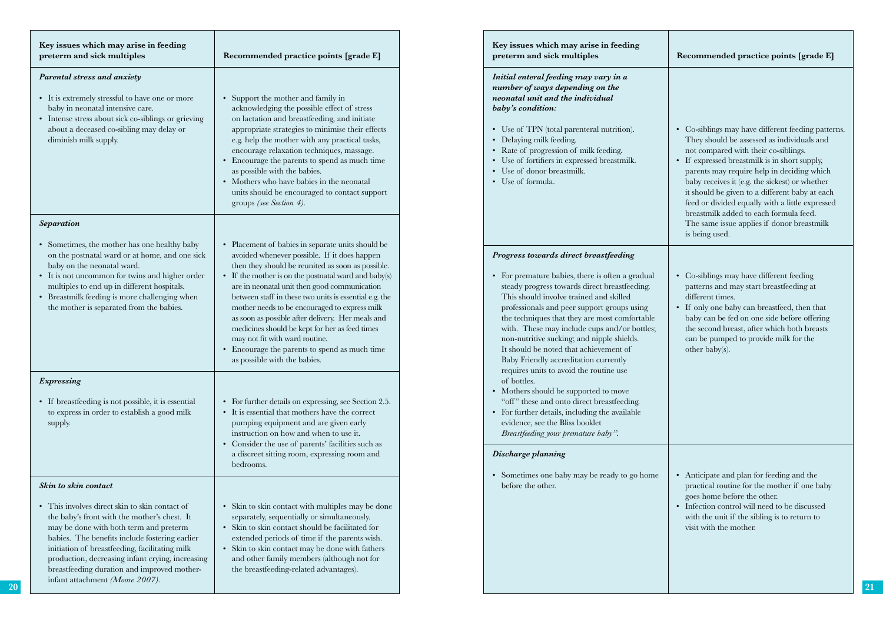| Key issues which may arise in feeding preterm and sick multiples | Recommended practice points [grade E] |
|---|---|
| ***Parental stress and anxiety*** | |
| • It is extremely stressful to have one or more baby in neonatal intensive care.<br>• Intense stress about sick co-siblings or grieving about a deceased co-sibling may delay or diminish milk supply. | • Support the mother and family in acknowledging the possible effect of stress on lactation and breastfeeding, and initiate appropriate strategies to minimise their effects e.g. help the mother with any practical tasks, encourage relaxation techniques, massage.<br>• Encourage the parents to spend as much time as possible with the babies.<br>• Mothers who have babies in the neonatal units should be encouraged to contact support groups *(see Section 4)*. |
| ***Separation*** | |
| • Sometimes, the mother has one healthy baby on the postnatal ward or at home, and one sick baby on the neonatal ward.<br>• It is not uncommon for twins and higher order multiples to end up in different hospitals.<br>• Breastmilk feeding is more challenging when the mother is separated from the babies. | • Placement of babies in separate units should be avoided whenever possible. If it does happen then they should be reunited as soon as possible.<br>• If the mother is on the postnatal ward and baby(s) are in neonatal unit then good communication between staff in these two units is essential e.g. the mother needs to be encouraged to express milk as soon as possible after delivery. Her meals and medicines should be kept for her as feed times may not fit with ward routine.<br>• Encourage the parents to spend as much time as possible with the babies. |
| ***Expressing*** | |
| • If breastfeeding is not possible, it is essential to express in order to establish a good milk supply. | • For further details on expressing, see Section 2.5.<br>• It is essential that mothers have the correct pumping equipment and are given early instruction on how and when to use it.<br>• Consider the use of parents' facilities such as a discreet sitting room, expressing room and bedrooms. |
| ***Skin to skin contact*** | |
| • This involves direct skin to skin contact of the baby's front with the mother's chest. It may be done with both term and preterm babies. The benefits include fostering earlier initiation of breastfeeding, facilitating milk production, decreasing infant crying, increasing breastfeeding duration and improved mother-infant attachment *(Moore 2007)*. | • Skin to skin contact with multiples may be done separately, sequentially or simultaneously.<br>• Skin to skin contact should be facilitated for extended periods of time if the parents wish.<br>• Skin to skin contact may be done with fathers and other family members (although not for the breastfeeding-related advantages). |

| Key issues which may arise in feeding preterm and sick multiples | Recommended practice points [grade E] |
|---|---|
| ***Initial enteral feeding may vary in a number of ways depending on the neonatal unit and the individual baby's condition:*** | |
| • Use of TPN (total parenteral nutrition).<br>• Delaying milk feeding.<br>• Rate of progression of milk feeding.<br>• Use of fortifiers in expressed breastmilk.<br>• Use of donor breastmilk.<br>• Use of formula. | • Co-siblings may have different feeding patterns. They should be assessed as individuals and not compared with their co-siblings.<br>• If expressed breastmilk is in short supply, parents may require help in deciding which baby receives it (e.g. the sickest) or whether it should be given to a different baby at each feed or divided equally with a little expressed breastmilk added to each formula feed. The same issue applies if donor breastmilk is being used. |
| ***Progress towards direct breastfeeding*** | |
| • For premature babies, there is often a gradual steady progress towards direct breastfeeding. This should involve trained and skilled professionals and peer support groups using the techniques that they are most comfortable with. These may include cups and/or bottles; non-nutritive sucking; and nipple shields. It should be noted that achievement of Baby Friendly accreditation currently requires units to avoid the routine use of bottles.<br>• Mothers should be supported to move "off" these and onto direct breastfeeding.<br>• For further details, including the available evidence, see the Bliss booklet *Breastfeeding your premature baby"*. | • Co-siblings may have different feeding patterns and may start breastfeeding at different times.<br>• If only one baby can breastfeed, then that baby can be fed on one side before offering the second breast, after which both breasts can be pumped to provide milk for the other baby(s). |
| ***Discharge planning*** | |
| • Sometimes one baby may be ready to go home before the other. | • Anticipate and plan for feeding and the practical routine for the mother if one baby goes home before the other.<br>• Infection control will need to be discussed with the unit if the sibling is to return to visit with the mother. |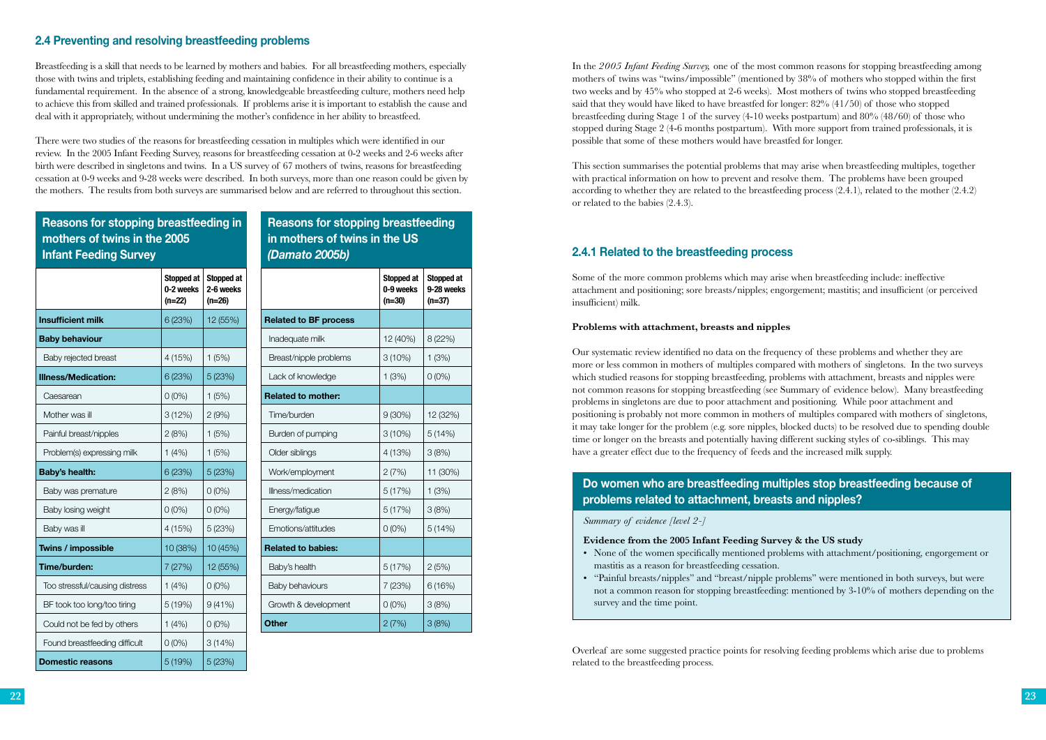## 2.4 Preventing and resolving breastfeeding problems

Breastfeeding is a skill that needs to be learned by mothers and babies. For all breastfeeding mothers, especially those with twins and triplets, establishing feeding and maintaining confidence in their ability to continue is a fundamental requirement. In the absence of a strong, knowledgeable breastfeeding culture, mothers need help to achieve this from skilled and trained professionals. If problems arise it is important to establish the cause and deal with it appropriately, without undermining the mother's confidence in her ability to breastfeed.

There were two studies of the reasons for breastfeeding cessation in multiples which were identified in our review. In the 2005 Infant Feeding Survey, reasons for breastfeeding cessation at 0-2 weeks and 2-6 weeks after birth were described in singletons and twins. In a US survey of 67 mothers of twins, reasons for breastfeeding cessation at 0-9 weeks and 9-28 weeks were described. In both surveys, more than one reason could be given by the mothers. The results from both surveys are summarised below and are referred to throughout this section.

**Reasons for stopping breastfeeding in mothers of twins in the 2005 Infant Feeding Survey**

| | Stopped at 0-2 weeks (n=22) | Stopped at 2-6 weeks (n=26) |
|---|---|---|
| **Insufficient milk** | 6 (23%) | 12 (55%) |
| **Baby behaviour** | | |
| Baby rejected breast | 4 (15%) | 1 (5%) |
| **Illness/Medication:** | 6 (23%) | 5 (23%) |
| Caesarean | 0 (0%) | 1 (5%) |
| Mother was ill | 3 (12%) | 2 (9%) |
| Painful breast/nipples | 2 (8%) | 1 (5%) |
| Problem(s) expressing milk | 1 (4%) | 1 (5%) |
| **Baby's health:** | 6 (23%) | 5 (23%) |
| Baby was premature | 2 (8%) | 0 (0%) |
| Baby losing weight | 0 (0%) | 0 (0%) |
| Baby was ill | 4 (15%) | 5 (23%) |
| **Twins / impossible** | 10 (38%) | 10 (45%) |
| **Time/burden:** | 7 (27%) | 12 (55%) |
| Too stressful/causing distress | 1 (4%) | 0 (0%) |
| BF took too long/too tiring | 5 (19%) | 9 (41%) |
| Could not be fed by others | 1 (4%) | 0 (0%) |
| Found breastfeeding difficult | 0 (0%) | 3 (14%) |
| **Domestic reasons** | 5 (19%) | 5 (23%) |

**Reasons for stopping breastfeeding in mothers of twins in the US *(Damato 2005b)***

| | Stopped at 0-9 weeks (n=30) | Stopped at 9-28 weeks (n=37) |
|---|---|---|
| **Related to BF process** | | |
| Inadequate milk | 12 (40%) | 8 (22%) |
| Breast/nipple problems | 3 (10%) | 1 (3%) |
| Lack of knowledge | 1 (3%) | 0 (0%) |
| **Related to mother:** | | |
| Time/burden | 9 (30%) | 12 (32%) |
| Burden of pumping | 3 (10%) | 5 (14%) |
| Older siblings | 4 (13%) | 3 (8%) |
| Work/employment | 2 (7%) | 11 (30%) |
| Illness/medication | 5 (17%) | 1 (3%) |
| Energy/fatigue | 5 (17%) | 3 (8%) |
| Emotions/attitudes | 0 (0%) | 5 (14%) |
| **Related to babies:** | | |
| Baby's health | 5 (17%) | 2 (5%) |
| Baby behaviours | 7 (23%) | 6 (16%) |
| Growth & development | 0 (0%) | 3 (8%) |
| **Other** | 2 (7%) | 3 (8%) |

In the *2005 Infant Feeding Survey,* one of the most common reasons for stopping breastfeeding among mothers of twins was "twins/impossible" (mentioned by 38% of mothers who stopped within the first two weeks and by 45% who stopped at 2-6 weeks). Most mothers of twins who stopped breastfeeding said that they would have liked to have breastfed for longer: 82% (41/50) of those who stopped breastfeeding during Stage 1 of the survey (4-10 weeks postpartum) and 80% (48/60) of those who stopped during Stage 2 (4-6 months postpartum). With more support from trained professionals, it is possible that some of these mothers would have breastfed for longer.

This section summarises the potential problems that may arise when breastfeeding multiples, together with practical information on how to prevent and resolve them. The problems have been grouped according to whether they are related to the breastfeeding process (2.4.1), related to the mother (2.4.2) or related to the babies (2.4.3).

### 2.4.1 Related to the breastfeeding process

Some of the more common problems which may arise when breastfeeding include: ineffective attachment and positioning; sore breasts/nipples; engorgement; mastitis; and insufficient (or perceived insufficient) milk.

**Problems with attachment, breasts and nipples**

Our systematic review identified no data on the frequency of these problems and whether they are more or less common in mothers of multiples compared with mothers of singletons. In the two surveys which studied reasons for stopping breastfeeding, problems with attachment, breasts and nipples were not common reasons for stopping breastfeeding (see Summary of evidence below). Many breastfeeding problems in singletons are due to poor attachment and positioning. While poor attachment and positioning is probably not more common in mothers of multiples compared with mothers of singletons, it may take longer for the problem (e.g. sore nipples, blocked ducts) to be resolved due to spending double time or longer on the breasts and potentially having different sucking styles of co-siblings. This may have a greater effect due to the frequency of feeds and the increased milk supply.

**Do women who are breastfeeding multiples stop breastfeeding because of problems related to attachment, breasts and nipples?**

*Summary of evidence [level 2-]*

**Evidence from the 2005 Infant Feeding Survey & the US study**

- None of the women specifically mentioned problems with attachment/positioning, engorgement or mastitis as a reason for breastfeeding cessation.
- "Painful breasts/nipples" and "breast/nipple problems" were mentioned in both surveys, but were not a common reason for stopping breastfeeding: mentioned by 3-10% of mothers depending on the survey and the time point.

Overleaf are some suggested practice points for resolving feeding problems which arise due to problems related to the breastfeeding process.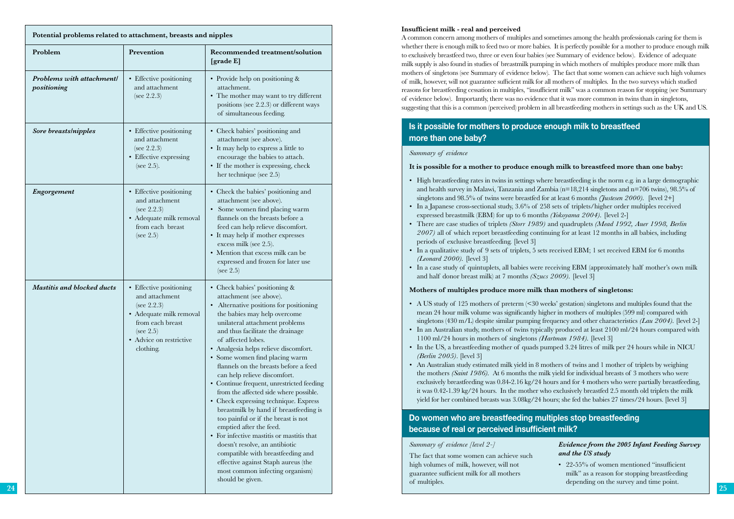| Potential problems related to attachment, breasts and nipples | | |
|---|---|---|
| **Problem** | **Prevention** | **Recommended treatment/solution [grade E]** |
| ***Problems with attachment/ positioning*** | • Effective positioning and attachment (see 2.2.3) | • Provide help on positioning & attachment. • The mother may want to try different positions (see 2.2.3) or different ways of simultaneous feeding. |
| ***Sore breasts/nipples*** | • Effective positioning and attachment (see 2.2.3) • Effective expressing (see 2.5). | • Check babies' positioning and attachment (see above). • It may help to express a little to encourage the babies to attach. • If the mother is expressing, check her technique (see 2.5) |
| ***Engorgement*** | • Effective positioning and attachment (see 2.2.3) • Adequate milk removal from each breast (see 2.5) | • Check the babies' positioning and attachment (see above). • Some women find placing warm flannels on the breasts before a feed can help relieve discomfort. • It may help if mother expresses excess milk (see 2.5). • Mention that excess milk can be expressed and frozen for later use (see 2.5) |
| ***Mastitis and blocked ducts*** | • Effective positioning and attachment (see 2.2.3) • Adequate milk removal from each breast (see 2.5) • Advice on restrictive clothing. | • Check babies' positioning & attachment (see above). • Alternative positions for positioning the babies may help overcome unilateral attachment problems and thus facilitate the drainage of affected lobes. • Analgesia helps relieve discomfort. • Some women find placing warm flannels on the breasts before a feed can help relieve discomfort. • Continue frequent, unrestricted feeding from the affected side where possible. • Check expressing technique. Express breastmilk by hand if breastfeeding is too painful or if the breast is not emptied after the feed. • For infective mastitis or mastitis that doesn't resolve, an antibiotic compatible with breastfeeding and effective against Staph aureus (the most common infecting organism) should be given. |

**Insufficient milk - real and perceived**

A common concern among mothers of multiples and sometimes among the health professionals caring for them is whether there is enough milk to feed two or more babies. It is perfectly possible for a mother to produce enough milk to exclusively breastfeed two, three or even four babies (see Summary of evidence below). Evidence of adequate milk supply is also found in studies of breastmilk pumping in which mothers of multiples produce more milk than mothers of singletons (see Summary of evidence below). The fact that some women can achieve such high volumes of milk, however, will not guarantee sufficient milk for all mothers of multiples. In the two surveys which studied reasons for breastfeeding cessation in multiples, "insufficient milk" was a common reason for stopping (see Summary of evidence below). Importantly, there was no evidence that it was more common in twins than in singletons, suggesting that this is a common (perceived) problem in all breastfeeding mothers in settings such as the UK and US.

## Is it possible for mothers to produce enough milk to breastfeed more than one baby?

*Summary of evidence*

**It is possible for a mother to produce enough milk to breastfeed more than one baby:**

- High breastfeeding rates in twins in settings where breastfeeding is the norm e.g. in a large demographic and health survey in Malawi, Tanzania and Zambia (n=18,214 singletons and n=706 twins), 98.5% of singletons and 98.5% of twins were breastfed for at least 6 months *(Justesen 2000)*. [level 2+]
- In a Japanese cross-sectional study, 3.6% of 258 sets of triplets/higher order multiples received expressed breastmilk (EBM) for up to 6 months *(Yokoyama 2004)*. [level 2-]
- There are case studies of triplets *(Storr 1989)* and quadruplets *(Mead 1992, Auer 1998, Berlin 2007)* all of which report breastfeeding continuing for at least 12 months in all babies, including periods of exclusive breastfeeding. [level 3]
- In a qualitative study of 9 sets of triplets, 5 sets received EBM; 1 set received EBM for 6 months *(Leonard 2000)*. [level 3]
- In a case study of quintuplets, all babies were receiving EBM (approximately half mother's own milk and half donor breast milk) at 7 months *(Szucs 2009)*. [level 3]

**Mothers of multiples produce more milk than mothers of singletons:**

- A US study of 125 mothers of preterm (<30 weeks' gestation) singletons and multiples found that the mean 24 hour milk volume was significantly higher in mothers of multiples (599 ml) compared with singletons (430 m/L) despite similar pumping frequency and other characteristics *(Lau 2004)*. [level 2-]
- In an Australian study, mothers of twins typically produced at least 2100 ml/24 hours compared with 1100 ml/24 hours in mothers of singletons *(Hartman 1984)*. [level 3]
- In the US, a breastfeeding mother of quads pumped 3.24 litres of milk per 24 hours while in NICU *(Berlin 2005)*. [level 3]
- An Australian study estimated milk yield in 8 mothers of twins and 1 mother of triplets by weighing the mothers *(Saint 1986)*. At 6 months the milk yield for individual breasts of 3 mothers who were exclusively breastfeeding was 0.84-2.16 kg/24 hours and for 4 mothers who were partially breastfeeding, it was 0.42-1.39 kg/24 hours. In the mother who exclusively breastfed 2.5 month old triplets the milk yield for her combined breasts was 3.08kg/24 hours; she fed the babies 27 times/24 hours. [level 3]

## Do women who are breastfeeding multiples stop breastfeeding because of real or perceived insufficient milk?

*Summary of evidence [level 2-]*

The fact that some women can achieve such high volumes of milk, however, will not guarantee sufficient milk for all mothers of multiples.

***Evidence from the 2005 Infant Feeding Survey and the US study***

- 22-55% of women mentioned "insufficient milk" as a reason for stopping breastfeeding depending on the survey and time point.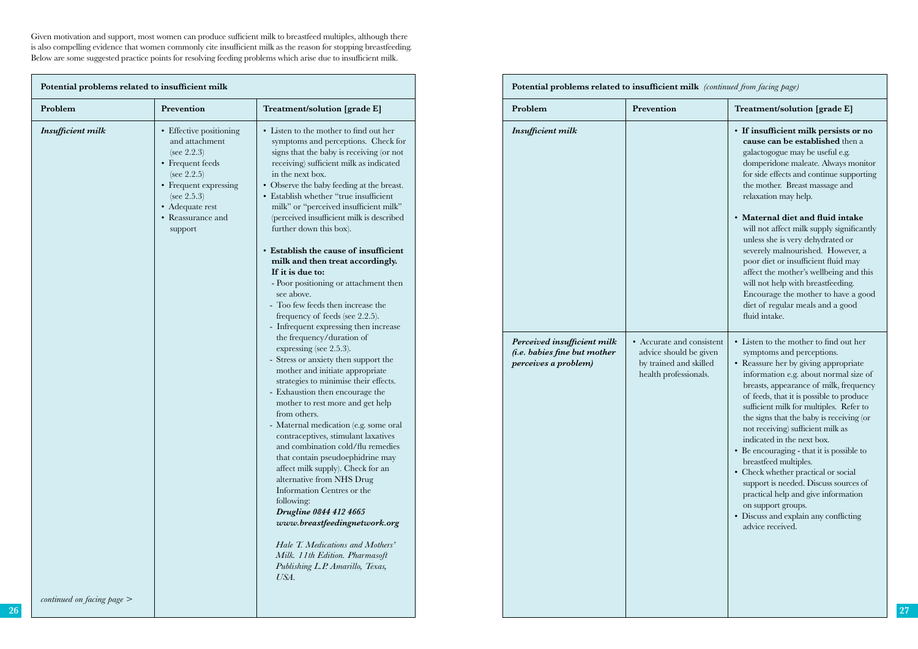Given motivation and support, most women can produce sufficient milk to breastfeed multiples, although there is also compelling evidence that women commonly cite insufficient milk as the reason for stopping breastfeeding. Below are some suggested practice points for resolving feeding problems which arise due to insufficient milk.

**Potential problems related to insufficient milk**

| Problem | Prevention | Treatment/solution [grade E] |
|---|---|---|
| ***Insufficient milk*** | • Effective positioning and attachment (see 2.2.3)<br>• Frequent feeds (see 2.2.5)<br>• Frequent expressing (see 2.5.3)<br>• Adequate rest<br>• Reassurance and support | • Listen to the mother to find out her symptoms and perceptions. Check for signs that the baby is receiving (or not receiving) sufficient milk as indicated in the next box.<br>• Observe the baby feeding at the breast.<br>• Establish whether "true insufficient milk" or "perceived insufficient milk" (perceived insufficient milk is described further down this box).<br><br>• **Establish the cause of insufficient milk and then treat accordingly. If it is due to:**<br>- Poor positioning or attachment then see above.<br>- Too few feeds then increase the frequency of feeds (see 2.2.5).<br>- Infrequent expressing then increase the frequency/duration of expressing (see 2.5.3).<br>- Stress or anxiety then support the mother and initiate appropriate strategies to minimise their effects.<br>- Exhaustion then encourage the mother to rest more and get help from others.<br>- Maternal medication (e.g. some oral contraceptives, stimulant laxatives and combination cold/flu remedies that contain pseudoephidrine may affect milk supply). Check for an alternative from NHS Drug Information Centres or the following:<br>***Drugline 0844 412 4665***<br>***www.breastfeedingnetwork.org***<br><br>*Hale T. Medications and Mothers' Milk. 11th Edition. Pharmasoft Publishing L.P. Amarillo, Texas, USA.* |

*continued on facing page >*

**Potential problems related to insufficient milk** *(continued from facing page)*

| Problem | Prevention | Treatment/solution [grade E] |
|---|---|---|
| ***Insufficient milk*** | | • **If insufficient milk persists or no cause can be established** then a galactogogue may be useful e.g. domperidone maleate. Always monitor for side effects and continue supporting the mother. Breast massage and relaxation may help.<br><br>• **Maternal diet and fluid intake** will not affect milk supply significantly unless she is very dehydrated or severely malnourished. However, a poor diet or insufficient fluid may affect the mother's wellbeing and this will not help with breastfeeding. Encourage the mother to have a good diet of regular meals and a good fluid intake. |
| ***Perceived insufficient milk (i.e. babies fine but mother perceives a problem)*** | • Accurate and consistent advice should be given by trained and skilled health professionals. | • Listen to the mother to find out her symptoms and perceptions.<br>• Reassure her by giving appropriate information e.g. about normal size of breasts, appearance of milk, frequency of feeds, that it is possible to produce sufficient milk for multiples. Refer to the signs that the baby is receiving (or not receiving) sufficient milk as indicated in the next box.<br>• Be encouraging - that it is possible to breastfeed multiples.<br>• Check whether practical or social support is needed. Discuss sources of practical help and give information on support groups.<br>• Discuss and explain any conflicting advice received. |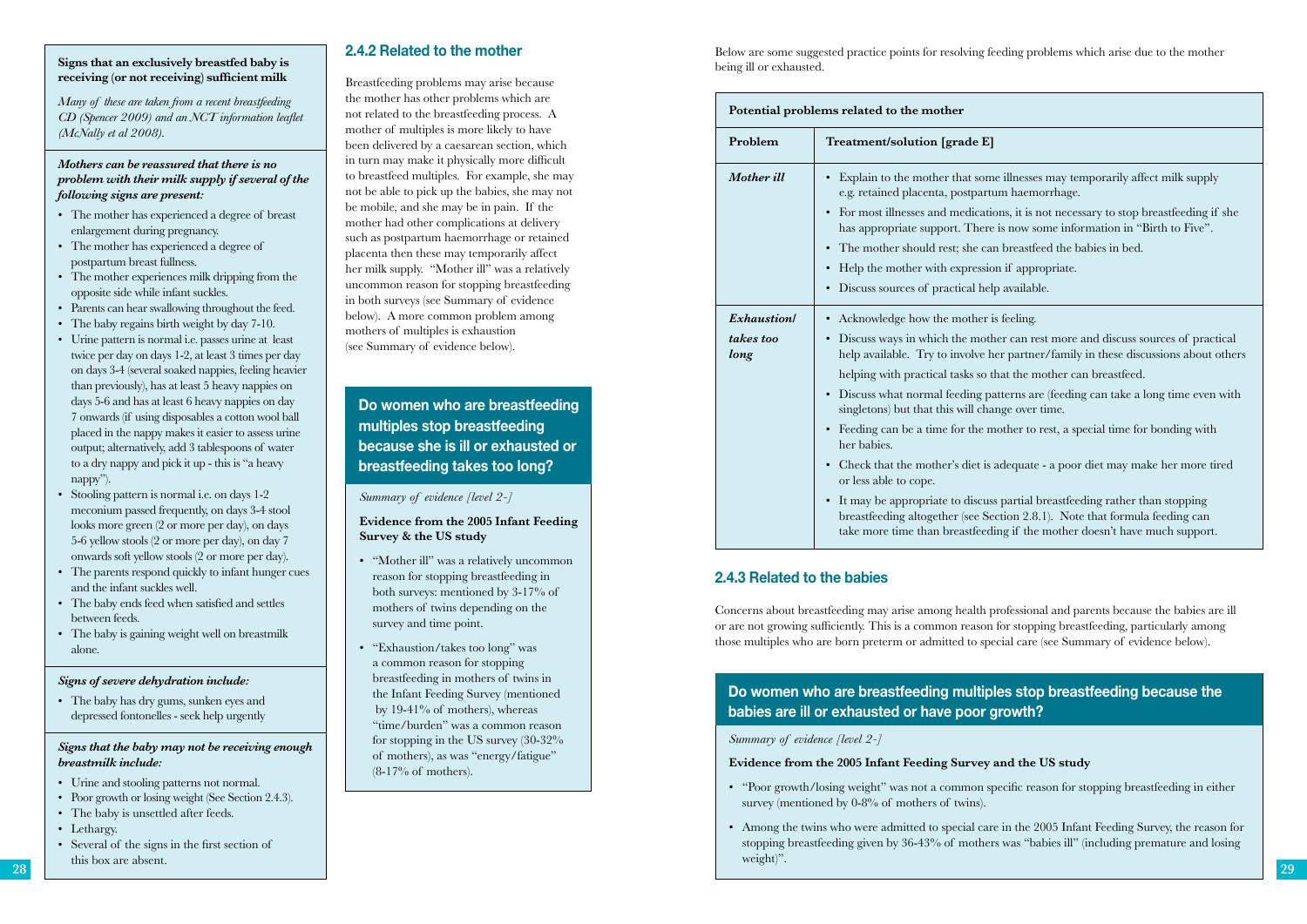**Signs that an exclusively breastfed baby is receiving (or not receiving) sufficient milk**

*Many of these are taken from a recent breastfeeding CD (Spencer 2009) and an NCT information leaflet (McNally et al 2008).*

***Mothers can be reassured that there is no problem with their milk supply if several of the following signs are present:***

- The mother has experienced a degree of breast enlargement during pregnancy.
- The mother has experienced a degree of postpartum breast fullness.
- The mother experiences milk dripping from the opposite side while infant suckles.
- Parents can hear swallowing throughout the feed.
- The baby regains birth weight by day 7-10.
- Urine pattern is normal i.e. passes urine at least twice per day on days 1-2, at least 3 times per day on days 3-4 (several soaked nappies, feeling heavier than previously), has at least 5 heavy nappies on days 5-6 and has at least 6 heavy nappies on day 7 onwards (if using disposables a cotton wool ball placed in the nappy makes it easier to assess urine output; alternatively, add 3 tablespoons of water to a dry nappy and pick it up - this is "a heavy nappy").
- Stooling pattern is normal i.e. on days 1-2 meconium passed frequently, on days 3-4 stool looks more green (2 or more per day), on days 5-6 yellow stools (2 or more per day), on day 7 onwards soft yellow stools (2 or more per day).
- The parents respond quickly to infant hunger cues and the infant suckles well.
- The baby ends feed when satisfied and settles between feeds.
- The baby is gaining weight well on breastmilk alone.

***Signs of severe dehydration include:***

- The baby has dry gums, sunken eyes and depressed fontonelles - seek help urgently

***Signs that the baby may not be receiving enough breastmilk include:***

- Urine and stooling patterns not normal.
- Poor growth or losing weight (See Section 2.4.3).
- The baby is unsettled after feeds.
- Lethargy.
- Several of the signs in the first section of this box are absent.

### 2.4.2 Related to the mother

Breastfeeding problems may arise because the mother has other problems which are not related to the breastfeeding process. A mother of multiples is more likely to have been delivered by a caesarean section, which in turn may make it physically more difficult to breastfeed multiples. For example, she may not be able to pick up the babies, she may not be mobile, and she may be in pain. If the mother had other complications at delivery such as postpartum haemorrhage or retained placenta then these may temporarily affect her milk supply. "Mother ill" was a relatively uncommon reason for stopping breastfeeding in both surveys (see Summary of evidence below). A more common problem among mothers of multiples is exhaustion (see Summary of evidence below).

**Do women who are breastfeeding multiples stop breastfeeding because she is ill or exhausted or breastfeeding takes too long?**

*Summary of evidence [level 2-]*

**Evidence from the 2005 Infant Feeding Survey & the US study**

- "Mother ill" was a relatively uncommon reason for stopping breastfeeding in both surveys: mentioned by 3-17% of mothers of twins depending on the survey and time point.
- "Exhaustion/takes too long" was a common reason for stopping breastfeeding in mothers of twins in the Infant Feeding Survey (mentioned by 19-41% of mothers), whereas "time/burden" was a common reason for stopping in the US survey (30-32% of mothers), as was "energy/fatigue" (8-17% of mothers).

Below are some suggested practice points for resolving feeding problems which arise due to the mother being ill or exhausted.

| **Potential problems related to the mother** | |
|---|---|
| **Problem** | **Treatment/solution [grade E]** |
| ***Mother ill*** | • Explain to the mother that some illnesses may temporarily affect milk supply e.g. retained placenta, postpartum haemorrhage.<br>• For most illnesses and medications, it is not necessary to stop breastfeeding if she has appropriate support. There is now some information in "Birth to Five".<br>• The mother should rest; she can breastfeed the babies in bed.<br>• Help the mother with expression if appropriate.<br>• Discuss sources of practical help available. |
| ***Exhaustion/ takes too long*** | • Acknowledge how the mother is feeling.<br>• Discuss ways in which the mother can rest more and discuss sources of practical help available. Try to involve her partner/family in these discussions about others helping with practical tasks so that the mother can breastfeed.<br>• Discuss what normal feeding patterns are (feeding can take a long time even with singletons) but that this will change over time.<br>• Feeding can be a time for the mother to rest, a special time for bonding with her babies.<br>• Check that the mother's diet is adequate - a poor diet may make her more tired or less able to cope.<br>• It may be appropriate to discuss partial breastfeeding rather than stopping breastfeeding altogether (see Section 2.8.1). Note that formula feeding can take more time than breastfeeding if the mother doesn't have much support. |

### 2.4.3 Related to the babies

Concerns about breastfeeding may arise among health professional and parents because the babies are ill or are not growing sufficiently. This is a common reason for stopping breastfeeding, particularly among those multiples who are born preterm or admitted to special care (see Summary of evidence below).

**Do women who are breastfeeding multiples stop breastfeeding because the babies are ill or exhausted or have poor growth?**

*Summary of evidence [level 2-]*

**Evidence from the 2005 Infant Feeding Survey and the US study**

- "Poor growth/losing weight" was not a common specific reason for stopping breastfeeding in either survey (mentioned by 0-8% of mothers of twins).
- Among the twins who were admitted to special care in the 2005 Infant Feeding Survey, the reason for stopping breastfeeding given by 36-43% of mothers was "babies ill" (including premature and losing weight)".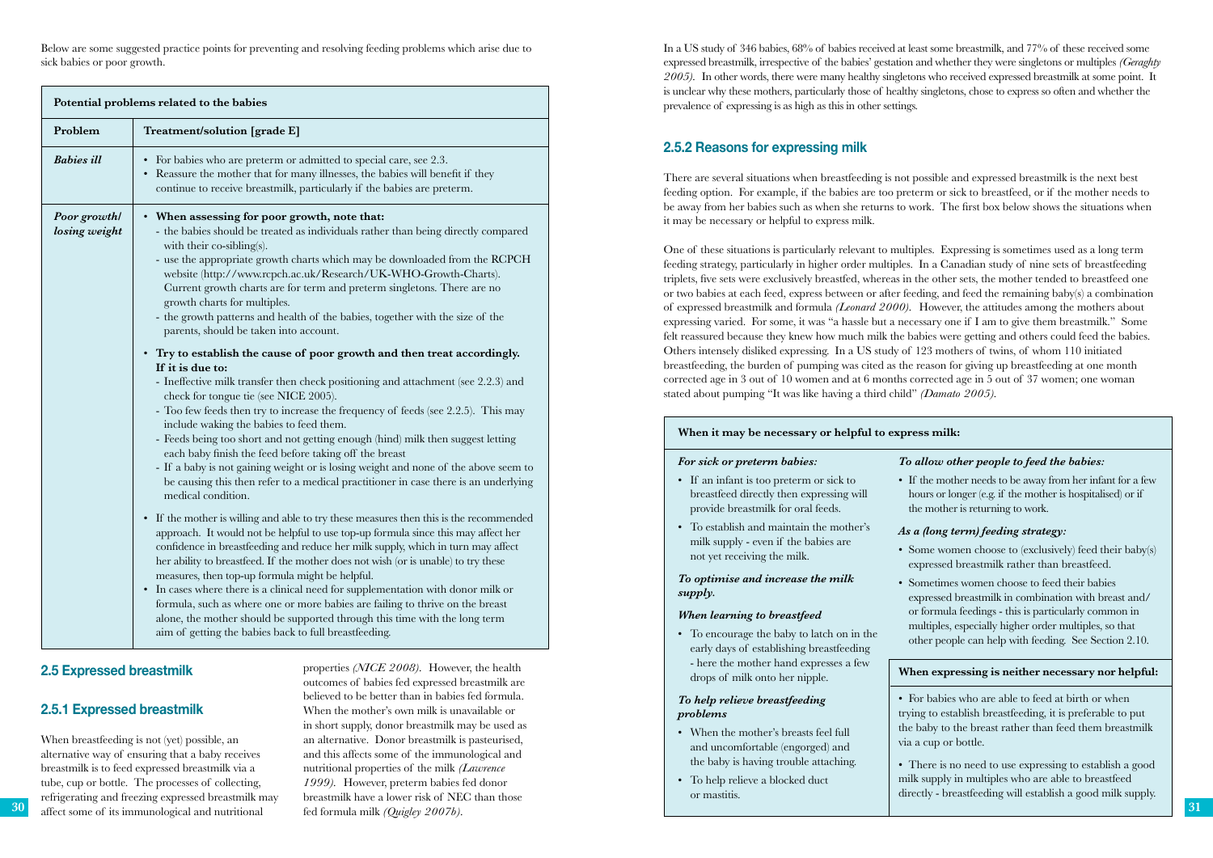Below are some suggested practice points for preventing and resolving feeding problems which arise due to sick babies or poor growth.

| Potential problems related to the babies | |
|---|---|
| **Problem** | **Treatment/solution [grade E]** |
| ***Babies ill*** | • For babies who are preterm or admitted to special care, see 2.3.<br>• Reassure the mother that for many illnesses, the babies will benefit if they continue to receive breastmilk, particularly if the babies are preterm. |
| ***Poor growth/ losing weight*** | • **When assessing for poor growth, note that:**<br>- the babies should be treated as individuals rather than being directly compared with their co-sibling(s).<br>- use the appropriate growth charts which may be downloaded from the RCPCH website (http://www.rcpch.ac.uk/Research/UK-WHO-Growth-Charts). Current growth charts are for term and preterm singletons. There are no growth charts for multiples.<br>- the growth patterns and health of the babies, together with the size of the parents, should be taken into account.<br><br>• **Try to establish the cause of poor growth and then treat accordingly. If it is due to:**<br>- Ineffective milk transfer then check positioning and attachment (see 2.2.3) and check for tongue tie (see NICE 2005).<br>- Too few feeds then try to increase the frequency of feeds (see 2.2.5). This may include waking the babies to feed them.<br>- Feeds being too short and not getting enough (hind) milk then suggest letting each baby finish the feed before taking off the breast<br>- If a baby is not gaining weight or is losing weight and none of the above seem to be causing this then refer to a medical practitioner in case there is an underlying medical condition.<br><br>• If the mother is willing and able to try these measures then this is the recommended approach. It would not be helpful to use top-up formula since this may affect her confidence in breastfeeding and reduce her milk supply, which in turn may affect her ability to breastfeed. If the mother does not wish (or is unable) to try these measures, then top-up formula might be helpful.<br>• In cases where there is a clinical need for supplementation with donor milk or formula, such as where one or more babies are failing to thrive on the breast alone, the mother should be supported through this time with the long term aim of getting the babies back to full breastfeeding. |

## 2.5 Expressed breastmilk

### 2.5.1 Expressed breastmilk

When breastfeeding is not (yet) possible, an alternative way of ensuring that a baby receives breastmilk is to feed expressed breastmilk via a tube, cup or bottle. The processes of collecting, refrigerating and freezing expressed breastmilk may affect some of its immunological and nutritional properties *(NICE 2008)*. However, the health outcomes of babies fed expressed breastmilk are believed to be better than in babies fed formula. When the mother's own milk is unavailable or in short supply, donor breastmilk may be used as an alternative. Donor breastmilk is pasteurised, and this affects some of the immunological and nutritional properties of the milk *(Lawrence 1999)*. However, preterm babies fed donor breastmilk have a lower risk of NEC than those fed formula milk *(Quigley 2007b)*.

In a US study of 346 babies, 68% of babies received at least some breastmilk, and 77% of these received some expressed breastmilk, irrespective of the babies' gestation and whether they were singletons or multiples *(Geraghty 2005)*. In other words, there were many healthy singletons who received expressed breastmilk at some point. It is unclear why these mothers, particularly those of healthy singletons, chose to express so often and whether the prevalence of expressing is as high as this in other settings.

### 2.5.2 Reasons for expressing milk

There are several situations when breastfeeding is not possible and expressed breastmilk is the next best feeding option. For example, if the babies are too preterm or sick to breastfeed, or if the mother needs to be away from her babies such as when she returns to work. The first box below shows the situations when it may be necessary or helpful to express milk.

One of these situations is particularly relevant to multiples. Expressing is sometimes used as a long term feeding strategy, particularly in higher order multiples. In a Canadian study of nine sets of breastfeeding triplets, five sets were exclusively breastfed, whereas in the other sets, the mother tended to breastfeed one or two babies at each feed, express between or after feeding, and feed the remaining baby(s) a combination of expressed breastmilk and formula *(Leonard 2000)*. However, the attitudes among the mothers about expressing varied. For some, it was "a hassle but a necessary one if I am to give them breastmilk." Some felt reassured because they knew how much milk the babies were getting and others could feed the babies. Others intensely disliked expressing. In a US study of 123 mothers of twins, of whom 110 initiated breastfeeding, the burden of pumping was cited as the reason for giving up breastfeeding at one month corrected age in 3 out of 10 women and at 6 months corrected age in 5 out of 37 women; one woman stated about pumping "It was like having a third child" *(Damato 2005)*.

**When it may be necessary or helpful to express milk:**

***For sick or preterm babies:***

- If an infant is too preterm or sick to breastfeed directly then expressing will provide breastmilk for oral feeds.
- To establish and maintain the mother's milk supply - even if the babies are not yet receiving the milk.

***To optimise and increase the milk supply.***

***When learning to breastfeed***

- To encourage the baby to latch on in the early days of establishing breastfeeding - here the mother hand expresses a few drops of milk onto her nipple.

***To help relieve breastfeeding problems***

- When the mother's breasts feel full and uncomfortable (engorged) and the baby is having trouble attaching.
- To help relieve a blocked duct or mastitis.

***To allow other people to feed the babies:***

- If the mother needs to be away from her infant for a few hours or longer (e.g. if the mother is hospitalised) or if the mother is returning to work.

***As a (long term) feeding strategy:***

- Some women choose to (exclusively) feed their baby(s) expressed breastmilk rather than breastfeed.
- Sometimes women choose to feed their babies expressed breastmilk in combination with breast and/ or formula feedings - this is particularly common in multiples, especially higher order multiples, so that other people can help with feeding. See Section 2.10.

**When expressing is neither necessary nor helpful:**

- For babies who are able to feed at birth or when trying to establish breastfeeding, it is preferable to put the baby to the breast rather than feed them breastmilk via a cup or bottle.
- There is no need to use expressing to establish a good milk supply in multiples who are able to breastfeed directly - breastfeeding will establish a good milk supply.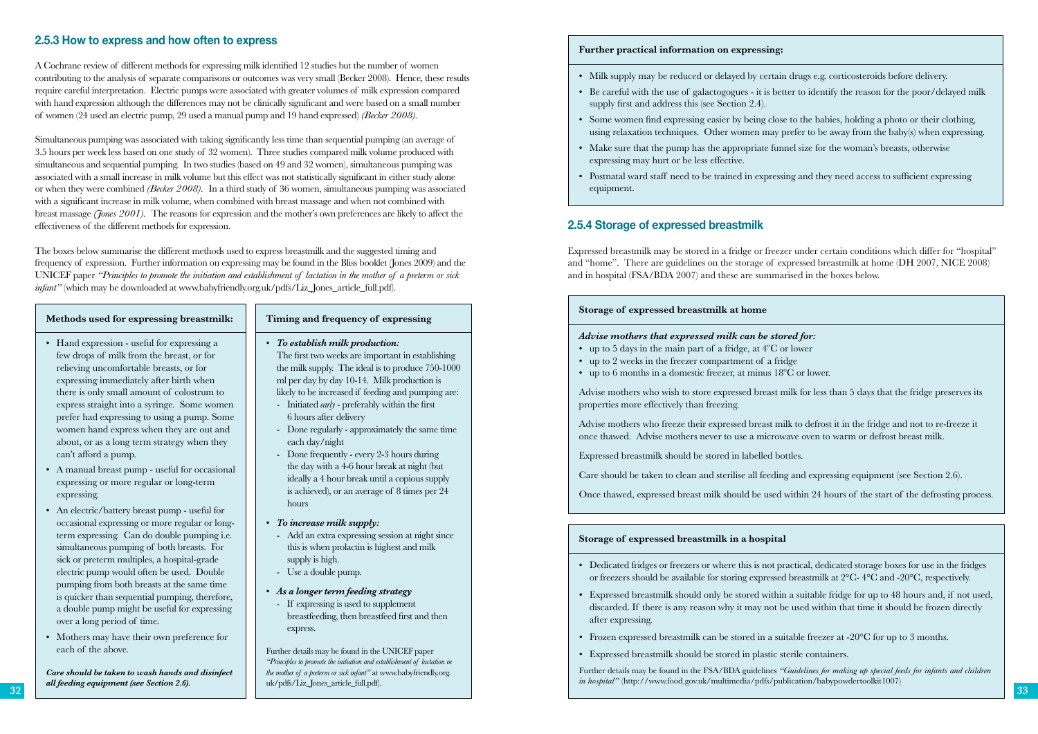### 2.5.3 How to express and how often to express

A Cochrane review of different methods for expressing milk identified 12 studies but the number of women contributing to the analysis of separate comparisons or outcomes was very small (Becker 2008). Hence, these results require careful interpretation. Electric pumps were associated with greater volumes of milk expression compared with hand expression although the differences may not be clinically significant and were based on a small number of women (24 used an electric pump, 29 used a manual pump and 19 hand expressed) *(Becker 2008)*.

Simultaneous pumping was associated with taking significantly less time than sequential pumping (an average of 3.5 hours per week less based on one study of 32 women). Three studies compared milk volume produced with simultaneous and sequential pumping. In two studies (based on 49 and 32 women), simultaneous pumping was associated with a small increase in milk volume but this effect was not statistically significant in either study alone or when they were combined *(Becker 2008)*. In a third study of 36 women, simultaneous pumping was associated with a significant increase in milk volume, when combined with breast massage and when not combined with breast massage *(Jones 2001)*. The reasons for expression and the mother's own preferences are likely to affect the effectiveness of the different methods for expression.

The boxes below summarise the different methods used to express breastmilk and the suggested timing and frequency of expression. Further information on expressing may be found in the Bliss booklet (Jones 2009) and the UNICEF paper *"Principles to promote the initiation and establishment of lactation in the mother of a preterm or sick infant"* (which may be downloaded at www.babyfriendly.org.uk/pdfs/Liz_Jones_article_full.pdf).

**Methods used for expressing breastmilk:**

- Hand expression - useful for expressing a few drops of milk from the breast, or for relieving uncomfortable breasts, or for expressing immediately after birth when there is only small amount of colostrum to express straight into a syringe. Some women prefer had expressing to using a pump. Some women hand express when they are out and about, or as a long term strategy when they can't afford a pump.
- A manual breast pump - useful for occasional expressing or more regular or long-term expressing.
- An electric/battery breast pump - useful for occasional expressing or more regular or long-term expressing. Can do double pumping i.e. simultaneous pumping of both breasts. For sick or preterm multiples, a hospital-grade electric pump would often be used. Double pumping from both breasts at the same time is quicker than sequential pumping, therefore, a double pump might be useful for expressing over a long period of time.
- Mothers may have their own preference for each of the above.

***Care should be taken to wash hands and disinfect all feeding equipment (see Section 2.6).***

**Timing and frequency of expressing**

- ***To establish milk production:***
  The first two weeks are important in establishing the milk supply. The ideal is to produce 750-1000 ml per day by day 10-14. Milk production is likely to be increased if feeding and pumping are:
  - Initiated *early* - preferably within the first 6 hours after delivery
  - Done regularly - approximately the same time each day/night
  - Done frequently - every 2-3 hours during the day with a 4-6 hour break at night (but ideally a 4 hour break until a copious supply is achieved), or an average of 8 times per 24 hours
- ***To increase milk supply:***
  - Add an extra expressing session at night since this is when prolactin is highest and milk supply is high.
  - Use a double pump.
- ***As a longer term feeding strategy***
  - If expressing is used to supplement breastfeeding, then breastfeed first and then express.

Further details may be found in the UNICEF paper *"Principles to promote the initiation and establishment of lactation in the mother of a preterm or sick infant"* at www.babyfriendly.org.uk/pdfs/Liz_Jones_article_full.pdf).

**Further practical information on expressing:**

- Milk supply may be reduced or delayed by certain drugs e.g. corticosteroids before delivery.
- Be careful with the use of galactogogues - it is better to identify the reason for the poor/delayed milk supply first and address this (see Section 2.4).
- Some women find expressing easier by being close to the babies, holding a photo or their clothing, using relaxation techniques. Other women may prefer to be away from the baby(s) when expressing.
- Make sure that the pump has the appropriate funnel size for the woman's breasts, otherwise expressing may hurt or be less effective.
- Postnatal ward staff need to be trained in expressing and they need access to sufficient expressing equipment.

### 2.5.4 Storage of expressed breastmilk

Expressed breastmilk may be stored in a fridge or freezer under certain conditions which differ for "hospital" and "home". There are guidelines on the storage of expressed breastmilk at home (DH 2007, NICE 2008) and in hospital (FSA/BDA 2007) and these are summarised in the boxes below.

**Storage of expressed breastmilk at home**

***Advise mothers that expressed milk can be stored for:***

- up to 5 days in the main part of a fridge, at 4°C or lower
- up to 2 weeks in the freezer compartment of a fridge
- up to 6 months in a domestic freezer, at minus 18°C or lower.

Advise mothers who wish to store expressed breast milk for less than 5 days that the fridge preserves its properties more effectively than freezing.

Advise mothers who freeze their expressed breast milk to defrost it in the fridge and not to re-freeze it once thawed. Advise mothers never to use a microwave oven to warm or defrost breast milk.

Expressed breastmilk should be stored in labelled bottles.

Care should be taken to clean and sterilise all feeding and expressing equipment (see Section 2.6).

Once thawed, expressed breast milk should be used within 24 hours of the start of the defrosting process.

**Storage of expressed breastmilk in a hospital**

- Dedicated fridges or freezers or where this is not practical, dedicated storage boxes for use in the fridges or freezers should be available for storing expressed breastmilk at 2°C- 4°C and -20°C, respectively.
- Expressed breastmilk should only be stored within a suitable fridge for up to 48 hours and, if not used, discarded. If there is any reason why it may not be used within that time it should be frozen directly after expressing.
- Frozen expressed breastmilk can be stored in a suitable freezer at -20°C for up to 3 months.
- Expressed breastmilk should be stored in plastic sterile containers.

Further details may be found in the FSA/BDA guidelines *"Guidelines for making up special feeds for infants and children in hospital"* (http://www.food.gov.uk/multimedia/pdfs/publication/babypowdertoolkit1007)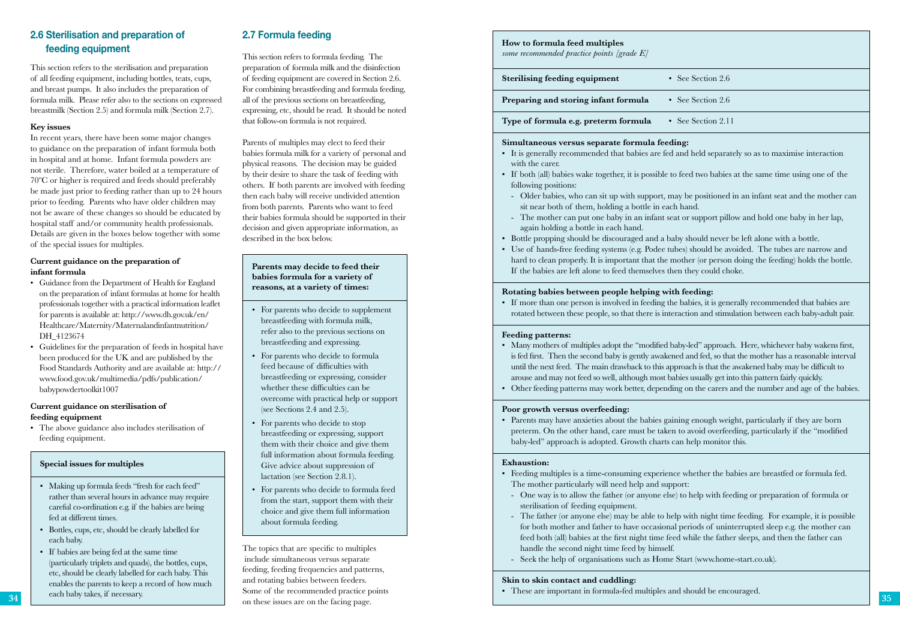## 2.6 Sterilisation and preparation of feeding equipment

This section refers to the sterilisation and preparation of all feeding equipment, including bottles, teats, cups, and breast pumps. It also includes the preparation of formula milk. Please refer also to the sections on expressed breastmilk (Section 2.5) and formula milk (Section 2.7).

**Key issues**

In recent years, there have been some major changes to guidance on the preparation of infant formula both in hospital and at home. Infant formula powders are not sterile. Therefore, water boiled at a temperature of 70°C or higher is required and feeds should preferably be made just prior to feeding rather than up to 24 hours prior to feeding. Parents who have older children may not be aware of these changes so should be educated by hospital staff and/or community health professionals. Details are given in the boxes below together with some of the special issues for multiples.

**Current guidance on the preparation of infant formula**

- Guidance from the Department of Health for England on the preparation of infant formulas at home for health professionals together with a practical information leaflet for parents is available at: http://www.dh.gov.uk/en/Healthcare/Maternity/Maternalandinfantnutrition/DH_4123674
- Guidelines for the preparation of feeds in hospital have been produced for the UK and are published by the Food Standards Authority and are available at: http://www.food.gov.uk/multimedia/pdfs/publication/babypowdertoolkit1007

**Current guidance on sterilisation of feeding equipment**

- The above guidance also includes sterilisation of feeding equipment.

**Special issues for multiples**

- Making up formula feeds "fresh for each feed" rather than several hours in advance may require careful co-ordination e.g. if the babies are being fed at different times.
- Bottles, cups, etc, should be clearly labelled for each baby.
- If babies are being fed at the same time (particularly triplets and quads), the bottles, cups, etc, should be clearly labelled for each baby. This enables the parents to keep a record of how much each baby takes, if necessary.

## 2.7 Formula feeding

This section refers to formula feeding. The preparation of formula milk and the disinfection of feeding equipment are covered in Section 2.6. For combining breastfeeding and formula feeding, all of the previous sections on breastfeeding, expressing, etc, should be read. It should be noted that follow-on formula is not required.

Parents of multiples may elect to feed their babies formula milk for a variety of personal and physical reasons. The decision may be guided by their desire to share the task of feeding with others. If both parents are involved with feeding then each baby will receive undivided attention from both parents. Parents who want to feed their babies formula should be supported in their decision and given appropriate information, as described in the box below.

**Parents may decide to feed their babies formula for a variety of reasons, at a variety of times:**

- For parents who decide to supplement breastfeeding with formula milk, refer also to the previous sections on breastfeeding and expressing.
- For parents who decide to formula feed because of difficulties with breastfeeding or expressing, consider whether these difficulties can be overcome with practical help or support (see Sections 2.4 and 2.5).
- For parents who decide to stop breastfeeding or expressing, support them with their choice and give them full information about formula feeding. Give advice about suppression of lactation (see Section 2.8.1).
- For parents who decide to formula feed from the start, support them with their choice and give them full information about formula feeding.

The topics that are specific to multiples include simultaneous versus separate feeding, feeding frequencies and patterns, and rotating babies between feeders. Some of the recommended practice points on these issues are on the facing page.

**How to formula feed multiples**
*some recommended practice points [grade E]*

| | |
|---|---|
| **Sterilising feeding equipment** | • See Section 2.6 |
| **Preparing and storing infant formula** | • See Section 2.6 |
| **Type of formula e.g. preterm formula** | • See Section 2.11 |

**Simultaneous versus separate formula feeding:**

- It is generally recommended that babies are fed and held separately so as to maximise interaction with the carer.
- If both (all) babies wake together, it is possible to feed two babies at the same time using one of the following positions:
  - Older babies, who can sit up with support, may be positioned in an infant seat and the mother can sit near both of them, holding a bottle in each hand.
  - The mother can put one baby in an infant seat or support pillow and hold one baby in her lap, again holding a bottle in each hand.
- Bottle propping should be discouraged and a baby should never be left alone with a bottle.
- Use of hands-free feeding systems (e.g. Podee tubes) should be avoided. The tubes are narrow and hard to clean properly. It is important that the mother (or person doing the feeding) holds the bottle. If the babies are left alone to feed themselves then they could choke.

**Rotating babies between people helping with feeding:**

- If more than one person is involved in feeding the babies, it is generally recommended that babies are rotated between these people, so that there is interaction and stimulation between each baby-adult pair.

**Feeding patterns:**

- Many mothers of multiples adopt the "modified baby-led" approach. Here, whichever baby wakens first, is fed first. Then the second baby is gently awakened and fed, so that the mother has a reasonable interval until the next feed. The main drawback to this approach is that the awakened baby may be difficult to arouse and may not feed so well, although most babies usually get into this pattern fairly quickly.
- Other feeding patterns may work better, depending on the carers and the number and age of the babies.

**Poor growth versus overfeeding:**

- Parents may have anxieties about the babies gaining enough weight, particularly if they are born preterm. On the other hand, care must be taken to avoid overfeeding, particularly if the "modified baby-led" approach is adopted. Growth charts can help monitor this.

**Exhaustion:**

- Feeding multiples is a time-consuming experience whether the babies are breastfed or formula fed. The mother particularly will need help and support:
  - One way is to allow the father (or anyone else) to help with feeding or preparation of formula or sterilisation of feeding equipment.
  - The father (or anyone else) may be able to help with night time feeding. For example, it is possible for both mother and father to have occasional periods of uninterrupted sleep e.g. the mother can feed both (all) babies at the first night time feed while the father sleeps, and then the father can handle the second night time feed by himself.
  - Seek the help of organisations such as Home Start (www.home-start.co.uk).

**Skin to skin contact and cuddling:**

- These are important in formula-fed multiples and should be encouraged.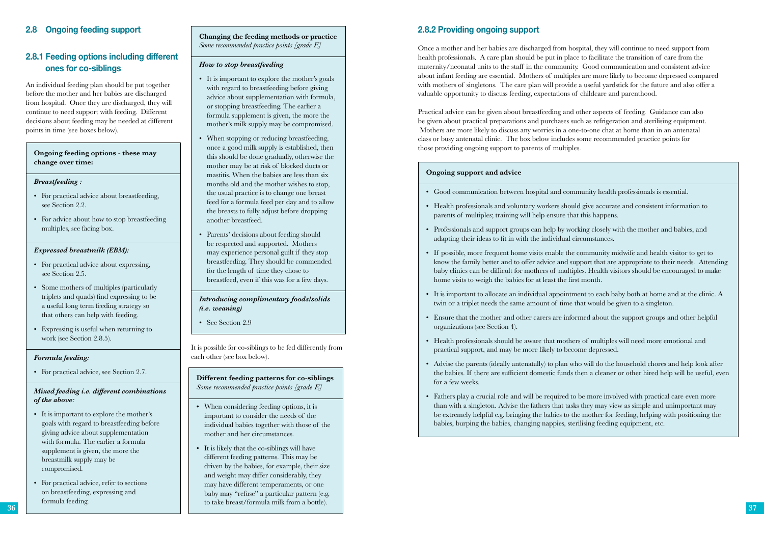## 2.8 Ongoing feeding support

### 2.8.1 Feeding options including different ones for co-siblings

An individual feeding plan should be put together before the mother and her babies are discharged from hospital. Once they are discharged, they will continue to need support with feeding. Different decisions about feeding may be needed at different points in time (see boxes below).

**Ongoing feeding options - these may change over time:**

***Breastfeeding :***

- For practical advice about breastfeeding, see Section 2.2.
- For advice about how to stop breastfeeding multiples, see facing box.

***Expressed breastmilk (EBM):***

- For practical advice about expressing, see Section 2.5.
- Some mothers of multiples (particularly triplets and quads) find expressing to be a useful long term feeding strategy so that others can help with feeding.
- Expressing is useful when returning to work (see Section 2.8.5).

***Formula feeding:***

- For practical advice, see Section 2.7.

***Mixed feeding i.e. different combinations of the above:***

- It is important to explore the mother's goals with regard to breastfeeding before giving advice about supplementation with formula. The earlier a formula supplement is given, the more the breastmilk supply may be compromised.
- For practical advice, refer to sections on breastfeeding, expressing and formula feeding.

**Changing the feeding methods or practice**
*Some recommended practice points [grade E]*

***How to stop breastfeeding***

- It is important to explore the mother's goals with regard to breastfeeding before giving advice about supplementation with formula, or stopping breastfeeding. The earlier a formula supplement is given, the more the mother's milk supply may be compromised.
- When stopping or reducing breastfeeding, once a good milk supply is established, then this should be done gradually, otherwise the mother may be at risk of blocked ducts or mastitis. When the babies are less than six months old and the mother wishes to stop, the usual practice is to change one breast feed for a formula feed per day and to allow the breasts to fully adjust before dropping another breastfeed.
- Parents' decisions about feeding should be respected and supported. Mothers may experience personal guilt if they stop breastfeeding. They should be commended for the length of time they chose to breastfeed, even if this was for a few days.

***Introducing complimentary foods/solids (i.e. weaning)***

- See Section 2.9

It is possible for co-siblings to be fed differently from each other (see box below).

**Different feeding patterns for co-siblings**
*Some recommended practice points [grade E]*

- When considering feeding options, it is important to consider the needs of the individual babies together with those of the mother and her circumstances.
- It is likely that the co-siblings will have different feeding patterns. This may be driven by the babies, for example, their size and weight may differ considerably, they may have different temperaments, or one baby may "refuse" a particular pattern (e.g. to take breast/formula milk from a bottle).

### 2.8.2 Providing ongoing support

Once a mother and her babies are discharged from hospital, they will continue to need support from health professionals. A care plan should be put in place to facilitate the transition of care from the maternity/neonatal units to the staff in the community. Good communication and consistent advice about infant feeding are essential. Mothers of multiples are more likely to become depressed compared with mothers of singletons. The care plan will provide a useful yardstick for the future and also offer a valuable opportunity to discuss feeding, expectations of childcare and parenthood.

Practical advice can be given about breastfeeding and other aspects of feeding. Guidance can also be given about practical preparations and purchases such as refrigeration and sterilising equipment. Mothers are more likely to discuss any worries in a one-to-one chat at home than in an antenatal class or busy antenatal clinic. The box below includes some recommended practice points for those providing ongoing support to parents of multiples.

**Ongoing support and advice**

- Good communication between hospital and community health professionals is essential.
- Health professionals and voluntary workers should give accurate and consistent information to parents of multiples; training will help ensure that this happens.
- Professionals and support groups can help by working closely with the mother and babies, and adapting their ideas to fit in with the individual circumstances.
- If possible, more frequent home visits enable the community midwife and health visitor to get to know the family better and to offer advice and support that are appropriate to their needs. Attending baby clinics can be difficult for mothers of multiples. Health visitors should be encouraged to make home visits to weigh the babies for at least the first month.
- It is important to allocate an individual appointment to each baby both at home and at the clinic. A twin or a triplet needs the same amount of time that would be given to a singleton.
- Ensure that the mother and other carers are informed about the support groups and other helpful organizations (see Section 4).
- Health professionals should be aware that mothers of multiples will need more emotional and practical support, and may be more likely to become depressed.
- Advise the parents (ideally antenatally) to plan who will do the household chores and help look after the babies. If there are sufficient domestic funds then a cleaner or other hired help will be useful, even for a few weeks.
- Fathers play a crucial role and will be required to be more involved with practical care even more than with a singleton. Advise the fathers that tasks they may view as simple and unimportant may be extremely helpful e.g. bringing the babies to the mother for feeding, helping with positioning the babies, burping the babies, changing nappies, sterilising feeding equipment, etc.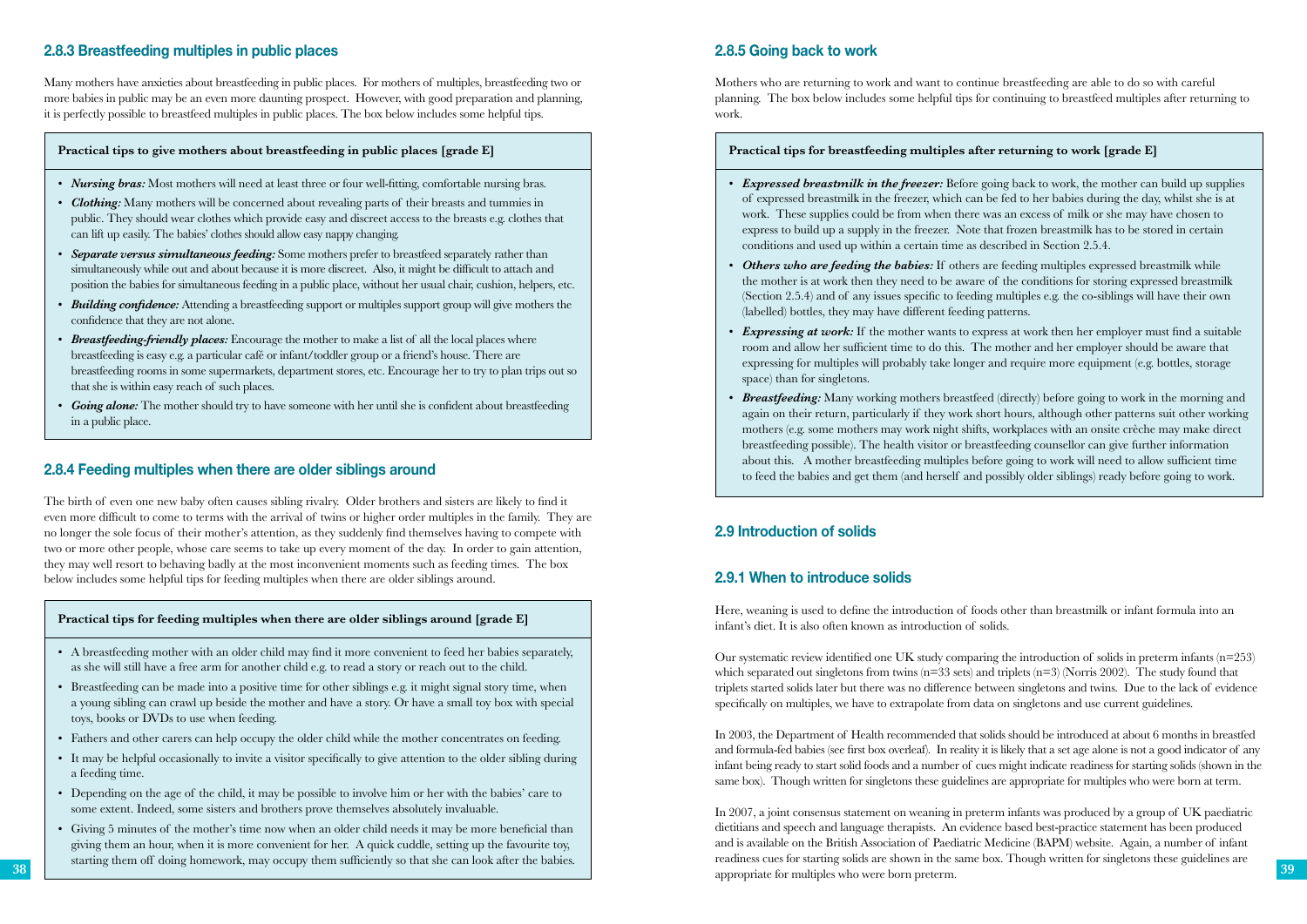### 2.8.3 Breastfeeding multiples in public places

Many mothers have anxieties about breastfeeding in public places. For mothers of multiples, breastfeeding two or more babies in public may be an even more daunting prospect. However, with good preparation and planning, it is perfectly possible to breastfeed multiples in public places. The box below includes some helpful tips.

**Practical tips to give mothers about breastfeeding in public places [grade E]**

- ***Nursing bras:*** Most mothers will need at least three or four well-fitting, comfortable nursing bras.
- ***Clothing:*** Many mothers will be concerned about revealing parts of their breasts and tummies in public. They should wear clothes which provide easy and discreet access to the breasts e.g. clothes that can lift up easily. The babies' clothes should allow easy nappy changing.
- ***Separate versus simultaneous feeding:*** Some mothers prefer to breastfeed separately rather than simultaneously while out and about because it is more discreet. Also, it might be difficult to attach and position the babies for simultaneous feeding in a public place, without her usual chair, cushion, helpers, etc.
- ***Building confidence:*** Attending a breastfeeding support or multiples support group will give mothers the confidence that they are not alone.
- ***Breastfeeding-friendly places:*** Encourage the mother to make a list of all the local places where breastfeeding is easy e.g. a particular café or infant/toddler group or a friend's house. There are breastfeeding rooms in some supermarkets, department stores, etc. Encourage her to try to plan trips out so that she is within easy reach of such places.
- ***Going alone:*** The mother should try to have someone with her until she is confident about breastfeeding in a public place.

### 2.8.4 Feeding multiples when there are older siblings around

The birth of even one new baby often causes sibling rivalry. Older brothers and sisters are likely to find it even more difficult to come to terms with the arrival of twins or higher order multiples in the family. They are no longer the sole focus of their mother's attention, as they suddenly find themselves having to compete with two or more other people, whose care seems to take up every moment of the day. In order to gain attention, they may well resort to behaving badly at the most inconvenient moments such as feeding times. The box below includes some helpful tips for feeding multiples when there are older siblings around.

**Practical tips for feeding multiples when there are older siblings around [grade E]**

- A breastfeeding mother with an older child may find it more convenient to feed her babies separately, as she will still have a free arm for another child e.g. to read a story or reach out to the child.
- Breastfeeding can be made into a positive time for other siblings e.g. it might signal story time, when a young sibling can crawl up beside the mother and have a story. Or have a small toy box with special toys, books or DVDs to use when feeding.
- Fathers and other carers can help occupy the older child while the mother concentrates on feeding.
- It may be helpful occasionally to invite a visitor specifically to give attention to the older sibling during a feeding time.
- Depending on the age of the child, it may be possible to involve him or her with the babies' care to some extent. Indeed, some sisters and brothers prove themselves absolutely invaluable.
- Giving 5 minutes of the mother's time now when an older child needs it may be more beneficial than giving them an hour, when it is more convenient for her. A quick cuddle, setting up the favourite toy, starting them off doing homework, may occupy them sufficiently so that she can look after the babies.

### 2.8.5 Going back to work

Mothers who are returning to work and want to continue breastfeeding are able to do so with careful planning. The box below includes some helpful tips for continuing to breastfeed multiples after returning to work.

**Practical tips for breastfeeding multiples after returning to work [grade E]**

- ***Expressed breastmilk in the freezer:*** Before going back to work, the mother can build up supplies of expressed breastmilk in the freezer, which can be fed to her babies during the day, whilst she is at work. These supplies could be from when there was an excess of milk or she may have chosen to express to build up a supply in the freezer. Note that frozen breastmilk has to be stored in certain conditions and used up within a certain time as described in Section 2.5.4.
- ***Others who are feeding the babies:*** If others are feeding multiples expressed breastmilk while the mother is at work then they need to be aware of the conditions for storing expressed breastmilk (Section 2.5.4) and of any issues specific to feeding multiples e.g. the co-siblings will have their own (labelled) bottles, they may have different feeding patterns.
- ***Expressing at work:*** If the mother wants to express at work then her employer must find a suitable room and allow her sufficient time to do this. The mother and her employer should be aware that expressing for multiples will probably take longer and require more equipment (e.g. bottles, storage space) than for singletons.
- ***Breastfeeding:*** Many working mothers breastfeed (directly) before going to work in the morning and again on their return, particularly if they work short hours, although other patterns suit other working mothers (e.g. some mothers may work night shifts, workplaces with an onsite crèche may make direct breastfeeding possible). The health visitor or breastfeeding counsellor can give further information about this. A mother breastfeeding multiples before going to work will need to allow sufficient time to feed the babies and get them (and herself and possibly older siblings) ready before going to work.

## 2.9 Introduction of solids

### 2.9.1 When to introduce solids

Here, weaning is used to define the introduction of foods other than breastmilk or infant formula into an infant's diet. It is also often known as introduction of solids.

Our systematic review identified one UK study comparing the introduction of solids in preterm infants (n=253) which separated out singletons from twins (n=33 sets) and triplets (n=3) (Norris 2002). The study found that triplets started solids later but there was no difference between singletons and twins. Due to the lack of evidence specifically on multiples, we have to extrapolate from data on singletons and use current guidelines.

In 2003, the Department of Health recommended that solids should be introduced at about 6 months in breastfed and formula-fed babies (see first box overleaf). In reality it is likely that a set age alone is not a good indicator of any infant being ready to start solid foods and a number of cues might indicate readiness for starting solids (shown in the same box). Though written for singletons these guidelines are appropriate for multiples who were born at term.

In 2007, a joint consensus statement on weaning in preterm infants was produced by a group of UK paediatric dietitians and speech and language therapists. An evidence based best-practice statement has been produced and is available on the British Association of Paediatric Medicine (BAPM) website. Again, a number of infant readiness cues for starting solids are shown in the same box. Though written for singletons these guidelines are appropriate for multiples who were born preterm.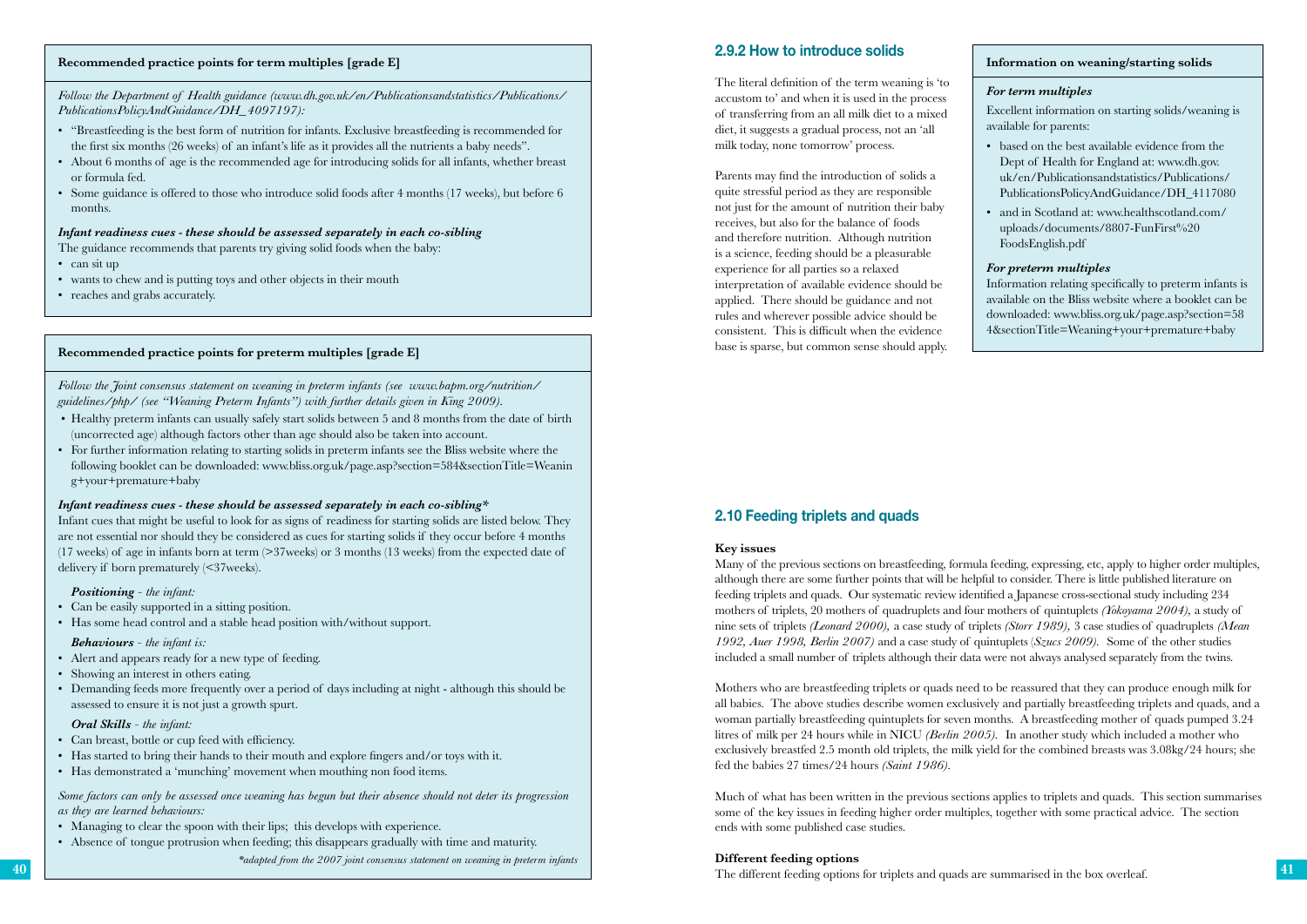#### Recommended practice points for term multiples [grade E]

*Follow the Department of Health guidance (www.dh.gov.uk/en/Publicationsandstatistics/Publications/PublicationsPolicyAndGuidance/DH_4097197):*

- "Breastfeeding is the best form of nutrition for infants. Exclusive breastfeeding is recommended for the first six months (26 weeks) of an infant's life as it provides all the nutrients a baby needs".
- About 6 months of age is the recommended age for introducing solids for all infants, whether breast or formula fed.
- Some guidance is offered to those who introduce solid foods after 4 months (17 weeks), but before 6 months.

***Infant readiness cues - these should be assessed separately in each co-sibling***

The guidance recommends that parents try giving solid foods when the baby:

- can sit up
- wants to chew and is putting toys and other objects in their mouth
- reaches and grabs accurately.

#### Recommended practice points for preterm multiples [grade E]

*Follow the Joint consensus statement on weaning in preterm infants (see www.bapm.org/nutrition/guidelines/php/ (see "Weaning Preterm Infants") with further details given in King 2009).*

- Healthy preterm infants can usually safely start solids between 5 and 8 months from the date of birth (uncorrected age) although factors other than age should also be taken into account.
- For further information relating to starting solids in preterm infants see the Bliss website where the following booklet can be downloaded: www.bliss.org.uk/page.asp?section=584&sectionTitle=Weaning+your+premature+baby

***Infant readiness cues - these should be assessed separately in each co-sibling****

Infant cues that might be useful to look for as signs of readiness for starting solids are listed below. They are not essential nor should they be considered as cues for starting solids if they occur before 4 months (17 weeks) of age in infants born at term (>37weeks) or 3 months (13 weeks) from the expected date of delivery if born prematurely (<37weeks).

***Positioning** - the infant:*

- Can be easily supported in a sitting position.
- Has some head control and a stable head position with/without support.

***Behaviours** - the infant is:*

- Alert and appears ready for a new type of feeding.
- Showing an interest in others eating.
- Demanding feeds more frequently over a period of days including at night - although this should be assessed to ensure it is not just a growth spurt.

***Oral Skills** - the infant:*

- Can breast, bottle or cup feed with efficiency.
- Has started to bring their hands to their mouth and explore fingers and/or toys with it.
- Has demonstrated a 'munching' movement when mouthing non food items.

*Some factors can only be assessed once weaning has begun but their absence should not deter its progression as they are learned behaviours:*

- Managing to clear the spoon with their lips; this develops with experience.
- Absence of tongue protrusion when feeding; this disappears gradually with time and maturity.

*\*adapted from the 2007 joint consensus statement on weaning in preterm infants*

## 2.9.2 How to introduce solids

The literal definition of the term weaning is 'to accustom to' and when it is used in the process of transferring from an all milk diet to a mixed diet, it suggests a gradual process, not an 'all milk today, none tomorrow' process.

Parents may find the introduction of solids a quite stressful period as they are responsible not just for the amount of nutrition their baby receives, but also for the balance of foods and therefore nutrition. Although nutrition is a science, feeding should be a pleasurable experience for all parties so a relaxed interpretation of available evidence should be applied. There should be guidance and not rules and wherever possible advice should be consistent. This is difficult when the evidence base is sparse, but common sense should apply.

#### Information on weaning/starting solids

***For term multiples***

Excellent information on starting solids/weaning is available for parents:

- based on the best available evidence from the Dept of Health for England at: www.dh.gov.uk/en/Publicationsandstatistics/Publications/PublicationsPolicyAndGuidance/DH_4117080
- and in Scotland at: www.healthscotland.com/uploads/documents/8807-FunFirst%20FoodsEnglish.pdf

***For preterm multiples***

Information relating specifically to preterm infants is available on the Bliss website where a booklet can be downloaded: www.bliss.org.uk/page.asp?section=584&sectionTitle=Weaning+your+premature+baby

## 2.10 Feeding triplets and quads

**Key issues**

Many of the previous sections on breastfeeding, formula feeding, expressing, etc, apply to higher order multiples, although there are some further points that will be helpful to consider. There is little published literature on feeding triplets and quads. Our systematic review identified a Japanese cross-sectional study including 234 mothers of triplets, 20 mothers of quadruplets and four mothers of quintuplets *(Yokoyama 2004)*, a study of nine sets of triplets *(Leonard 2000)*, a case study of triplets *(Storr 1989)*, 3 case studies of quadruplets *(Mean 1992, Auer 1998, Berlin 2007)* and a case study of quintuplets (*Szucs 2009*). Some of the other studies included a small number of triplets although their data were not always analysed separately from the twins.

Mothers who are breastfeeding triplets or quads need to be reassured that they can produce enough milk for all babies. The above studies describe women exclusively and partially breastfeeding triplets and quads, and a woman partially breastfeeding quintuplets for seven months. A breastfeeding mother of quads pumped 3.24 litres of milk per 24 hours while in NICU *(Berlin 2005)*. In another study which included a mother who exclusively breastfed 2.5 month old triplets, the milk yield for the combined breasts was 3.08kg/24 hours; she fed the babies 27 times/24 hours *(Saint 1986)*.

Much of what has been written in the previous sections applies to triplets and quads. This section summarises some of the key issues in feeding higher order multiples, together with some practical advice. The section ends with some published case studies.

**Different feeding options**

The different feeding options for triplets and quads are summarised in the box overleaf.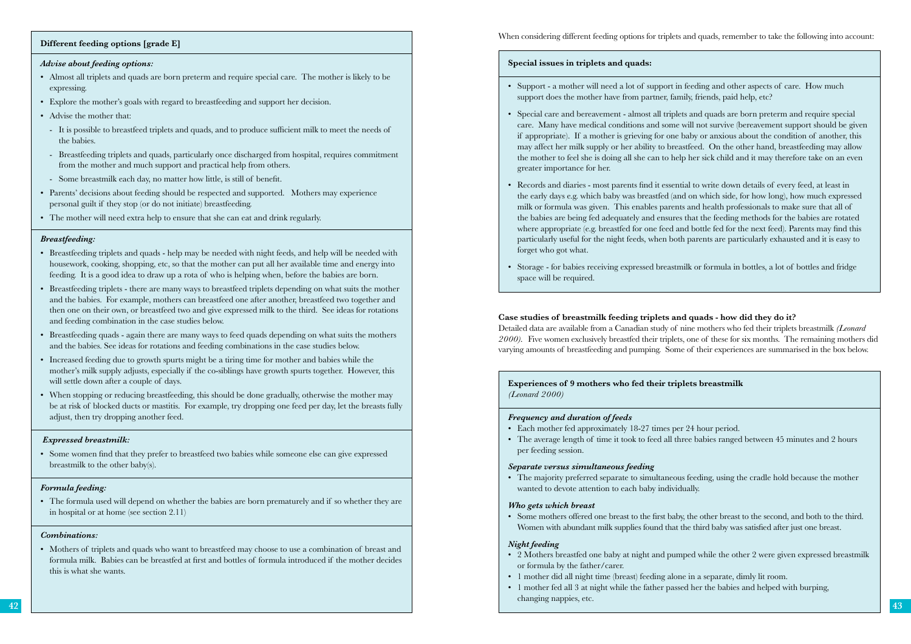### Different feeding options [grade E]

***Advise about feeding options:***

- Almost all triplets and quads are born preterm and require special care. The mother is likely to be expressing.
- Explore the mother's goals with regard to breastfeeding and support her decision.
- Advise the mother that:
  - It is possible to breastfeed triplets and quads, and to produce sufficient milk to meet the needs of the babies.
  - Breastfeeding triplets and quads, particularly once discharged from hospital, requires commitment from the mother and much support and practical help from others.
  - Some breastmilk each day, no matter how little, is still of benefit.
- Parents' decisions about feeding should be respected and supported. Mothers may experience personal guilt if they stop (or do not initiate) breastfeeding.
- The mother will need extra help to ensure that she can eat and drink regularly.

***Breastfeeding:***

- Breastfeeding triplets and quads - help may be needed with night feeds, and help will be needed with housework, cooking, shopping, etc, so that the mother can put all her available time and energy into feeding. It is a good idea to draw up a rota of who is helping when, before the babies are born.
- Breastfeeding triplets - there are many ways to breastfeed triplets depending on what suits the mother and the babies. For example, mothers can breastfeed one after another, breastfeed two together and then one on their own, or breastfeed two and give expressed milk to the third. See ideas for rotations and feeding combination in the case studies below.
- Breastfeeding quads - again there are many ways to feed quads depending on what suits the mothers and the babies. See ideas for rotations and feeding combinations in the case studies below.
- Increased feeding due to growth spurts might be a tiring time for mother and babies while the mother's milk supply adjusts, especially if the co-siblings have growth spurts together. However, this will settle down after a couple of days.
- When stopping or reducing breastfeeding, this should be done gradually, otherwise the mother may be at risk of blocked ducts or mastitis. For example, try dropping one feed per day, let the breasts fully adjust, then try dropping another feed.

***Expressed breastmilk:***

- Some women find that they prefer to breastfeed two babies while someone else can give expressed breastmilk to the other baby(s).

***Formula feeding:***

- The formula used will depend on whether the babies are born prematurely and if so whether they are in hospital or at home (see section 2.11)

***Combinations:***

- Mothers of triplets and quads who want to breastfeed may choose to use a combination of breast and formula milk. Babies can be breastfed at first and bottles of formula introduced if the mother decides this is what she wants.

When considering different feeding options for triplets and quads, remember to take the following into account:

### Special issues in triplets and quads:

- Support - a mother will need a lot of support in feeding and other aspects of care. How much support does the mother have from partner, family, friends, paid help, etc?
- Special care and bereavement - almost all triplets and quads are born preterm and require special care. Many have medical conditions and some will not survive (bereavement support should be given if appropriate). If a mother is grieving for one baby or anxious about the condition of another, this may affect her milk supply or her ability to breastfeed. On the other hand, breastfeeding may allow the mother to feel she is doing all she can to help her sick child and it may therefore take on an even greater importance for her.
- Records and diaries - most parents find it essential to write down details of every feed, at least in the early days e.g. which baby was breastfed (and on which side, for how long), how much expressed milk or formula was given. This enables parents and health professionals to make sure that all of the babies are being fed adequately and ensures that the feeding methods for the babies are rotated where appropriate (e.g. breastfed for one feed and bottle fed for the next feed). Parents may find this particularly useful for the night feeds, when both parents are particularly exhausted and it is easy to forget who got what.
- Storage - for babies receiving expressed breastmilk or formula in bottles, a lot of bottles and fridge space will be required.

**Case studies of breastmilk feeding triplets and quads - how did they do it?**
Detailed data are available from a Canadian study of nine mothers who fed their triplets breastmilk *(Leonard 2000)*. Five women exclusively breastfed their triplets, one of these for six months. The remaining mothers did varying amounts of breastfeeding and pumping. Some of their experiences are summarised in the box below.

### Experiences of 9 mothers who fed their triplets breastmilk
*(Leonard 2000)*

***Frequency and duration of feeds***

- Each mother fed approximately 18-27 times per 24 hour period.
- The average length of time it took to feed all three babies ranged between 45 minutes and 2 hours per feeding session.

***Separate versus simultaneous feeding***

- The majority preferred separate to simultaneous feeding, using the cradle hold because the mother wanted to devote attention to each baby individually.

***Who gets which breast***

- Some mothers offered one breast to the first baby, the other breast to the second, and both to the third. Women with abundant milk supplies found that the third baby was satisfied after just one breast.

***Night feeding***

- 2 Mothers breastfed one baby at night and pumped while the other 2 were given expressed breastmilk or formula by the father/carer.
- 1 mother did all night time (breast) feeding alone in a separate, dimly lit room.
- 1 mother fed all 3 at night while the father passed her the babies and helped with burping, changing nappies, etc.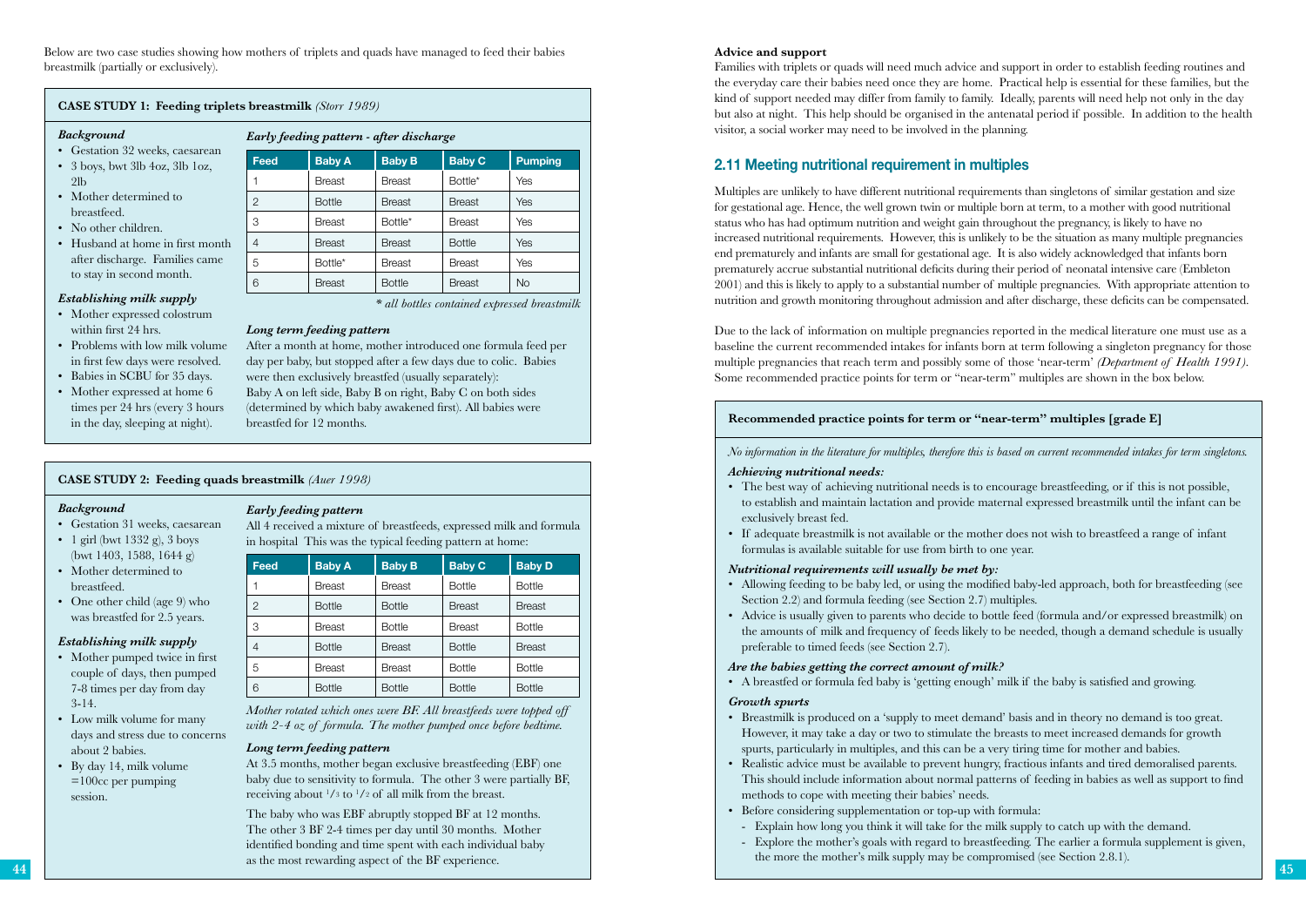Below are two case studies showing how mothers of triplets and quads have managed to feed their babies breastmilk (partially or exclusively).

**CASE STUDY 1: Feeding triplets breastmilk** *(Storr 1989)*

*Background*

- Gestation 32 weeks, caesarean
- 3 boys, bwt 3lb 4oz, 3lb 1oz, 2lb
- Mother determined to breastfeed.
- No other children.
- Husband at home in first month after discharge. Families came to stay in second month.

*Establishing milk supply*

- Mother expressed colostrum within first 24 hrs.
- Problems with low milk volume in first few days were resolved.
- Babies in SCBU for 35 days.
- Mother expressed at home 6 times per 24 hrs (every 3 hours in the day, sleeping at night).

*Early feeding pattern - after discharge*

| Feed | Baby A | Baby B | Baby C | Pumping |
|---|---|---|---|---|
| 1 | Breast | Breast | Bottle* | Yes |
| 2 | Bottle | Breast | Breast | Yes |
| 3 | Breast | Bottle* | Breast | Yes |
| 4 | Breast | Breast | Bottle | Yes |
| 5 | Bottle* | Breast | Breast | Yes |
| 6 | Breast | Bottle | Breast | No |

*\* all bottles contained expressed breastmilk*

*Long term feeding pattern*

After a month at home, mother introduced one formula feed per day per baby, but stopped after a few days due to colic. Babies were then exclusively breastfed (usually separately):
Baby A on left side, Baby B on right, Baby C on both sides (determined by which baby awakened first). All babies were breastfed for 12 months.

**CASE STUDY 2: Feeding quads breastmilk** *(Auer 1998)*

*Background*

- Gestation 31 weeks, caesarean
- 1 girl (bwt 1332 g), 3 boys (bwt 1403, 1588, 1644 g)
- Mother determined to breastfeed.
- One other child (age 9) who was breastfed for 2.5 years.

*Establishing milk supply*

- Mother pumped twice in first couple of days, then pumped 7-8 times per day from day 3-14.
- Low milk volume for many days and stress due to concerns about 2 babies.
- By day 14, milk volume =100cc per pumping session.

*Early feeding pattern*

All 4 received a mixture of breastfeeds, expressed milk and formula in hospital. This was the typical feeding pattern at home:

| Feed | Baby A | Baby B | Baby C | Baby D |
|---|---|---|---|---|
| 1 | Breast | Breast | Bottle | Bottle |
| 2 | Bottle | Bottle | Breast | Breast |
| 3 | Breast | Bottle | Breast | Bottle |
| 4 | Bottle | Breast | Bottle | Breast |
| 5 | Breast | Breast | Bottle | Bottle |
| 6 | Bottle | Bottle | Bottle | Bottle |

*Mother rotated which ones were BF. All breastfeeds were topped off with 2-4 oz of formula. The mother pumped once before bedtime.*

*Long term feeding pattern*

At 3.5 months, mother began exclusive breastfeeding (EBF) one baby due to sensitivity to formula. The other 3 were partially BF, receiving about 1/3 to 1/2 of all milk from the breast.

The baby who was EBF abruptly stopped BF at 12 months. The other 3 BF 2-4 times per day until 30 months. Mother identified bonding and time spent with each individual baby as the most rewarding aspect of the BF experience.

**Advice and support**

Families with triplets or quads will need much advice and support in order to establish feeding routines and the everyday care their babies need once they are home. Practical help is essential for these families, but the kind of support needed may differ from family to family. Ideally, parents will need help not only in the day but also at night. This help should be organised in the antenatal period if possible. In addition to the health visitor, a social worker may need to be involved in the planning.

## 2.11 Meeting nutritional requirement in multiples

Multiples are unlikely to have different nutritional requirements than singletons of similar gestation and size for gestational age. Hence, the well grown twin or multiple born at term, to a mother with good nutritional status who has had optimum nutrition and weight gain throughout the pregnancy, is likely to have no increased nutritional requirements. However, this is unlikely to be the situation as many multiple pregnancies end prematurely and infants are small for gestational age. It is also widely acknowledged that infants born prematurely accrue substantial nutritional deficits during their period of neonatal intensive care (Embleton 2001) and this is likely to apply to a substantial number of multiple pregnancies. With appropriate attention to nutrition and growth monitoring throughout admission and after discharge, these deficits can be compensated.

Due to the lack of information on multiple pregnancies reported in the medical literature one must use as a baseline the current recommended intakes for infants born at term following a singleton pregnancy for those multiple pregnancies that reach term and possibly some of those 'near-term' *(Department of Health 1991)*. Some recommended practice points for term or "near-term" multiples are shown in the box below.

**Recommended practice points for term or "near-term" multiples [grade E]**

*No information in the literature for multiples, therefore this is based on current recommended intakes for term singletons.*

*Achieving nutritional needs:*

- The best way of achieving nutritional needs is to encourage breastfeeding, or if this is not possible, to establish and maintain lactation and provide maternal expressed breastmilk until the infant can be exclusively breast fed.
- If adequate breastmilk is not available or the mother does not wish to breastfeed a range of infant formulas is available suitable for use from birth to one year.

*Nutritional requirements will usually be met by:*

- Allowing feeding to be baby led, or using the modified baby-led approach, both for breastfeeding (see Section 2.2) and formula feeding (see Section 2.7) multiples.
- Advice is usually given to parents who decide to bottle feed (formula and/or expressed breastmilk) on the amounts of milk and frequency of feeds likely to be needed, though a demand schedule is usually preferable to timed feeds (see Section 2.7).

*Are the babies getting the correct amount of milk?*

- A breastfed or formula fed baby is 'getting enough' milk if the baby is satisfied and growing.

*Growth spurts*

- Breastmilk is produced on a 'supply to meet demand' basis and in theory no demand is too great. However, it may take a day or two to stimulate the breasts to meet increased demands for growth spurts, particularly in multiples, and this can be a very tiring time for mother and babies.
- Realistic advice must be available to prevent hungry, fractious infants and tired demoralised parents. This should include information about normal patterns of feeding in babies as well as support to find methods to cope with meeting their babies' needs.
- Before considering supplementation or top-up with formula:
  - Explain how long you think it will take for the milk supply to catch up with the demand.
  - Explore the mother's goals with regard to breastfeeding. The earlier a formula supplement is given, the more the mother's milk supply may be compromised (see Section 2.8.1).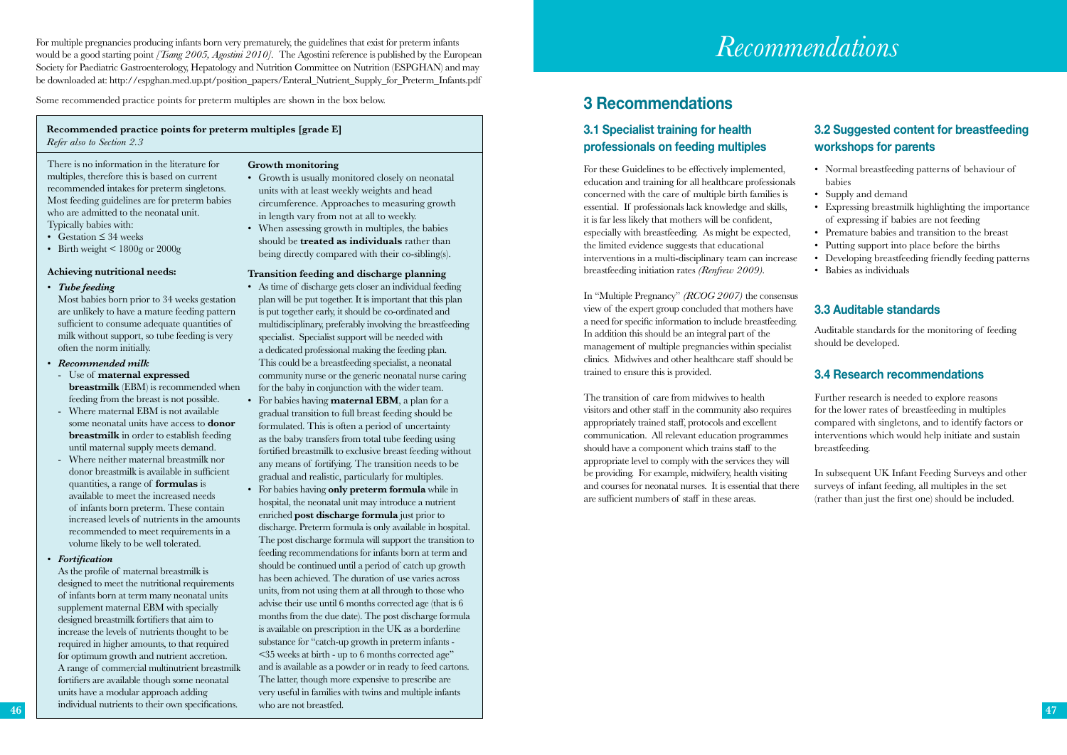For multiple pregnancies producing infants born very prematurely, the guidelines that exist for preterm infants would be a good starting point *[Tsang 2005, Agostini 2010]*. The Agostini reference is published by the European Society for Paediatric Gastroenterology, Hepatology and Nutrition Committee on Nutrition (ESPGHAN) and may be downloaded at: http://espghan.med.up.pt/position_papers/Enteral_Nutrient_Supply_for_Preterm_Infants.pdf

Some recommended practice points for preterm multiples are shown in the box below.

**Recommended practice points for preterm multiples [grade E]**
*Refer also to Section 2.3*

There is no information in the literature for multiples, therefore this is based on current recommended intakes for preterm singletons. Most feeding guidelines are for preterm babies who are admitted to the neonatal unit. Typically babies with:

- Gestation ≤ 34 weeks
- Birth weight < 1800g or 2000g

**Achieving nutritional needs:**

- ***Tube feeding***
  Most babies born prior to 34 weeks gestation are unlikely to have a mature feeding pattern sufficient to consume adequate quantities of milk without support, so tube feeding is very often the norm initially.
- ***Recommended milk***
  - Use of **maternal expressed breastmilk** (EBM) is recommended when feeding from the breast is not possible.
  - Where maternal EBM is not available some neonatal units have access to **donor breastmilk** in order to establish feeding until maternal supply meets demand.
  - Where neither maternal breastmilk nor donor breastmilk is available in sufficient quantities, a range of **formulas** is available to meet the increased needs of infants born preterm. These contain increased levels of nutrients in the amounts recommended to meet requirements in a volume likely to be well tolerated.
- ***Fortification***
  As the profile of maternal breastmilk is designed to meet the nutritional requirements of infants born at term many neonatal units supplement maternal EBM with specially designed breastmilk fortifiers that aim to increase the levels of nutrients thought to be required in higher amounts, to that required for optimum growth and nutrient accretion. A range of commercial multinutrient breastmilk fortifiers are available though some neonatal units have a modular approach adding individual nutrients to their own specifications.

**Growth monitoring**

- Growth is usually monitored closely on neonatal units with at least weekly weights and head circumference. Approaches to measuring growth in length vary from not at all to weekly.
- When assessing growth in multiples, the babies should be **treated as individuals** rather than being directly compared with their co-sibling(s).

**Transition feeding and discharge planning**

- As time of discharge gets closer an individual feeding plan will be put together. It is important that this plan is put together early, it should be co-ordinated and multidisciplinary, preferably involving the breastfeeding specialist. Specialist support will be needed with a dedicated professional making the feeding plan. This could be a breastfeeding specialist, a neonatal community nurse or the generic neonatal nurse caring for the baby in conjunction with the wider team.
- For babies having **maternal EBM**, a plan for a gradual transition to full breast feeding should be formulated. This is often a period of uncertainty as the baby transfers from total tube feeding using fortified breastmilk to exclusive breast feeding without any means of fortifying. The transition needs to be gradual and realistic, particularly for multiples.
- For babies having **only preterm formula** while in hospital, the neonatal unit may introduce a nutrient enriched **post discharge formula** just prior to discharge. Preterm formula is only available in hospital. The post discharge formula will support the transition to feeding recommendations for infants born at term and should be continued until a period of catch up growth has been achieved. The duration of use varies across units, from not using them at all through to those who advise their use until 6 months corrected age (that is 6 months from the due date). The post discharge formula is available on prescription in the UK as a borderline substance for "catch-up growth in preterm infants - <35 weeks at birth - up to 6 months corrected age" and is available as a powder or in ready to feed cartons. The latter, though more expensive to prescribe are very useful in families with twins and multiple infants who are not breastfed.

# Recommendations

## 3 Recommendations

### 3.1 Specialist training for health professionals on feeding multiples

For these Guidelines to be effectively implemented, education and training for all healthcare professionals concerned with the care of multiple birth families is essential. If professionals lack knowledge and skills, it is far less likely that mothers will be confident, especially with breastfeeding. As might be expected, the limited evidence suggests that educational interventions in a multi-disciplinary team can increase breastfeeding initiation rates *(Renfrew 2009)*.

In "Multiple Pregnancy" *(RCOG 2007)* the consensus view of the expert group concluded that mothers have a need for specific information to include breastfeeding. In addition this should be an integral part of the management of multiple pregnancies within specialist clinics. Midwives and other healthcare staff should be trained to ensure this is provided.

The transition of care from midwives to health visitors and other staff in the community also requires appropriately trained staff, protocols and excellent communication. All relevant education programmes should have a component which trains staff to the appropriate level to comply with the services they will be providing. For example, midwifery, health visiting and courses for neonatal nurses. It is essential that there are sufficient numbers of staff in these areas.

### 3.2 Suggested content for breastfeeding workshops for parents

- Normal breastfeeding patterns of behaviour of babies
- Supply and demand
- Expressing breastmilk highlighting the importance of expressing if babies are not feeding
- Premature babies and transition to the breast
- Putting support into place before the births
- Developing breastfeeding friendly feeding patterns
- Babies as individuals

### 3.3 Auditable standards

Auditable standards for the monitoring of feeding should be developed.

### 3.4 Research recommendations

Further research is needed to explore reasons for the lower rates of breastfeeding in multiples compared with singletons, and to identify factors or interventions which would help initiate and sustain breastfeeding.

In subsequent UK Infant Feeding Surveys and other surveys of infant feeding, all multiples in the set (rather than just the first one) should be included.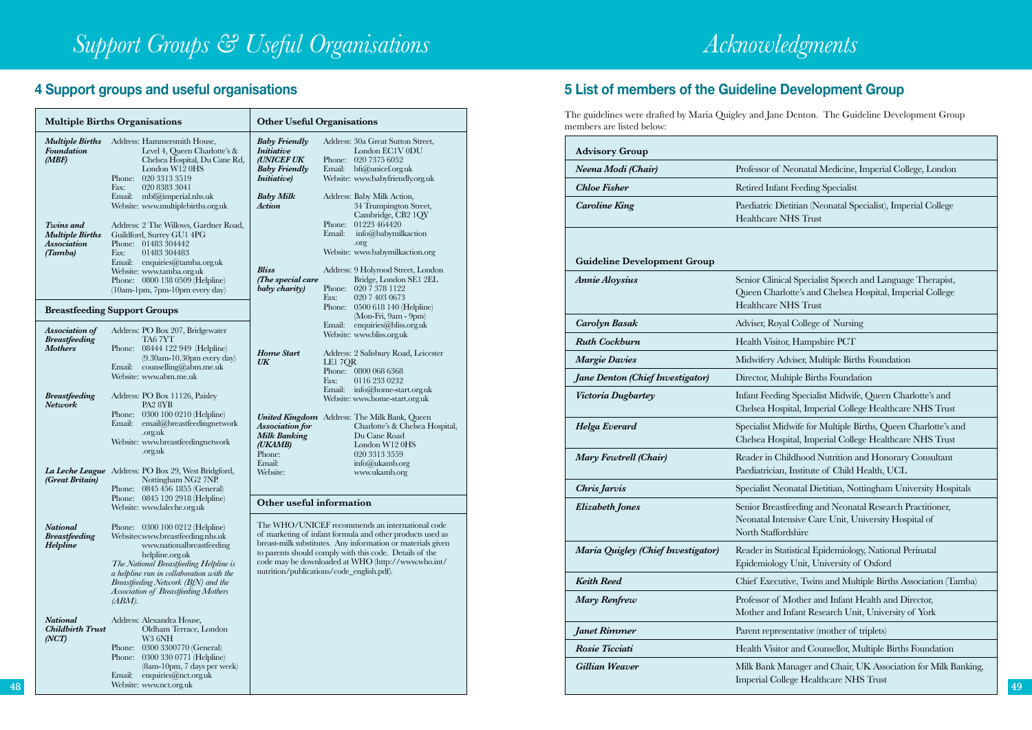# Support Groups & Useful Organisations

## 4 Support groups and useful organisations

### Multiple Births Organisations

**Multiple Births Foundation (MBF)**
Address: Hammersmith House, Level 4, Queen Charlotte's & Chelsea Hospital, Du Cane Rd, London W12 0HS
Phone: 020 3313 3519
Fax: 020 8383 3041
Email: mbf@imperial.nhs.uk
Website: www.multiplebirths.org.uk

**Twins and Multiple Births Association (Tamba)**
Address: 2 The Willows, Gardner Road, Guildford, Surrey GU1 4PG
Phone: 01483 304442
Fax: 01483 304483
Email: enquiries@tamba.org.uk
Website: www.tamba.org.uk
Phone: 0800 138 0509 (Helpline) (10am-1pm, 7pm-10pm every day)

### Breastfeeding Support Groups

**Association of Breastfeeding Mothers**
Address: PO Box 207, Bridgewater TA6 7YT
Phone: 08444 122 949 (Helpline) (9.30am-10.30pm every day)
Email: counselling@abm.me.uk
Website: www.abm.me.uk

**Breastfeeding Network**
Address: PO Box 11126, Paisley PA2 8YB
Phone: 0300 100 0210 (Helpline)
Email: email@breastfeedingnetwork.org.uk
Website: www.breastfeedingnetwork.org.uk

**La Leche League (Great Britain)**
Address: PO Box 29, West Bridgford, Nottingham NG2 7NP.
Phone: 0845 456 1855 (General)
Phone: 0845 120 2918 (Helpline)
Website: www.laleche.org.uk

**National Breastfeeding Helpline**
Phone: 0300 100 0212 (Helpline)
Websites: www.breastfeeding.nhs.uk www.nationalbreastfeedinghelpline.org.uk
*The National Breastfeeding Helpline is a helpline run in collaboration with the Breastfeeding Network (BfN) and the Association of Breastfeeding Mothers (ABM).*

**National Childbirth Trust (NCT)**
Address: Alexandra House, Oldham Terrace, London W3 6NH
Phone: 0300 3300770 (General)
Phone: 0300 330 0771 (Helpline) (8am-10pm, 7 days per week)
Email: enquiries@nct.org.uk
Website: www.nct.org.uk

### Other Useful Organisations

**Baby Friendly Initiative (UNICEF UK Baby Friendly Initiative)**
Address: 30a Great Sutton Street, London EC1V 0DU
Phone: 020 7375 6052
Email: bfi@unicef.org.uk
Website: www.babyfriendly.org.uk

**Baby Milk Action**
Address: Baby Milk Action, 34 Trumpington Street, Cambridge, CB2 1QY
Phone: 01223 464420
Email: info@babymilkaction.org
Website: www.babymilkaction.org

**Bliss (The special care baby charity)**
Address: 9 Holyrood Street, London Bridge, London SE1 2EL
Phone: 020 7 378 1122
Fax: 020 7 403 0673
Phone: 0500 618 140 (Helpline) (Mon-Fri, 9am - 9pm)
Email: enquiries@bliss.org.uk
Website: www.bliss.org.uk

**Home Start UK**
Address: 2 Salisbury Road, Leicester LE1 7QR
Phone: 0800 068 6368
Fax: 0116 233 0232
Email: info@home-start.org.uk
Website: www.home-start.org.uk

**United Kingdom Association for Milk Banking (UKAMB)**
Address: The Milk Bank, Queen Charlotte's & Chelsea Hospital, Du Cane Road London W12 0HS
Phone: 020 3313 3559
Email: info@ukamb.org
Website: www.ukamb.org

### Other useful information

The WHO/UNICEF recommends an international code of marketing of infant formula and other products used as breast-milk substitutes. Any information or materials given to parents should comply with this code. Details of the code may be downloaded at WHO (http://www.who.int/nutrition/publications/code_english.pdf).

# Acknowledgments

## 5 List of members of the Guideline Development Group

The guidelines were drafted by Maria Quigley and Jane Denton. The Guideline Development Group members are listed below:

| **Advisory Group** | |
|---|---|
| *Neena Modi (Chair)* | Professor of Neonatal Medicine, Imperial College, London |
| *Chloe Fisher* | Retired Infant Feeding Specialist |
| *Caroline King* | Paediatric Dietitian (Neonatal Specialist), Imperial College Healthcare NHS Trust |
| **Guideline Development Group** | |
| *Annie Aloysius* | Senior Clinical Specialist Speech and Language Therapist, Queen Charlotte's and Chelsea Hospital, Imperial College Healthcare NHS Trust |
| *Carolyn Basak* | Adviser, Royal College of Nursing |
| *Ruth Cockburn* | Health Visitor, Hampshire PCT |
| *Margie Davies* | Midwifery Adviser, Multiple Births Foundation |
| *Jane Denton (Chief Investigator)* | Director, Multiple Births Foundation |
| *Victoria Dugbartey* | Infant Feeding Specialist Midwife, Queen Charlotte's and Chelsea Hospital, Imperial College Healthcare NHS Trust |
| *Helga Everard* | Specialist Midwife for Multiple Births, Queen Charlotte's and Chelsea Hospital, Imperial College Healthcare NHS Trust |
| *Mary Fewtrell (Chair)* | Reader in Childhood Nutrition and Honorary Consultant Paediatrician, Institute of Child Health, UCL |
| *Chris Jarvis* | Specialist Neonatal Dietitian, Nottingham University Hospitals |
| *Elizabeth Jones* | Senior Breastfeeding and Neonatal Research Practitioner, Neonatal Intensive Care Unit, University Hospital of North Staffordshire |
| *Maria Quigley (Chief Investigator)* | Reader in Statistical Epidemiology, National Perinatal Epidemiology Unit, University of Oxford |
| *Keith Reed* | Chief Executive, Twins and Multiple Births Association (Tamba) |
| *Mary Renfrew* | Professor of Mother and Infant Health and Director, Mother and Infant Research Unit, University of York |
| *Janet Rimmer* | Parent representative (mother of triplets) |
| *Rosie Ticciati* | Health Visitor and Counsellor, Multiple Births Foundation |
| *Gillian Weaver* | Milk Bank Manager and Chair, UK Association for Milk Banking, Imperial College Healthcare NHS Trust |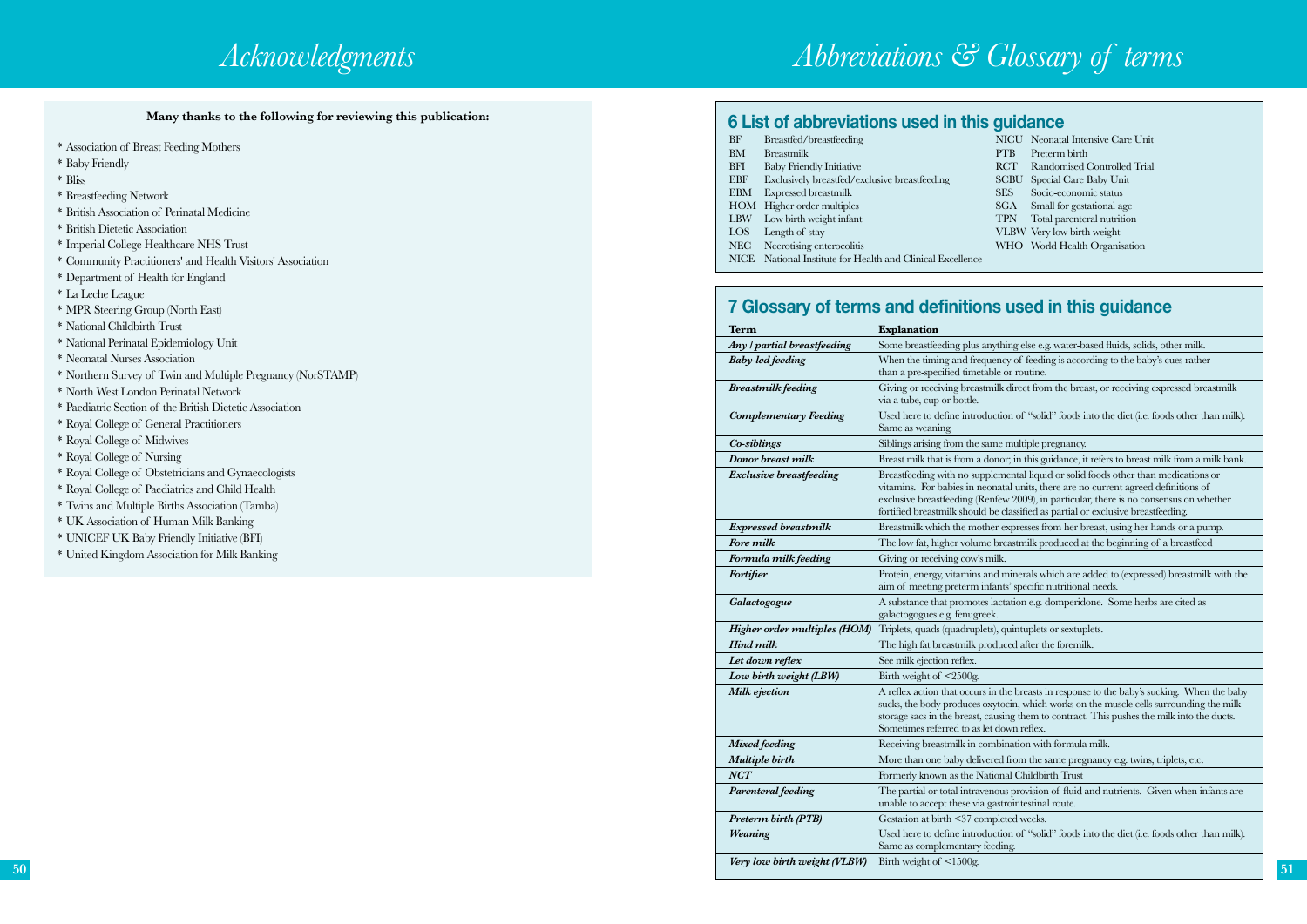# Acknowledgments

**Many thanks to the following for reviewing this publication:**

- Association of Breast Feeding Mothers
- Baby Friendly
- Bliss
- Breastfeeding Network
- British Association of Perinatal Medicine
- British Dietetic Association
- Imperial College Healthcare NHS Trust
- Community Practitioners' and Health Visitors' Association
- Department of Health for England
- La Leche League
- MPR Steering Group (North East)
- National Childbirth Trust
- National Perinatal Epidemiology Unit
- Neonatal Nurses Association
- Northern Survey of Twin and Multiple Pregnancy (NorSTAMP)
- North West London Perinatal Network
- Paediatric Section of the British Dietetic Association
- Royal College of General Practitioners
- Royal College of Midwives
- Royal College of Nursing
- Royal College of Obstetricians and Gynaecologists
- Royal College of Paediatrics and Child Health
- Twins and Multiple Births Association (Tamba)
- UK Association of Human Milk Banking
- UNICEF UK Baby Friendly Initiative (BFI)
- United Kingdom Association for Milk Banking

# Abbreviations & Glossary of terms

## 6 List of abbreviations used in this guidance

| | |
|---|---|
| BF | Breastfed/breastfeeding |
| BM | Breastmilk |
| BFI | Baby Friendly Initiative |
| EBF | Exclusively breastfed/exclusive breastfeeding |
| EBM | Expressed breastmilk |
| HOM | Higher order multiples |
| LBW | Low birth weight infant |
| LOS | Length of stay |
| NEC | Necrotising enterocolitis |
| NICE | National Institute for Health and Clinical Excellence |
| NICU | Neonatal Intensive Care Unit |
| PTB | Preterm birth |
| RCT | Randomised Controlled Trial |
| SCBU | Special Care Baby Unit |
| SES | Socio-economic status |
| SGA | Small for gestational age |
| TPN | Total parenteral nutrition |
| VLBW | Very low birth weight |
| WHO | World Health Organisation |

## 7 Glossary of terms and definitions used in this guidance

| Term | Explanation |
|---|---|
| ***Any / partial breastfeeding*** | Some breastfeeding plus anything else e.g. water-based fluids, solids, other milk. |
| ***Baby-led feeding*** | When the timing and frequency of feeding is according to the baby's cues rather than a pre-specified timetable or routine. |
| ***Breastmilk feeding*** | Giving or receiving breastmilk direct from the breast, or receiving expressed breastmilk via a tube, cup or bottle. |
| ***Complementary Feeding*** | Used here to define introduction of "solid" foods into the diet (i.e. foods other than milk). Same as weaning. |
| ***Co-siblings*** | Siblings arising from the same multiple pregnancy. |
| ***Donor breast milk*** | Breast milk that is from a donor; in this guidance, it refers to breast milk from a milk bank. |
| ***Exclusive breastfeeding*** | Breastfeeding with no supplemental liquid or solid foods other than medications or vitamins. For babies in neonatal units, there are no current agreed definitions of exclusive breastfeeding (Renfew 2009), in particular, there is no consensus on whether fortified breastmilk should be classified as partial or exclusive breastfeeding. |
| ***Expressed breastmilk*** | Breastmilk which the mother expresses from her breast, using her hands or a pump. |
| ***Fore milk*** | The low fat, higher volume breastmilk produced at the beginning of a breastfeed |
| ***Formula milk feeding*** | Giving or receiving cow's milk. |
| ***Fortifier*** | Protein, energy, vitamins and minerals which are added to (expressed) breastmilk with the aim of meeting preterm infants' specific nutritional needs. |
| ***Galactogogue*** | A substance that promotes lactation e.g. domperidone. Some herbs are cited as galactogogues e.g. fenugreek. |
| ***Higher order multiples (HOM)*** | Triplets, quads (quadruplets), quintuplets or sextuplets. |
| ***Hind milk*** | The high fat breastmilk produced after the foremilk. |
| ***Let down reflex*** | See milk ejection reflex. |
| ***Low birth weight (LBW)*** | Birth weight of <2500g. |
| ***Milk ejection*** | A reflex action that occurs in the breasts in response to the baby's sucking. When the baby sucks, the body produces oxytocin, which works on the muscle cells surrounding the milk storage sacs in the breast, causing them to contract. This pushes the milk into the ducts. Sometimes referred to as let down reflex. |
| ***Mixed feeding*** | Receiving breastmilk in combination with formula milk. |
| ***Multiple birth*** | More than one baby delivered from the same pregnancy e.g. twins, triplets, etc. |
| ***NCT*** | Formerly known as the National Childbirth Trust |
| ***Parenteral feeding*** | The partial or total intravenous provision of fluid and nutrients. Given when infants are unable to accept these via gastrointestinal route. |
| ***Preterm birth (PTB)*** | Gestation at birth <37 completed weeks. |
| ***Weaning*** | Used here to define introduction of "solid" foods into the diet (i.e. foods other than milk). Same as complementary feeding. |
| ***Very low birth weight (VLBW)*** | Birth weight of <1500g. |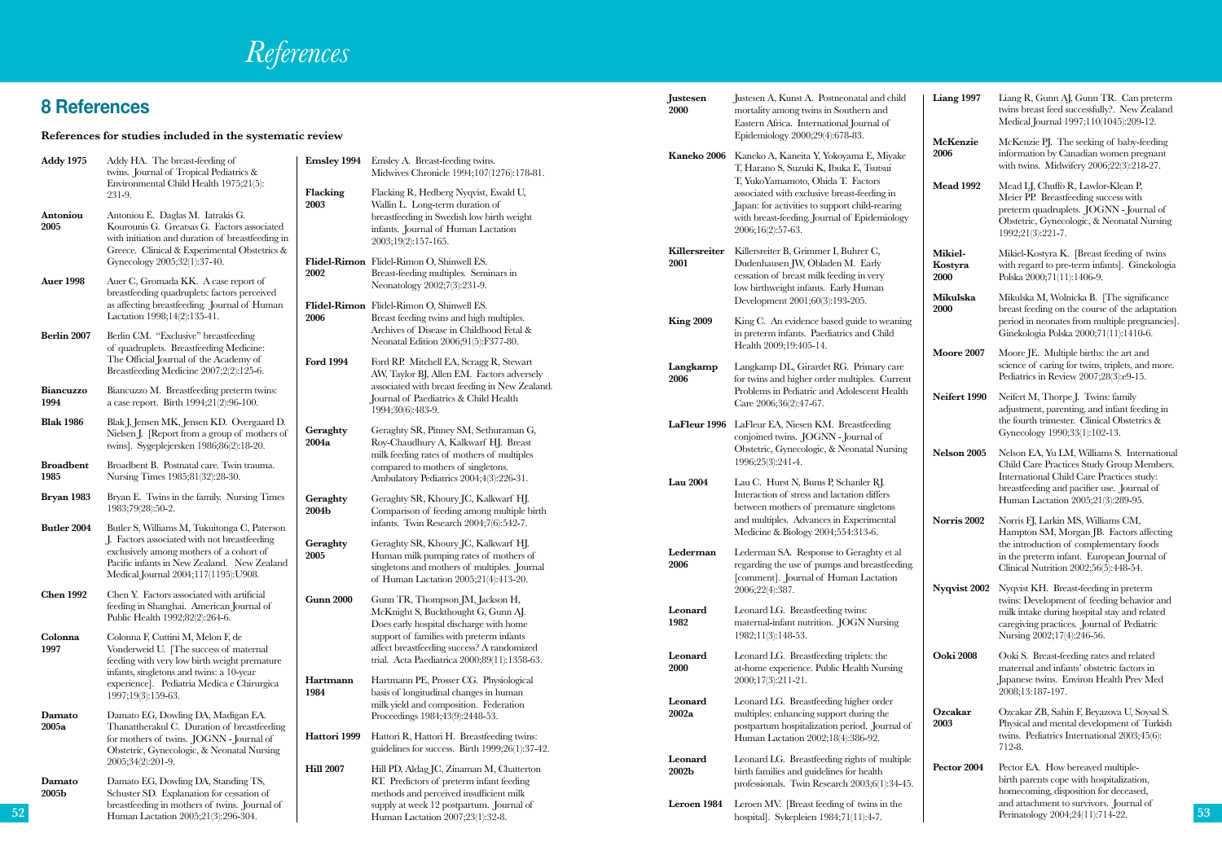# References

## 8 References

### References for studies included in the systematic review

**Addy 1975** Addy HA. The breast-feeding of twins. Journal of Tropical Pediatrics & Environmental Child Health 1975;21(5):231-9.

**Antoniou 2005** Antoniou E. Daglas M. Iatrakis G. Kourounis G. Greatsas G. Factors associated with initiation and duration of breastfeeding in Greece. Clinical & Experimental Obstetrics & Gynecology 2005;32(1):37-40.

**Auer 1998** Auer C, Gromada KK. A case report of breastfeeding quadruplets: factors perceived as affecting breastfeeding. Journal of Human Lactation 1998;14(2):135-41.

**Berlin 2007** Berlin CM. "Exclusive" breastfeeding of quadruplets. Breastfeeding Medicine: The Official Journal of the Academy of Breastfeeding Medicine 2007;2(2):125-6.

**Biancuzzo 1994** Biancuzzo M. Breastfeeding preterm twins: a case report. Birth 1994;21(2):96-100.

**Blak 1986** Blak J, Jensen MK, Jensen KD. Overgaard D. Nielsen J. [Report from a group of mothers of twins]. Sygeplejersken 1986;86(2):18-20.

**Broadbent 1985** Broadbent B. Postnatal care. Twin trauma. Nursing Times 1985;81(32):28-30.

**Bryan 1983** Bryan E. Twins in the family. Nursing Times 1983;79(28):50-2.

**Butler 2004** Butler S, Williams M, Tukuitonga C, Paterson J. Factors associated with not breastfeeding exclusively among mothers of a cohort of Pacific infants in New Zealand. New Zealand Medical Journal 2004;117(1195):U908.

**Chen 1992** Chen Y. Factors associated with artificial feeding in Shanghai. American Journal of Public Health 1992;82(2):264-6.

**Colonna 1997** Colonna F, Cuttini M, Melon F, de Vonderweid U. [The success of maternal feeding with very low birth weight premature infants, singletons and twins: a 10-year experience]. Pediatria Medica e Chirurgica 1997;19(3):159-63.

**Damato 2005a** Damato EG, Dowling DA, Madigan EA. Thanattherakul C. Duration of breastfeeding for mothers of twins. JOGNN - Journal of Obstetric, Gynecologic, & Neonatal Nursing 2005;34(2):201-9.

**Damato 2005b** Damato EG, Dowling DA, Standing TS, Schuster SD. Explanation for cessation of breastfeeding in mothers of twins. Journal of Human Lactation 2005;21(3):296-304.

**Emsley 1994** Emsley A. Breast-feeding twins. Midwives Chronicle 1994;107(1276):178-81.

**Flacking 2003** Flacking R, Hedberg Nyqvist, Ewald U, Wallin L. Long-term duration of breastfeeding in Swedish low birth weight infants. Journal of Human Lactation 2003;19(2):157-165.

**Flidel-Rimon 2002** Flidel-Rimon O, Shinwell ES. Breast-feeding multiples. Seminars in Neonatology 2002;7(3):231-9.

**Flidel-Rimon 2006** Flidel-Rimon O, Shinwell ES. Breast feeding twins and high multiples. Archives of Disease in Childhood Fetal & Neonatal Edition 2006;91(5):F377-80.

**Ford 1994** Ford RP. Mitchell EA, Scragg R, Stewart AW, Taylor BJ, Allen EM. Factors adversely associated with breast feeding in New Zealand. Journal of Paediatrics & Child Health 1994;30(6):483-9.

**Geraghty 2004a** Geraghty SR, Pinney SM, Sethuraman G, Roy-Chaudhury A, Kalkwarf HJ. Breast milk feeding rates of mothers of multiples compared to mothers of singletons. Ambulatory Pediatrics 2004;4(3):226-31.

**Geraghty 2004b** Geraghty SR, Khoury JC, Kalkwarf HJ. Comparison of feeding among multiple birth infants. Twin Research 2004;7(6):542-7.

**Geraghty 2005** Geraghty SR, Khoury JC, Kalkwarf HJ. Human milk pumping rates of mothers of singletons and mothers of multiples. Journal of Human Lactation 2005;21(4):413-20.

**Gunn 2000** Gunn TR, Thompson JM, Jackson H, McKnight S, Buckthought G, Gunn AJ. Does early hospital discharge with home support of families with preterm infants affect breastfeeding success? A randomized trial. Acta Paediatrica 2000;89(11):1358-63.

**Hartmann 1984** Hartmann PE, Prosser CG. Physiological basis of longitudinal changes in human milk yield and composition. Federation Proceedings 1984;43(9):2448-53.

**Hattori 1999** Hattori R, Hattori H. Breastfeeding twins: guidelines for success. Birth 1999;26(1):37-42.

**Hill 2007** Hill PD, Aldag JC, Zinaman M, Chatterton RT. Predictors of preterm infant feeding methods and perceived insufficient milk supply at week 12 postpartum. Journal of Human Lactation 2007;23(1):32-8.

**Justesen 2000** Justesen A, Kunst A. Postneonatal and child mortality among twins in Southern and Eastern Africa. International Journal of Epidemiology 2000;29(4):678-83.

**Kaneko 2006** Kaneko A, Kaneita Y, Yokoyama E, Miyake T, Harano S, Suzuki K, Ibuka E, Tsutsui T, YukoYamamoto, Ohida T. Factors associated with exclusive breast-feeding in Japan: for activities to support child-rearing with breast-feeding. Journal of Epidemiology 2006;16(2):57-63.

**Killersreiter 2001** Killersreiter B, Grimmer I, Buhrer C, Dudenhausen JW, Obladen M. Early cessation of breast milk feeding in very low birthweight infants. Early Human Development 2001;60(3):193-205.

**King 2009** King C. An evidence based guide to weaning in preterm infants. Paediatrics and Child Health 2009;19:405-14.

**Langkamp 2006** Langkamp DL, Girardet RG. Primary care for twins and higher order multiples. Current Problems in Pediatric and Adolescent Health Care 2006;36(2):47-67.

**LaFleur 1996** LaFleur EA, Niesen KM. Breastfeeding conjoined twins. JOGNN - Journal of Obstetric, Gynecologic, & Neonatal Nursing 1996;25(3):241-4.

**Lau 2004** Lau C. Hurst N, Burns P, Schanler RJ. Interaction of stress and lactation differs between mothers of premature singletons and multiples. Advances in Experimental Medicine & Biology 2004;554:313-6.

**Lederman 2006** Lederman SA. Response to Geraghty et al regarding the use of pumps and breastfeeding. [comment]. Journal of Human Lactation 2006;22(4):387.

**Leonard 1982** Leonard LG. Breastfeeding twins: maternal-infant nutrition. JOGN Nursing 1982;11(3):148-53.

**Leonard 2000** Leonard LG. Breastfeeding triplets: the at-home experience. Public Health Nursing 2000;17(3):211-21.

**Leonard 2002a** Leonard LG. Breastfeeding higher order multiples: enhancing support during the postpartum hospitalization period. Journal of Human Lactation 2002;18(4):386-92.

**Leonard 2002b** Leonard LG. Breastfeeding rights of multiple birth families and guidelines for health professionals. Twin Research 2003;6(1):34-45.

**Leroen 1984** Leroen MV. [Breast feeding of twins in the hospital]. Sykepleien 1984;71(11):4-7.

**Liang 1997** Liang R, Gunn AJ, Gunn TR. Can preterm twins breast feed successfully?. New Zealand Medical Journal 1997;110(1045):209-12.

**McKenzie 2006** McKenzie PJ. The seeking of baby-feeding information by Canadian women pregnant with twins. Midwifery 2006;22(3):218-27.

**Mead 1992** Mead LJ, Chuffo R, Lawlor-Klean P, Meier PP. Breastfeeding success with preterm quadruplets. JOGNN - Journal of Obstetric, Gynecologic, & Neonatal Nursing 1992;21(3):221-7.

**Mikiel-Kostyra 2000** Mikiel-Kostyra K. [Breast feeding of twins with regard to pre-term infants]. Ginekologia Polska 2000;71(11):1406-9.

**Mikulska 2000** Mikulska M, Wolnicka B. [The significance breast feeding on the course of the adaptation period in neonates from multiple pregnancies]. Ginekologia Polska 2000;71(11):1410-6.

**Moore 2007** Moore JE. Multiple births: the art and science of caring for twins, triplets, and more. Pediatrics in Review 2007;28(3):e9-15.

**Neifert 1990** Neifert M, Thorpe J. Twins: family adjustment, parenting, and infant feeding in the fourth trimester. Clinical Obstetrics & Gynecology 1990;33(1):102-13.

**Nelson 2005** Nelson EA, Yu LM, Williams S. International Child Care Practices Study Group Members. International Child Care Practices study: breastfeeding and pacifier use. Journal of Human Lactation 2005;21(3):289-95.

**Norris 2002** Norris FJ, Larkin MS, Williams CM, Hampton SM, Morgan JB. Factors affecting the introduction of complementary foods in the preterm infant. European Journal of Clinical Nutrition 2002;56(5):448-54.

**Nyqvist 2002** Nyqvist KH. Breast-feeding in preterm twins: Development of feeding behavior and milk intake during hospital stay and related caregiving practices. Journal of Pediatric Nursing 2002;17(4):246-56.

**Ooki 2008** Ooki S. Breast-feeding rates and related maternal and infants' obstetric factors in Japanese twins. Environ Health Prev Med 2008;13:187-197.

**Ozcakar 2003** Ozcakar ZB, Sahin F, Beyazova U, Soysal S. Physical and mental development of Turkish twins. Pediatrics International 2003;45(6):712-8.

**Pector 2004** Pector EA. How bereaved multiple-birth parents cope with hospitalization, homecoming, disposition for deceased, and attachment to survivors. Journal of Perinatology 2004;24(11):714-22.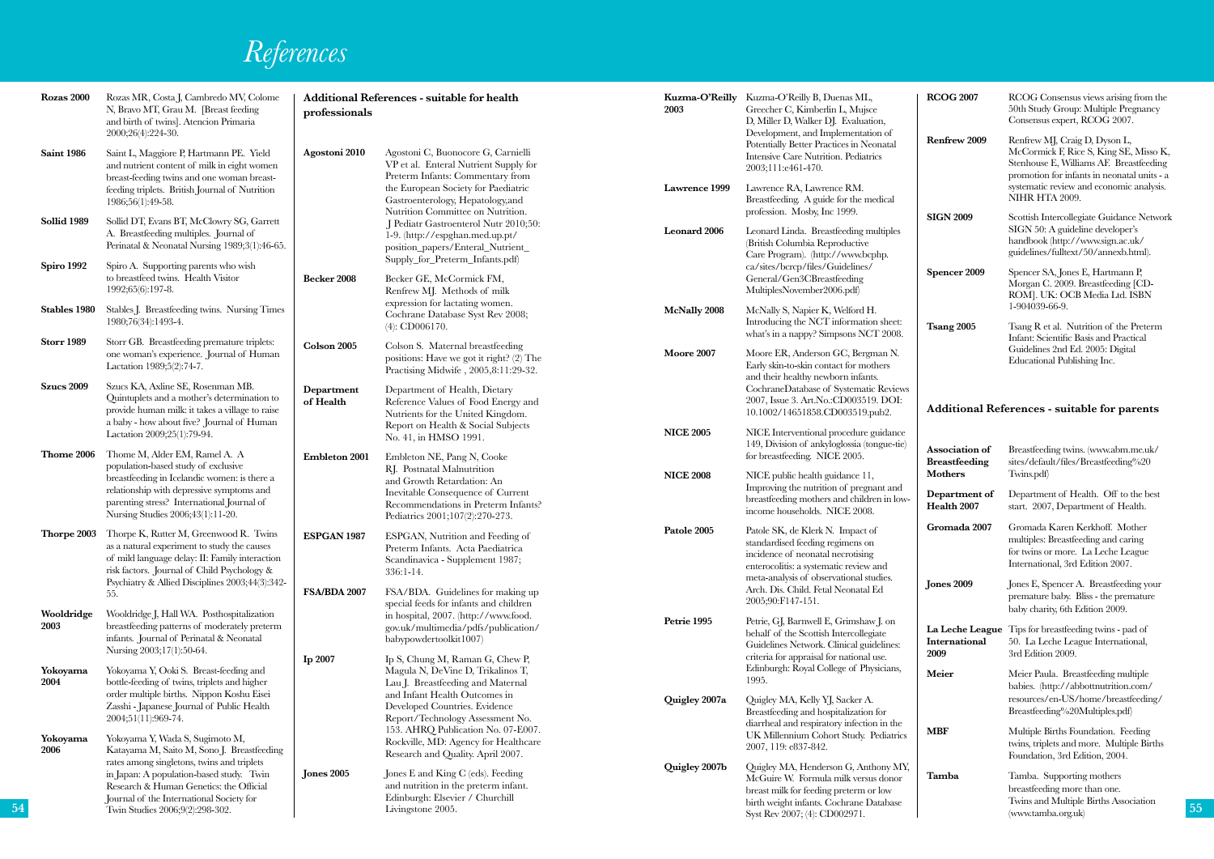# References

**Rozas 2000** Rozas MR, Costa J, Cambredo MV, Colome N, Bravo MT, Grau M. [Breast feeding and birth of twins]. Atencion Primaria 2000;26(4):224-30.

**Saint 1986** Saint L, Maggiore P, Hartmann PE. Yield and nutrient content of milk in eight women breast-feeding twins and one woman breast-feeding triplets. British Journal of Nutrition 1986;56(1):49-58.

**Sollid 1989** Sollid DT, Evans BT, McClowry SG, Garrett A. Breastfeeding multiples. Journal of Perinatal & Neonatal Nursing 1989;3(1):46-65.

**Spiro 1992** Spiro A. Supporting parents who wish to breastfeed twins. Health Visitor 1992;65(6):197-8.

**Stables 1980** Stables J. Breastfeeding twins. Nursing Times 1980;76(34):1493-4.

**Storr 1989** Storr GB. Breastfeeding premature triplets: one woman's experience. Journal of Human Lactation 1989;5(2):74-7.

**Szucs 2009** Szucs KA, Axline SE, Rosenman MB. Quintuplets and a mother's determination to provide human milk: it takes a village to raise a baby - how about five? Journal of Human Lactation 2009;25(1):79-94.

**Thome 2006** Thome M, Alder EM, Ramel A. A population-based study of exclusive breastfeeding in Icelandic women: is there a relationship with depressive symptoms and parenting stress? International Journal of Nursing Studies 2006;43(1):11-20.

**Thorpe 2003** Thorpe K, Rutter M, Greenwood R. Twins as a natural experiment to study the causes of mild language delay: II: Family interaction risk factors. Journal of Child Psychology & Psychiatry & Allied Disciplines 2003;44(3):342-55.

**Wooldridge 2003** Wooldridge J, Hall WA. Posthospitalization breastfeeding patterns of moderately preterm infants. Journal of Perinatal & Neonatal Nursing 2003;17(1):50-64.

**Yokoyama 2004** Yokoyama Y, Ooki S. Breast-feeding and bottle-feeding of twins, triplets and higher order multiple births. Nippon Koshu Eisei Zasshi - Japanese Journal of Public Health 2004;51(11):969-74.

**Yokoyama 2006** Yokoyama Y, Wada S, Sugimoto M, Katayama M, Saito M, Sono J. Breastfeeding rates among singletons, twins and triplets in Japan: A population-based study. Twin Research & Human Genetics: the Official Journal of the International Society for Twin Studies 2006;9(2):298-302.

## Additional References - suitable for health professionals

**Agostoni 2010** Agostoni C, Buonocore G, Carnielli VP et al. Enteral Nutrient Supply for Preterm Infants: Commentary from the European Society for Paediatric Gastroenterology, Hepatology,and Nutrition Committee on Nutrition. J Pediatr Gastroenterol Nutr 2010;50: 1-9. (http://espghan.med.up.pt/position_papers/Enteral_Nutrient_Supply_for_Preterm_Infants.pdf)

**Becker 2008** Becker GE, McCormick FM, Renfrew MJ. Methods of milk expression for lactating women. Cochrane Database Syst Rev 2008; (4): CD006170.

**Colson 2005** Colson S. Maternal breastfeeding positions: Have we got it right? (2) The Practising Midwife , 2005,8:11:29-32.

**Department of Health** Department of Health, Dietary Reference Values of Food Energy and Nutrients for the United Kingdom. Report on Health & Social Subjects No. 41, in HMSO 1991.

**Embleton 2001** Embleton NE, Pang N, Cooke RJ. Postnatal Malnutrition and Growth Retardation: An Inevitable Consequence of Current Recommendations in Preterm Infants? Pediatrics 2001;107(2):270-273.

**ESPGAN 1987** ESPGAN, Nutrition and Feeding of Preterm Infants. Acta Paediatrica Scandinavica - Supplement 1987; 336:1-14.

**FSA/BDA 2007** FSA/BDA. Guidelines for making up special feeds for infants and children in hospital, 2007. (http://www.food.gov.uk/multimedia/pdfs/publication/babypowdertoolkit1007)

**Ip 2007** Ip S, Chung M, Raman G, Chew P, Magula N, DeVine D, Trikalinos T, Lau J. Breastfeeding and Maternal and Infant Health Outcomes in Developed Countries. Evidence Report/Technology Assessment No. 153. AHRQ Publication No. 07-E007. Rockville, MD: Agency for Healthcare Research and Quality. April 2007.

**Jones 2005** Jones E and King C (eds). Feeding and nutrition in the preterm infant. Edinburgh: Elsevier / Churchill Livingstone 2005.

**Kuzma-O'Reilly 2003** Kuzma-O'Reilly B, Duenas ML, Greecher C, Kimberlin L, Mujsce D, Miller D, Walker DJ. Evaluation, Development, and Implementation of Potentially Better Practices in Neonatal Intensive Care Nutrition. Pediatrics 2003;111:e461-470.

**Lawrence 1999** Lawrence RA, Lawrence RM. Breastfeeding. A guide for the medical profession. Mosby, Inc 1999.

**Leonard 2006** Leonard Linda. Breastfeeding multiples (British Columbia Reproductive Care Program). (http://www.bcphp.ca/sites/bcrcp/files/Guidelines/General/Gen3CBreastfeeding MultiplesNovember2006.pdf)

**McNally 2008** McNally S, Napier K, Welford H. Introducing the NCT information sheet: what's in a nappy? Simpsons NCT 2008.

**Moore 2007** Moore ER, Anderson GC, Bergman N. Early skin-to-skin contact for mothers and their healthy newborn infants. CochraneDatabase of Systematic Reviews 2007, Issue 3. Art.No.:CD003519. DOI: 10.1002/14651858.CD003519.pub2.

**NICE 2005** NICE Interventional procedure guidance 149, Division of ankyloglossia (tongue-tie) for breastfeeding. NICE 2005.

**NICE 2008** NICE public health guidance 11, Improving the nutrition of pregnant and breastfeeding mothers and children in low-income households. NICE 2008.

**Patole 2005** Patole SK, de Klerk N. Impact of standardised feeding regimens on incidence of neonatal necrotising enterocolitis: a systematic review and meta-analysis of observational studies. Arch. Dis. Child. Fetal Neonatal Ed 2005;90:F147-151.

**Petrie 1995** Petrie, GJ, Barnwell E, Grimshaw J. on behalf of the Scottish Intercollegiate Guidelines Network. Clinical guidelines: criteria for appraisal for national use. Edinburgh: Royal College of Physicians, 1995.

**Quigley 2007a** Quigley MA, Kelly YJ, Sacker A. Breastfeeding and hospitalization for diarrheal and respiratory infection in the UK Millennium Cohort Study. Pediatrics 2007, 119: e837-842.

**Quigley 2007b** Quigley MA, Henderson G, Anthony MY, McGuire W. Formula milk versus donor breast milk for feeding preterm or low birth weight infants. Cochrane Database Syst Rev 2007; (4): CD002971.

**RCOG 2007** RCOG Consensus views arising from the 50th Study Group: Multiple Pregnancy Consensus expert, RCOG 2007.

**Renfrew 2009** Renfrew MJ, Craig D, Dyson L, McCormick F, Rice S, King SE, Misso K, Stenhouse E, Williams AF. Breastfeeding promotion for infants in neonatal units - a systematic review and economic analysis. NIHR HTA 2009.

**SIGN 2009** Scottish Intercollegiate Guidance Network SIGN 50: A guideline developer's handbook (http://www.sign.ac.uk/guidelines/fulltext/50/annexb.html).

**Spencer 2009** Spencer SA, Jones E, Hartmann P, Morgan C. 2009. Breastfeeding [CD-ROM]. UK: OCB Media Ltd. ISBN 1-904039-66-9.

**Tsang 2005** Tsang R et al. Nutrition of the Preterm Infant: Scientific Basis and Practical Guidelines 2nd Ed. 2005: Digital Educational Publishing Inc.

## Additional References - suitable for parents

**Association of Breastfeeding Mothers** Breastfeeding twins. (www.abm.me.uk/sites/default/files/Breastfeeding%20Twins.pdf)

**Department of Health 2007** Department of Health. Off to the best start. 2007, Department of Health.

**Gromada 2007** Gromada Karen Kerkhoff. Mother multiples: Breastfeeding and caring for twins or more. La Leche League International, 3rd Edition 2007.

**Jones 2009** Jones E, Spencer A. Breastfeeding your premature baby. Bliss - the premature baby charity, 6th Edition 2009.

**La Leche League International 2009** Tips for breastfeeding twins - pad of 50. La Leche League International, 3rd Edition 2009.

**Meier** Meier Paula. Breastfeeding multiple babies. (http://abbottnutrition.com/resources/en-US/home/breastfeeding/Breastfeeding%20Multiples.pdf)

**MBF** Multiple Births Foundation. Feeding twins, triplets and more. Multiple Births Foundation, 3rd Edition, 2004.

**Tamba** Tamba. Supporting mothers breastfeeding more than one. Twins and Multiple Births Association (www.tamba.org.uk)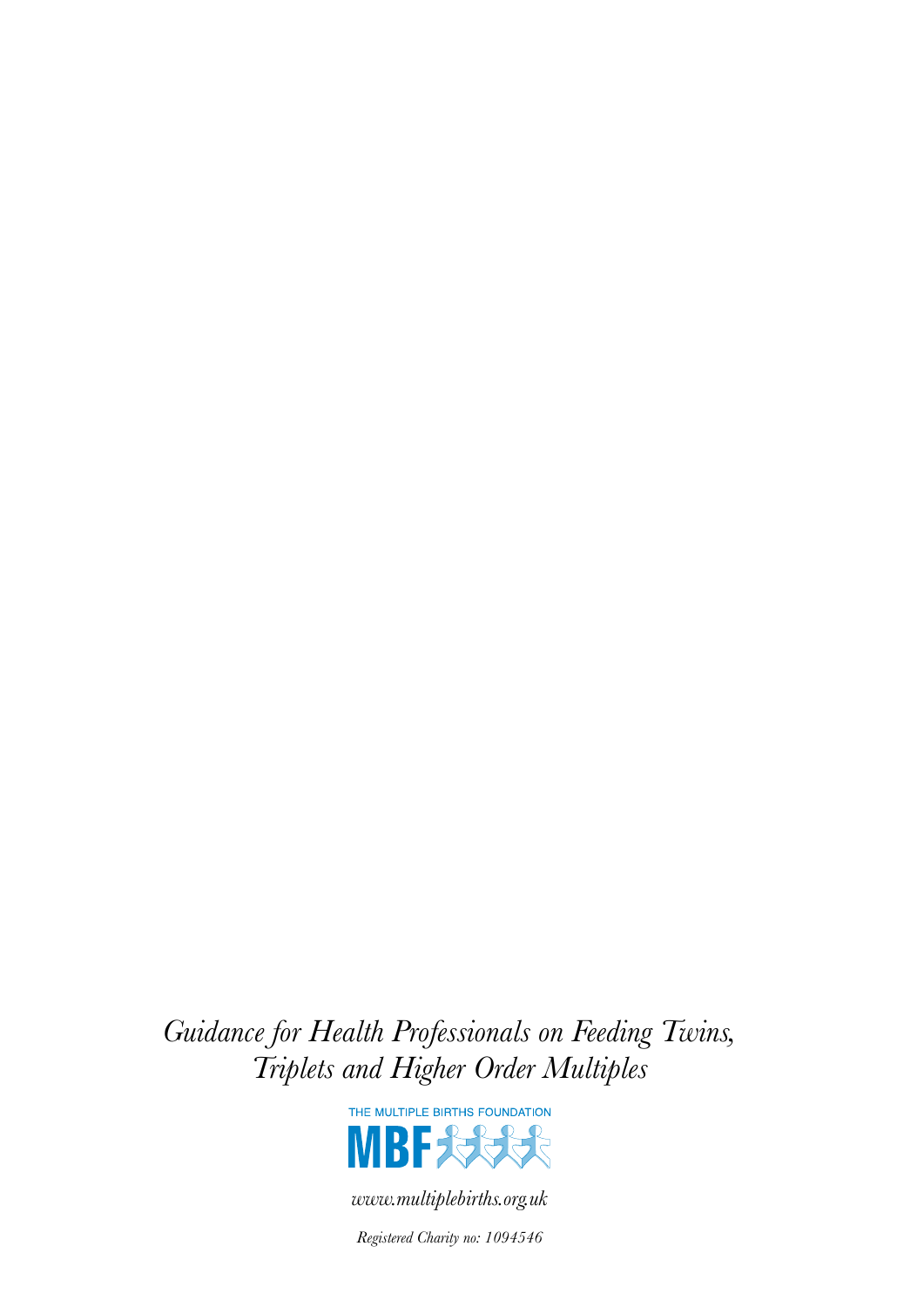*Guidance for Health Professionals on Feeding Twins, Triplets and Higher Order Multiples*

THE MULTIPLE BIRTHS FOUNDATION

MBF

*www.multiplebirths.org.uk*

*Registered Charity no: 1094546*